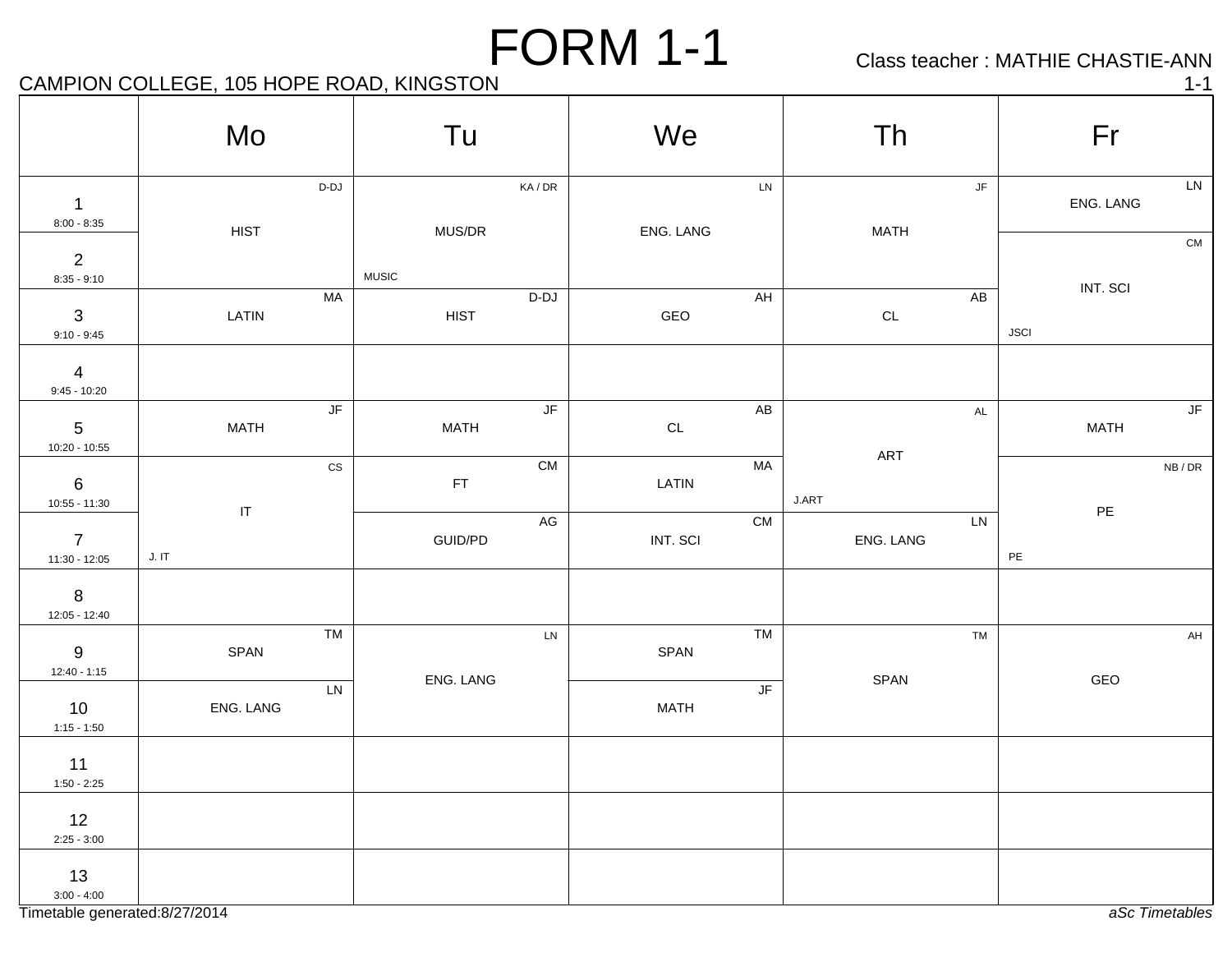# FORM 1-1

Class teacher : MATHIE CHASTIE-ANN

CAMPION COLLEGE, 105 HOPE ROAD, KINGSTON

1-1

| | Mo | Tu | We | Th | Fr |
|---|---|---|---|---|---|
| 1 8:00 - 8:35 | D-DJ HIST | KA / DR MUS/DR MUSIC | LN ENG. LANG | JF MATH | LN ENG. LANG |
| 2 8:35 - 9:10 | D-DJ HIST | KA / DR MUS/DR MUSIC | LN ENG. LANG | JF MATH | CM INT. SCI JSCI |
| 3 9:10 - 9:45 | MA LATIN | D-DJ HIST | AH GEO | AB CL | CM INT. SCI JSCI |
| 4 9:45 - 10:20 | | | | | |
| 5 10:20 - 10:55 | JF MATH | JF MATH | AB CL | AL ART J.ART | JF MATH |
| 6 10:55 - 11:30 | CS IT J. IT | CM FT | MA LATIN | AL ART J.ART | NB / DR PE PE |
| 7 11:30 - 12:05 | CS IT J. IT | AG GUID/PD | CM INT. SCI | LN ENG. LANG | NB / DR PE PE |
| 8 12:05 - 12:40 | | | | | |
| 9 12:40 - 1:15 | TM SPAN | LN ENG. LANG | TM SPAN | TM SPAN | AH GEO |
| 10 1:15 - 1:50 | LN ENG. LANG | LN ENG. LANG | JF MATH | TM SPAN | AH GEO |
| 11 1:50 - 2:25 | | | | | |
| 12 2:25 - 3:00 | | | | | |
| 13 3:00 - 4:00 | | | | | |

Timetable generated:8/27/2014

*aSc Timetables*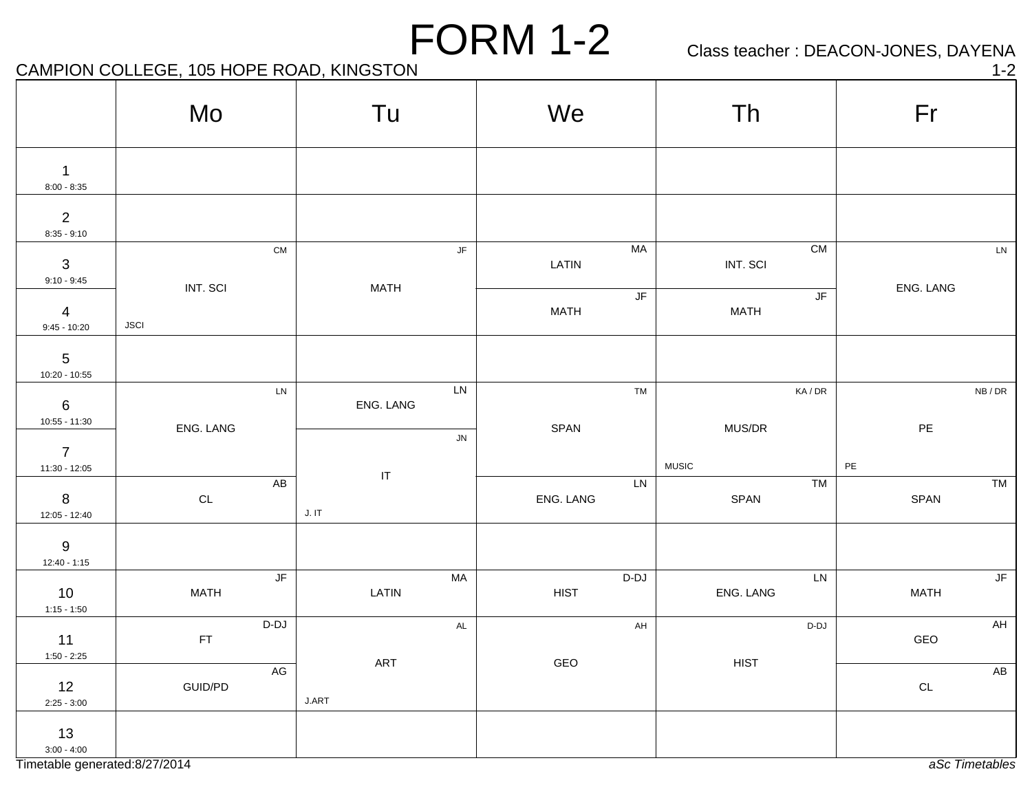# FORM 1-2

Class teacher : DEACON-JONES, DAYENA

CAMPION COLLEGE, 105 HOPE ROAD, KINGSTON

1-2

| | Mo | Tu | We | Th | Fr |
|---|---|---|---|---|---|
| 1 8:00 - 8:35 | | | | | |
| 2 8:35 - 9:10 | | | | | |
| 3 9:10 - 9:45 | INT. SCI (CM) JSCI | MATH (JF) | LATIN (MA) | INT. SCI (CM) | ENG. LANG (LN) |
| 4 9:45 - 10:20 | INT. SCI (CM) JSCI | MATH (JF) | MATH (JF) | MATH (JF) | ENG. LANG (LN) |
| 5 10:20 - 10:55 | | | | | |
| 6 10:55 - 11:30 | ENG. LANG (LN) | ENG. LANG (LN) | SPAN (TM) | MUS/DR (KA / DR) MUSIC | PE (NB / DR) PE |
| 7 11:30 - 12:05 | ENG. LANG (LN) | IT (JN) J. IT | SPAN (TM) | MUS/DR (KA / DR) MUSIC | PE (NB / DR) PE |
| 8 12:05 - 12:40 | CL (AB) | IT (JN) J. IT | ENG. LANG (LN) | SPAN (TM) | SPAN (TM) |
| 9 12:40 - 1:15 | | | | | |
| 10 1:15 - 1:50 | MATH (JF) | LATIN (MA) | HIST (D-DJ) | ENG. LANG (LN) | MATH (JF) |
| 11 1:50 - 2:25 | FT (D-DJ) | ART (AL) J.ART | GEO (AH) | HIST (D-DJ) | GEO (AH) |
| 12 2:25 - 3:00 | GUID/PD (AG) | ART (AL) J.ART | GEO (AH) | HIST (D-DJ) | CL (AB) |
| 13 3:00 - 4:00 | | | | | |

Timetable generated:8/27/2014

*aSc Timetables*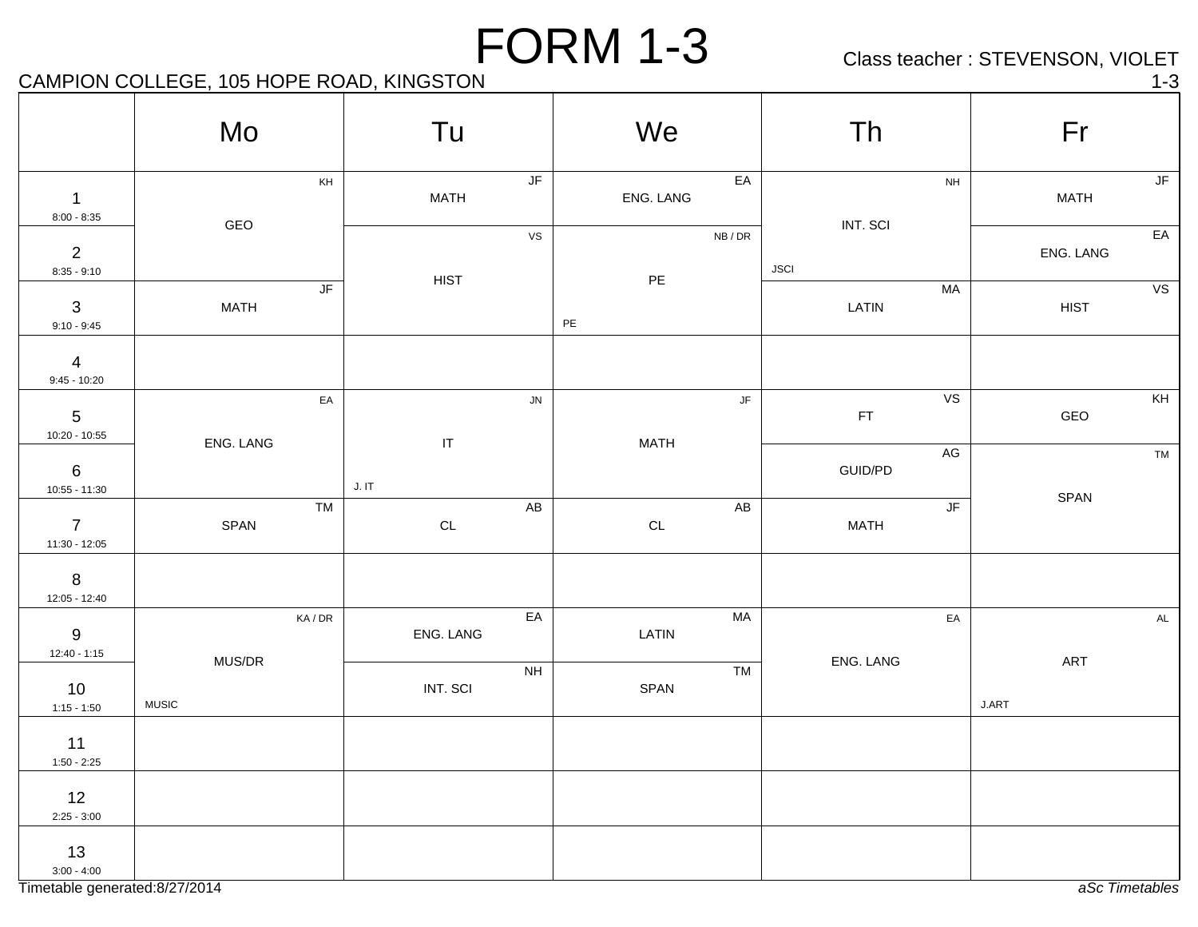# FORM 1-3

Class teacher : STEVENSON, VIOLET

CAMPION COLLEGE, 105 HOPE ROAD, KINGSTON

1-3

| | Mo | Tu | We | Th | Fr |
|---|---|---|---|---|---|
| 1<br>8:00 - 8:35 | GEO<br>KH | MATH<br>JF | ENG. LANG<br>EA | INT. SCI<br>NH<br>JSCI | MATH<br>JF |
| 2<br>8:35 - 9:10 | | HIST<br>VS | PE<br>NB / DR<br>PE | | ENG. LANG<br>EA |
| 3<br>9:10 - 9:45 | MATH<br>JF | | | LATIN<br>MA | HIST<br>VS |
| 4<br>9:45 - 10:20 | | | | | |
| 5<br>10:20 - 10:55 | ENG. LANG<br>EA | IT<br>JN<br>J. IT | MATH<br>JF | FT<br>VS | GEO<br>KH |
| 6<br>10:55 - 11:30 | | | | GUID/PD<br>AG | SPAN<br>TM |
| 7<br>11:30 - 12:05 | SPAN<br>TM | CL<br>AB | CL<br>AB | MATH<br>JF | |
| 8<br>12:05 - 12:40 | | | | | |
| 9<br>12:40 - 1:15 | MUS/DR<br>KA / DR<br>MUSIC | ENG. LANG<br>EA | LATIN<br>MA | ENG. LANG<br>EA | ART<br>AL<br>J.ART |
| 10<br>1:15 - 1:50 | | INT. SCI<br>NH | SPAN<br>TM | | |
| 11<br>1:50 - 2:25 | | | | | |
| 12<br>2:25 - 3:00 | | | | | |
| 13<br>3:00 - 4:00 | | | | | |

Timetable generated:8/27/2014

*aSc Timetables*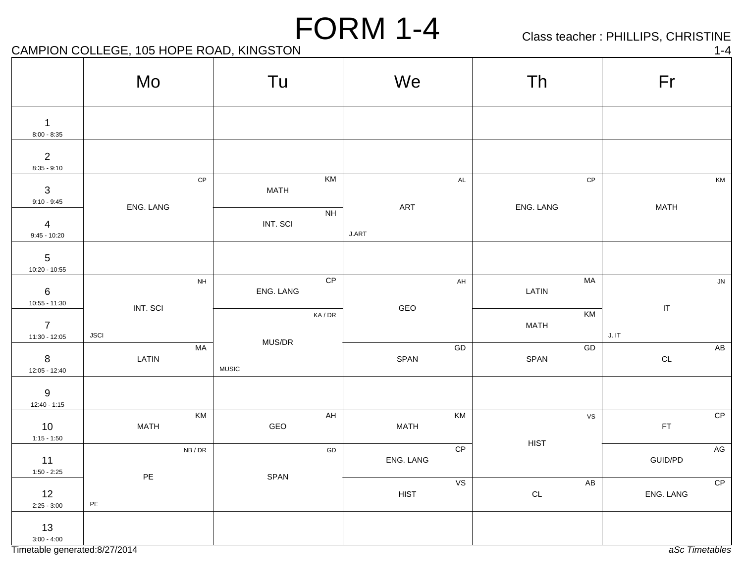# FORM 1-4

Class teacher : PHILLIPS, CHRISTINE

CAMPION COLLEGE, 105 HOPE ROAD, KINGSTON

1-4

| | Mo | Tu | We | Th | Fr |
|---|---|---|---|---|---|
| 1<br>8:00 - 8:35 | | | | | |
| 2<br>8:35 - 9:10 | | | | | |
| 3<br>9:10 - 9:45 | CP<br>ENG. LANG | KM<br>MATH | AL<br>ART<br>J.ART | CP<br>ENG. LANG | KM<br>MATH |
| 4<br>9:45 - 10:20 | | NH<br>INT. SCI | | | |
| 5<br>10:20 - 10:55 | | | | | |
| 6<br>10:55 - 11:30 | NH<br>INT. SCI<br>JSCI | CP<br>ENG. LANG | AH<br>GEO | MA<br>LATIN | JN<br>IT<br>J. IT |
| 7<br>11:30 - 12:05 | | KA / DR<br>MUS/DR<br>MUSIC | | KM<br>MATH | |
| 8<br>12:05 - 12:40 | MA<br>LATIN | | GD<br>SPAN | GD<br>SPAN | AB<br>CL |
| 9<br>12:40 - 1:15 | | | | | |
| 10<br>1:15 - 1:50 | KM<br>MATH | AH<br>GEO | KM<br>MATH | VS<br>HIST | CP<br>FT |
| 11<br>1:50 - 2:25 | NB / DR<br>PE<br>PE | GD<br>SPAN | CP<br>ENG. LANG | | AG<br>GUID/PD |
| 12<br>2:25 - 3:00 | | | VS<br>HIST | AB<br>CL | CP<br>ENG. LANG |
| 13<br>3:00 - 4:00 | | | | | |

Timetable generated:8/27/2014

*aSc Timetables*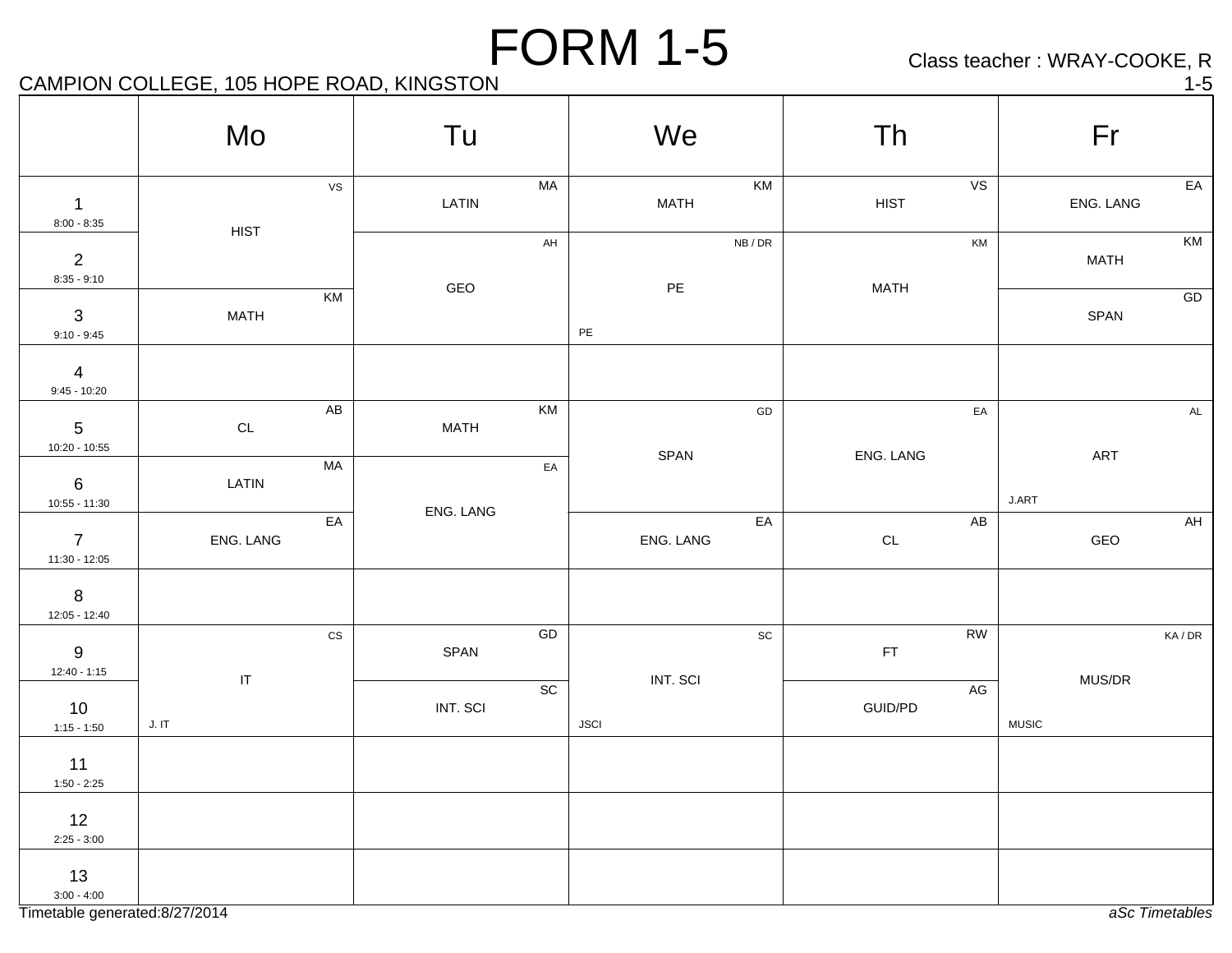# FORM 1-5

Class teacher : WRAY-COOKE, R

CAMPION COLLEGE, 105 HOPE ROAD, KINGSTON

1-5

| | Mo | Tu | We | Th | Fr |
|---|---|---|---|---|---|
| 1 8:00 - 8:35 | HIST (VS) | LATIN (MA) | MATH (KM) | HIST (VS) | ENG. LANG (EA) |
| 2 8:35 - 9:10 | HIST (VS) | GEO (AH) | PE (NB / DR) PE | MATH (KM) | MATH (KM) |
| 3 9:10 - 9:45 | MATH (KM) | GEO (AH) | PE (NB / DR) PE | MATH (KM) | SPAN (GD) |
| 4 9:45 - 10:20 | | | | | |
| 5 10:20 - 10:55 | CL (AB) | MATH (KM) | SPAN (GD) | ENG. LANG (EA) | ART (AL) J.ART |
| 6 10:55 - 11:30 | LATIN (MA) | ENG. LANG (EA) | SPAN (GD) | ENG. LANG (EA) | ART (AL) J.ART |
| 7 11:30 - 12:05 | ENG. LANG (EA) | ENG. LANG (EA) | ENG. LANG (EA) | CL (AB) | GEO (AH) |
| 8 12:05 - 12:40 | | | | | |
| 9 12:40 - 1:15 | IT (CS) J. IT | SPAN (GD) | INT. SCI (SC) JSCI | FT (RW) | MUS/DR (KA / DR) MUSIC |
| 10 1:15 - 1:50 | IT (CS) J. IT | INT. SCI (SC) | INT. SCI (SC) JSCI | GUID/PD (AG) | MUS/DR (KA / DR) MUSIC |
| 11 1:50 - 2:25 | | | | | |
| 12 2:25 - 3:00 | | | | | |
| 13 3:00 - 4:00 | | | | | |

Timetable generated:8/27/2014

*aSc Timetables*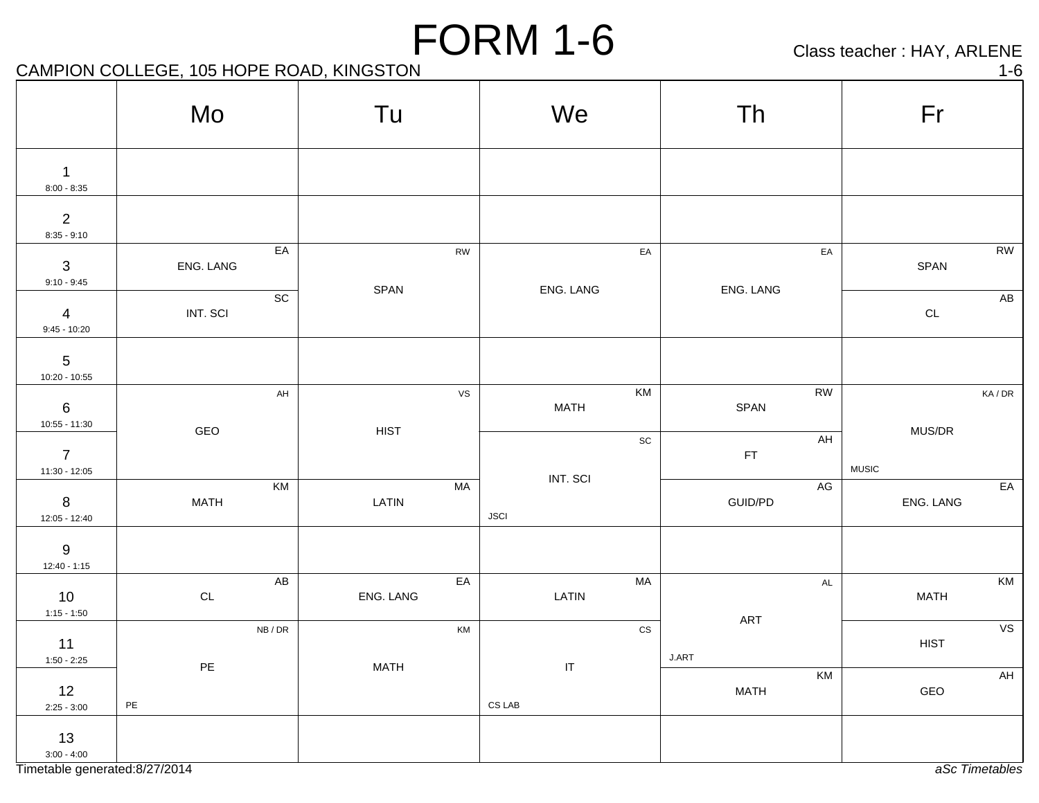# FORM 1-6

Class teacher : HAY, ARLENE

CAMPION COLLEGE, 105 HOPE ROAD, KINGSTON

1-6

| | Mo | Tu | We | Th | Fr |
|---|---|---|---|---|---|
| 1<br>8:00 - 8:35 | | | | | |
| 2<br>8:35 - 9:10 | | | | | |
| 3<br>9:10 - 9:45 | ENG. LANG (EA) | SPAN (RW) | ENG. LANG (EA) | ENG. LANG (EA) | SPAN (RW) |
| 4<br>9:45 - 10:20 | INT. SCI (SC) | SPAN (RW) | ENG. LANG (EA) | ENG. LANG (EA) | CL (AB) |
| 5<br>10:20 - 10:55 | | | | | |
| 6<br>10:55 - 11:30 | GEO (AH) | HIST (VS) | MATH (KM) | SPAN (RW) | MUS/DR (KA / DR) MUSIC |
| 7<br>11:30 - 12:05 | GEO (AH) | HIST (VS) | INT. SCI (SC) JSCI | FT (AH) | MUS/DR (KA / DR) MUSIC |
| 8<br>12:05 - 12:40 | MATH (KM) | LATIN (MA) | INT. SCI (SC) JSCI | GUID/PD (AG) | ENG. LANG (EA) |
| 9<br>12:40 - 1:15 | | | | | |
| 10<br>1:15 - 1:50 | CL (AB) | ENG. LANG (EA) | LATIN (MA) | ART (AL) J.ART | MATH (KM) |
| 11<br>1:50 - 2:25 | PE (NB / DR) PE | MATH (KM) | IT (CS) CS LAB | ART (AL) J.ART | HIST (VS) |
| 12<br>2:25 - 3:00 | PE (NB / DR) PE | MATH (KM) | IT (CS) CS LAB | MATH (KM) | GEO (AH) |
| 13<br>3:00 - 4:00 | | | | | |

Timetable generated:8/27/2014

*aSc Timetables*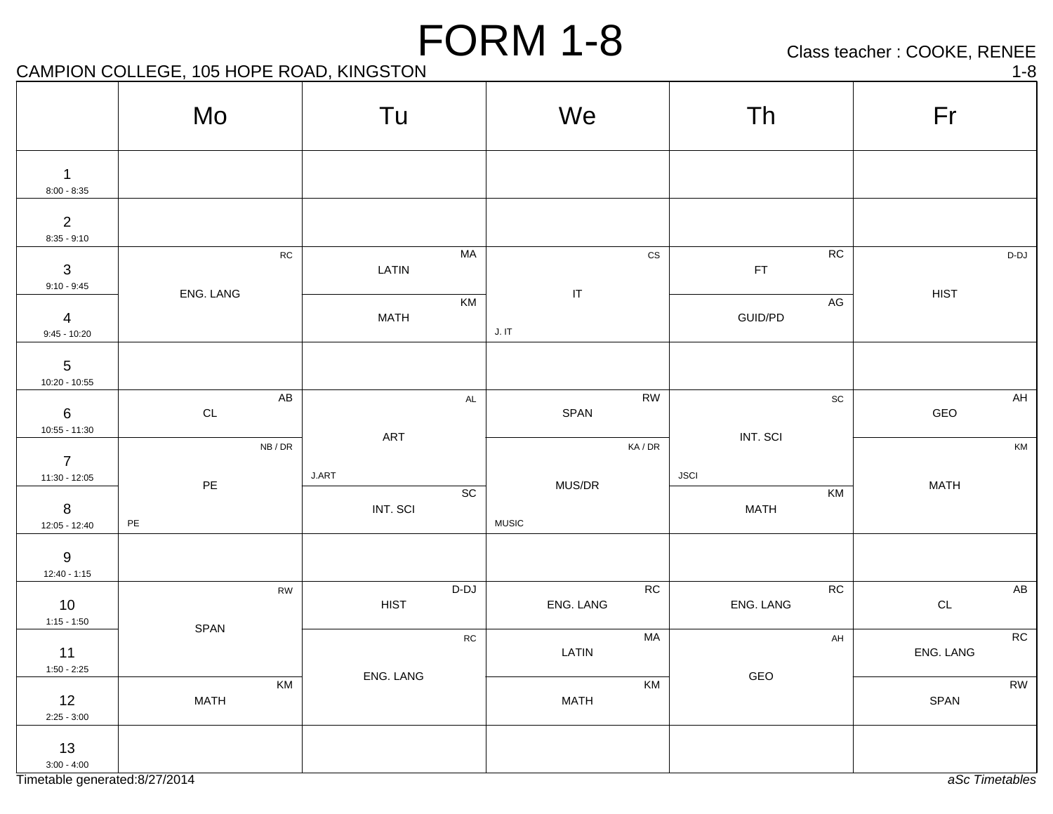# FORM 1-8

Class teacher : COOKE, RENEE

CAMPION COLLEGE, 105 HOPE ROAD, KINGSTON — 1-8

| | Mo | Tu | We | Th | Fr |
|---|---|---|---|---|---|
| 1<br>8:00 - 8:35 | | | | | |
| 2<br>8:35 - 9:10 | | | | | |
| 3<br>9:10 - 9:45 | ENG. LANG (RC) | LATIN (MA) | IT (CS)<br>J. IT | FT (RC) | HIST (D-DJ) |
| 4<br>9:45 - 10:20 | ENG. LANG (RC) | MATH (KM) | IT (CS)<br>J. IT | GUID/PD (AG) | HIST (D-DJ) |
| 5<br>10:20 - 10:55 | | | | | |
| 6<br>10:55 - 11:30 | CL (AB) | ART (AL)<br>J.ART | SPAN (RW) | INT. SCI (SC)<br>JSCI | GEO (AH) |
| 7<br>11:30 - 12:05 | PE (NB / DR)<br>PE | ART (AL)<br>J.ART | MUS/DR (KA / DR)<br>MUSIC | INT. SCI (SC)<br>JSCI | MATH (KM) |
| 8<br>12:05 - 12:40 | PE (NB / DR)<br>PE | INT. SCI (SC) | MUS/DR (KA / DR)<br>MUSIC | MATH (KM) | MATH (KM) |
| 9<br>12:40 - 1:15 | | | | | |
| 10<br>1:15 - 1:50 | SPAN (RW) | HIST (D-DJ) | ENG. LANG (RC) | ENG. LANG (RC) | CL (AB) |
| 11<br>1:50 - 2:25 | SPAN (RW) | ENG. LANG (RC) | LATIN (MA) | GEO (AH) | ENG. LANG (RC) |
| 12<br>2:25 - 3:00 | MATH (KM) | ENG. LANG (RC) | MATH (KM) | GEO (AH) | SPAN (RW) |
| 13<br>3:00 - 4:00 | | | | | |

Timetable generated:8/27/2014 — *aSc Timetables*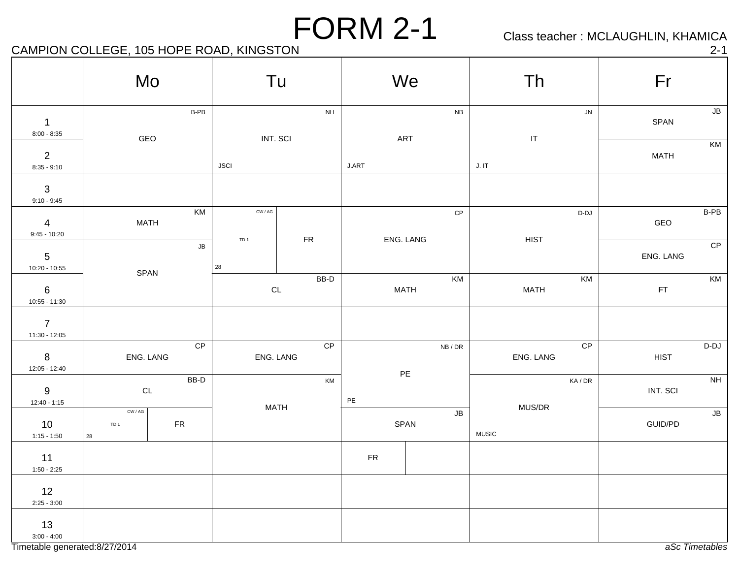# FORM 2-1

CAMPION COLLEGE, 105 HOPE ROAD, KINGSTON

Class teacher : MCLAUGHLIN, KHAMICA

2-1

| | Mo | Tu | We | Th | Fr |
|---|---|---|---|---|---|
| 1<br>8:00 - 8:35 | GEO (B-PB) | INT. SCI (NH)<br>JSCI | ART (NB)<br>J.ART | IT (JN)<br>J. IT | SPAN (JB) |
| 2<br>8:35 - 9:10 | | | | | MATH (KM) |
| 3<br>9:10 - 9:45 | | | | | |
| 4<br>9:45 - 10:20 | MATH (KM) | TD 1 (CW / AG) 28 / FR | ENG. LANG (CP) | HIST (D-DJ) | GEO (B-PB) |
| 5<br>10:20 - 10:55 | SPAN (JB) | | | | ENG. LANG (CP) |
| 6<br>10:55 - 11:30 | | CL (BB-D) | MATH (KM) | MATH (KM) | FT (KM) |
| 7<br>11:30 - 12:05 | | | | | |
| 8<br>12:05 - 12:40 | ENG. LANG (CP) | ENG. LANG (CP) | PE (NB / DR)<br>PE | ENG. LANG (CP) | HIST (D-DJ) |
| 9<br>12:40 - 1:15 | CL (BB-D) | MATH (KM) | | MUS/DR (KA / DR)<br>MUSIC | INT. SCI (NH) |
| 10<br>1:15 - 1:50 | TD 1 (CW / AG) 28 / FR | | SPAN (JB) | | GUID/PD (JB) |
| 11<br>1:50 - 2:25 | | | FR | | |
| 12<br>2:25 - 3:00 | | | | | |
| 13<br>3:00 - 4:00 | | | | | |

Timetable generated:8/27/2014

*aSc Timetables*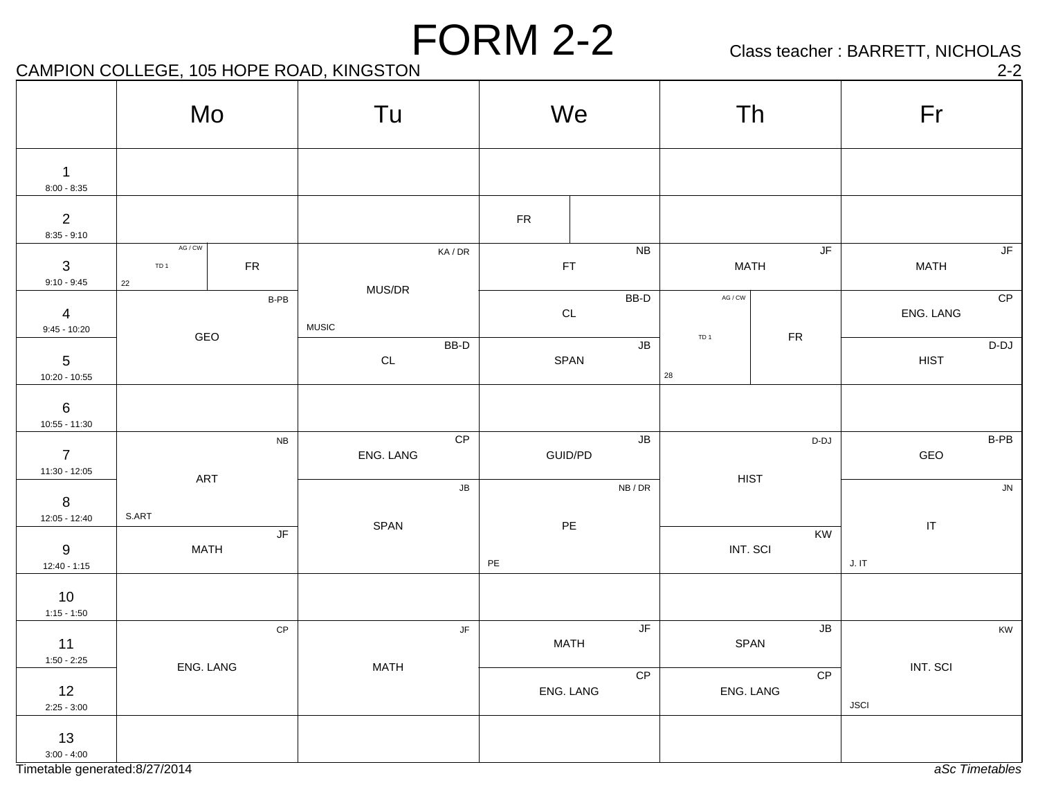# FORM 2-2

CAMPION COLLEGE, 105 HOPE ROAD, KINGSTON

Class teacher : BARRETT, NICHOLAS

2-2

| | Mo | Tu | We | Th | Fr |
|---|---|---|---|---|---|
| 1<br>8:00 - 8:35 | | | | | |
| 2<br>8:35 - 9:10 | | | FR | | |
| 3<br>9:10 - 9:45 | TD 1 (AG / CW, 22) / FR | MUS/DR (KA / DR, MUSIC) | FT (NB) | MATH (JF) | MATH (JF) |
| 4<br>9:45 - 10:20 | GEO (B-PB) | MUS/DR (KA / DR, MUSIC) | CL (BB-D) | TD 1 (AG / CW, 28) / FR | ENG. LANG (CP) |
| 5<br>10:20 - 10:55 | GEO (B-PB) | CL (BB-D) | SPAN (JB) | TD 1 (AG / CW, 28) / FR | HIST (D-DJ) |
| 6<br>10:55 - 11:30 | | | | | |
| 7<br>11:30 - 12:05 | ART (NB, S.ART) | ENG. LANG (CP) | GUID/PD (JB) | HIST (D-DJ) | GEO (B-PB) |
| 8<br>12:05 - 12:40 | ART (NB, S.ART) | SPAN (JB) | PE (NB / DR, PE) | HIST (D-DJ) | IT (JN, J. IT) |
| 9<br>12:40 - 1:15 | MATH (JF) | SPAN (JB) | PE (NB / DR, PE) | INT. SCI (KW) | IT (JN, J. IT) |
| 10<br>1:15 - 1:50 | | | | | |
| 11<br>1:50 - 2:25 | ENG. LANG (CP) | MATH (JF) | MATH (JF) | SPAN (JB) | INT. SCI (KW, JSCI) |
| 12<br>2:25 - 3:00 | ENG. LANG (CP) | MATH (JF) | ENG. LANG (CP) | ENG. LANG (CP) | INT. SCI (KW, JSCI) |
| 13<br>3:00 - 4:00 | | | | | |

Timetable generated:8/27/2014

*aSc Timetables*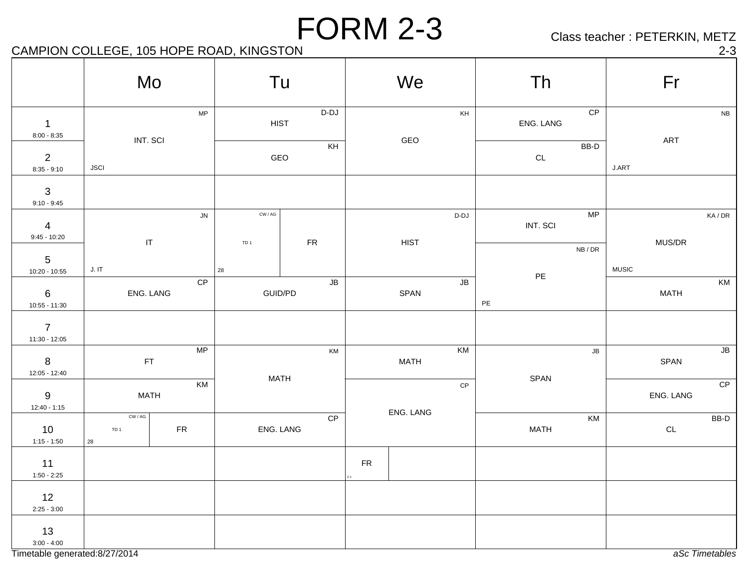# FORM 2-3

Class teacher : PETERKIN, METZ

CAMPION COLLEGE, 105 HOPE ROAD, KINGSTON

2-3

| | Mo | Tu | We | Th | Fr |
|---|---|---|---|---|---|
| 1<br>8:00 - 8:35 | INT. SCI (MP, JSCI) | HIST (D-DJ) | GEO (KH) | ENG. LANG (CP) | ART (NB, J.ART) |
| 2<br>8:35 - 9:10 | INT. SCI (MP, JSCI) | GEO (KH) | GEO (KH) | CL (BB-D) | ART (NB, J.ART) |
| 3<br>9:10 - 9:45 | | | | | |
| 4<br>9:45 - 10:20 | IT (JN, J. IT) | TD 1 (CW / AG, 28) / FR | HIST (D-DJ) | INT. SCI (MP) | MUS/DR (KA / DR, MUSIC) |
| 5<br>10:20 - 10:55 | IT (JN, J. IT) | TD 1 (CW / AG, 28) / FR | HIST (D-DJ) | PE (NB / DR, PE) | MUS/DR (KA / DR, MUSIC) |
| 6<br>10:55 - 11:30 | ENG. LANG (CP) | GUID/PD (JB) | SPAN (JB) | PE (NB / DR, PE) | MATH (KM) |
| 7<br>11:30 - 12:05 | | | | | |
| 8<br>12:05 - 12:40 | FT (MP) | MATH (KM) | MATH (KM) | SPAN (JB) | SPAN (JB) |
| 9<br>12:40 - 1:15 | MATH (KM) | MATH (KM) | ENG. LANG (CP) | SPAN (JB) | ENG. LANG (CP) |
| 10<br>1:15 - 1:50 | TD 1 (CW / AG, 28) / FR | ENG. LANG (CP) | ENG. LANG (CP) | MATH (KM) | CL (BB-D) |
| 11<br>1:50 - 2:25 | | | FR (2-1) | | |
| 12<br>2:25 - 3:00 | | | | | |
| 13<br>3:00 - 4:00 | | | | | |

Timetable generated:8/27/2014

*aSc Timetables*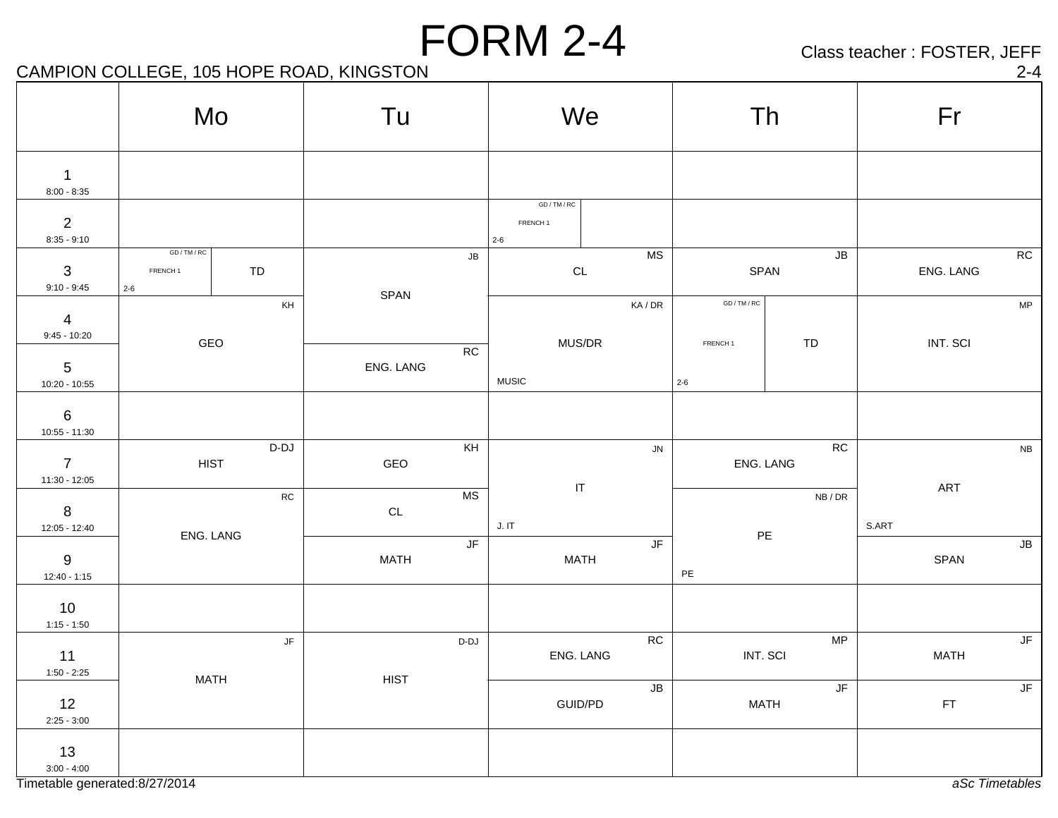# FORM 2-4

Class teacher : FOSTER, JEFF

CAMPION COLLEGE, 105 HOPE ROAD, KINGSTON

2-4

| | Mo | Tu | We | Th | Fr |
|---|---|---|---|---|---|
| 1<br>8:00 - 8:35 | | | | | |
| 2<br>8:35 - 9:10 | | | GD / TM / RC FRENCH 1 2-6 | | |
| 3<br>9:10 - 9:45 | GD / TM / RC FRENCH 1 2-6 / TD | SPAN (JB) | CL (MS) | SPAN (JB) | ENG. LANG (RC) |
| 4<br>9:45 - 10:20 | GEO (KH) | SPAN (JB) | MUS/DR (KA / DR) MUSIC | GD / TM / RC FRENCH 1 2-6 / TD | INT. SCI (MP) |
| 5<br>10:20 - 10:55 | GEO (KH) | ENG. LANG (RC) | MUS/DR (KA / DR) MUSIC | GD / TM / RC FRENCH 1 2-6 / TD | INT. SCI (MP) |
| 6<br>10:55 - 11:30 | | | | | |
| 7<br>11:30 - 12:05 | HIST (D-DJ) | GEO (KH) | IT (JN) J. IT | ENG. LANG (RC) | ART (NB) S.ART |
| 8<br>12:05 - 12:40 | ENG. LANG (RC) | CL (MS) | IT (JN) J. IT | PE (NB / DR) PE | ART (NB) S.ART |
| 9<br>12:40 - 1:15 | ENG. LANG (RC) | MATH (JF) | MATH (JF) | PE (NB / DR) PE | SPAN (JB) |
| 10<br>1:15 - 1:50 | | | | | |
| 11<br>1:50 - 2:25 | MATH (JF) | HIST (D-DJ) | ENG. LANG (RC) | INT. SCI (MP) | MATH (JF) |
| 12<br>2:25 - 3:00 | MATH (JF) | HIST (D-DJ) | GUID/PD (JB) | MATH (JF) | FT (JF) |
| 13<br>3:00 - 4:00 | | | | | |

Timetable generated:8/27/2014

*aSc Timetables*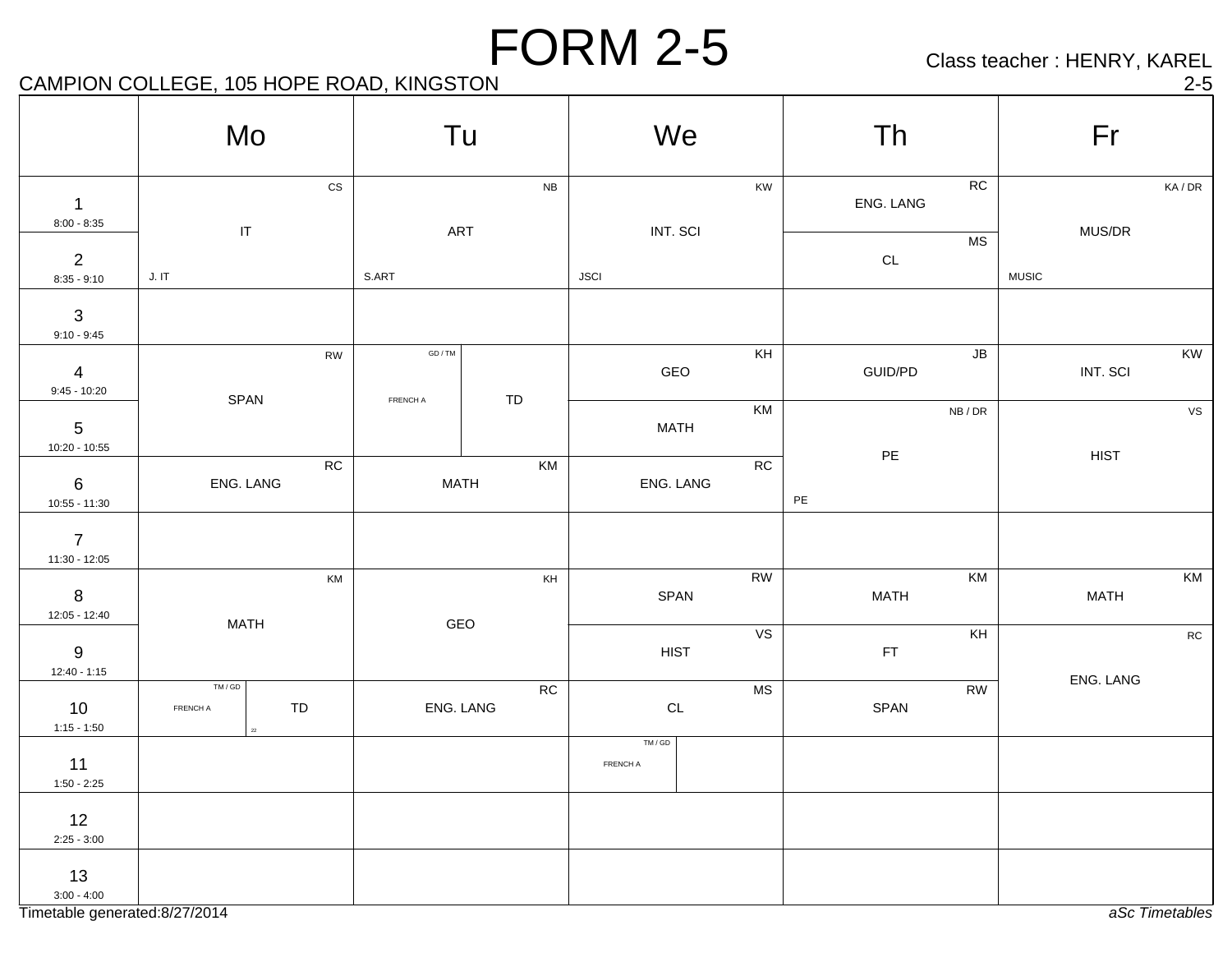# FORM 2-5

Class teacher : HENRY, KAREL

CAMPION COLLEGE, 105 HOPE ROAD, KINGSTON

2-5

| | Mo | Tu | We | Th | Fr |
|---|---|---|---|---|---|
| 1<br>8:00 - 8:35 | CS<br>IT<br>J. IT | NB<br>ART<br>S.ART | KW<br>INT. SCI<br>JSCI | RC<br>ENG. LANG | KA / DR<br>MUS/DR<br>MUSIC |
| 2<br>8:35 - 9:10 | | | | MS<br>CL | |
| 3<br>9:10 - 9:45 | | | | | |
| 4<br>9:45 - 10:20 | RW<br>SPAN | GD / TM<br>FRENCH A / TD | KH<br>GEO | JB<br>GUID/PD | KW<br>INT. SCI |
| 5<br>10:20 - 10:55 | | | KM<br>MATH | NB / DR<br>PE<br>PE | VS<br>HIST |
| 6<br>10:55 - 11:30 | RC<br>ENG. LANG | KM<br>MATH | RC<br>ENG. LANG | | |
| 7<br>11:30 - 12:05 | | | | | |
| 8<br>12:05 - 12:40 | KM<br>MATH | KH<br>GEO | RW<br>SPAN | KM<br>MATH | KM<br>MATH |
| 9<br>12:40 - 1:15 | | | VS<br>HIST | KH<br>FT | RC<br>ENG. LANG |
| 10<br>1:15 - 1:50 | TM / GD<br>FRENCH A / TD<br>22 | RC<br>ENG. LANG | MS<br>CL | RW<br>SPAN | |
| 11<br>1:50 - 2:25 | | | TM / GD<br>FRENCH A | | |
| 12<br>2:25 - 3:00 | | | | | |
| 13<br>3:00 - 4:00 | | | | | |

Timetable generated:8/27/2014

*aSc Timetables*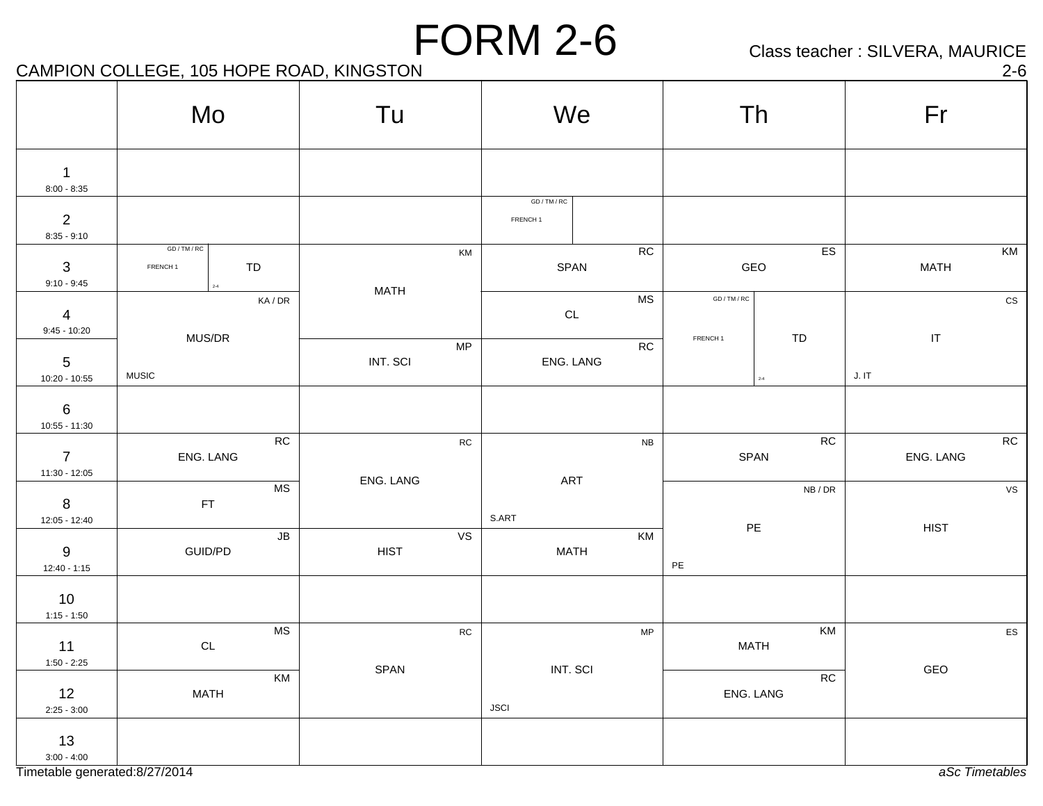# FORM 2-6

CAMPION COLLEGE, 105 HOPE ROAD, KINGSTON

Class teacher : SILVERA, MAURICE

2-6

| | Mo | Tu | We | Th | Fr |
|---|---|---|---|---|---|
| 1<br>8:00 - 8:35 | | | | | |
| 2<br>8:35 - 9:10 | | | GD / TM / RC FRENCH 1 | | |
| 3<br>9:10 - 9:45 | GD / TM / RC FRENCH 1 / TD 2-4 | KM MATH | RC SPAN | ES GEO | KM MATH |
| 4<br>9:45 - 10:20 | KA / DR MUS/DR MUSIC | KM MATH | MS CL | GD / TM / RC FRENCH 1 / TD 2-4 | CS IT J. IT |
| 5<br>10:20 - 10:55 | KA / DR MUS/DR MUSIC | MP INT. SCI | RC ENG. LANG | GD / TM / RC FRENCH 1 / TD 2-4 | CS IT J. IT |
| 6<br>10:55 - 11:30 | | | | | |
| 7<br>11:30 - 12:05 | RC ENG. LANG | RC ENG. LANG | NB ART S.ART | RC SPAN | RC ENG. LANG |
| 8<br>12:05 - 12:40 | MS FT | RC ENG. LANG | NB ART S.ART | NB / DR PE PE | VS HIST |
| 9<br>12:40 - 1:15 | JB GUID/PD | VS HIST | KM MATH | NB / DR PE PE | VS HIST |
| 10<br>1:15 - 1:50 | | | | | |
| 11<br>1:50 - 2:25 | MS CL | RC SPAN | MP INT. SCI JSCI | KM MATH | ES GEO |
| 12<br>2:25 - 3:00 | KM MATH | RC SPAN | MP INT. SCI JSCI | RC ENG. LANG | ES GEO |
| 13<br>3:00 - 4:00 | | | | | |

Timetable generated:8/27/2014

*aSc Timetables*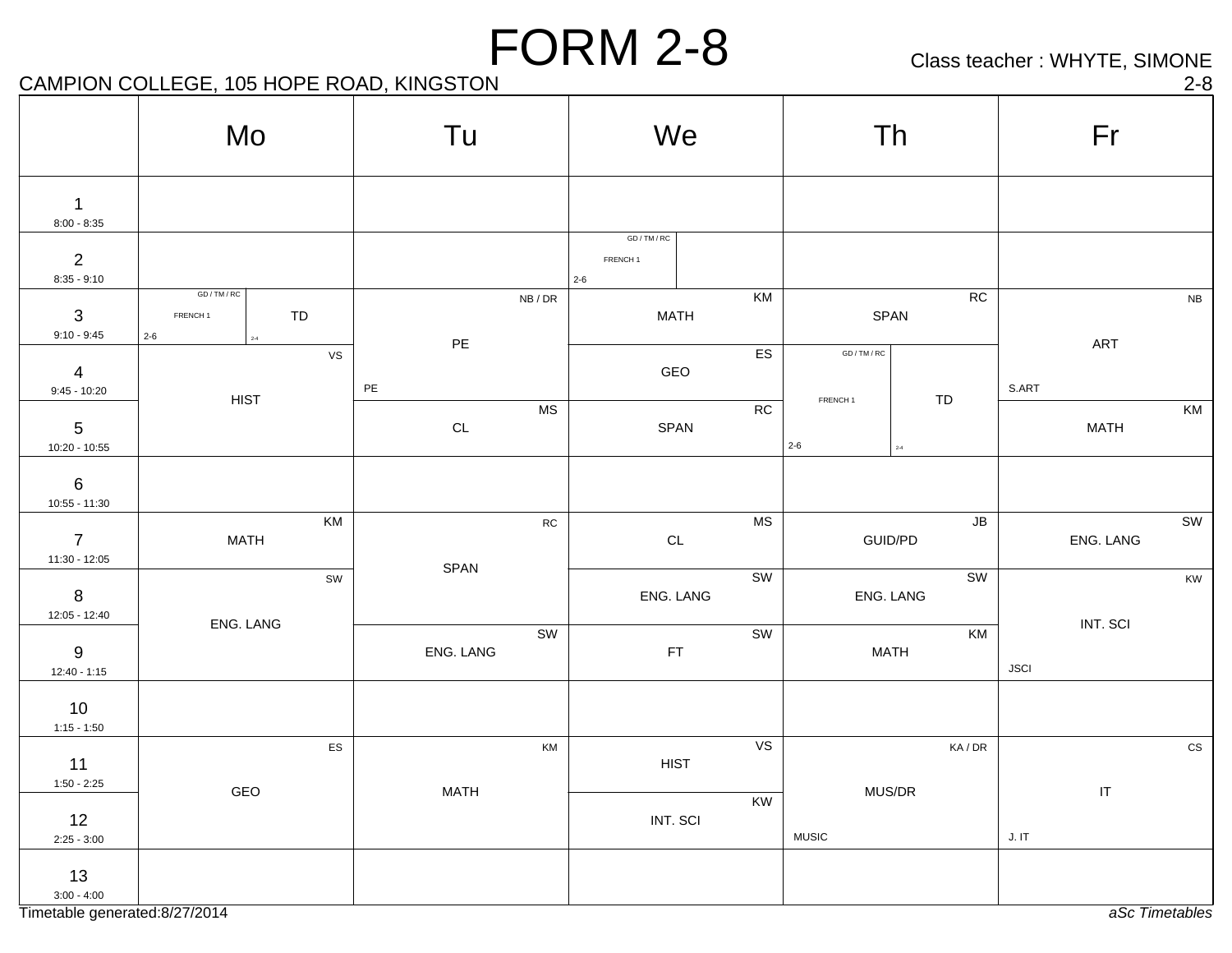# FORM 2-8

CAMPION COLLEGE, 105 HOPE ROAD, KINGSTON

Class teacher : WHYTE, SIMONE

2-8

| | Mo | Tu | We | Th | Fr |
|---|---|---|---|---|---|
| 1<br>8:00 - 8:35 | | | | | |
| 2<br>8:35 - 9:10 | | | GD / TM / RC FRENCH 1 2-6 | | |
| 3<br>9:10 - 9:45 | GD / TM / RC FRENCH 1 2-6 / TD 2-4 | NB / DR PE PE | KM MATH | RC SPAN | NB ART S.ART |
| 4<br>9:45 - 10:20 | VS HIST | NB / DR PE PE | ES GEO | GD / TM / RC FRENCH 1 2-6 / TD 2-4 | NB ART S.ART |
| 5<br>10:20 - 10:55 | VS HIST | MS CL | RC SPAN | GD / TM / RC FRENCH 1 2-6 / TD 2-4 | KM MATH |
| 6<br>10:55 - 11:30 | | | | | |
| 7<br>11:30 - 12:05 | KM MATH | RC SPAN | MS CL | JB GUID/PD | SW ENG. LANG |
| 8<br>12:05 - 12:40 | SW ENG. LANG | RC SPAN | SW ENG. LANG | SW ENG. LANG | KW INT. SCI JSCI |
| 9<br>12:40 - 1:15 | SW ENG. LANG | SW ENG. LANG | SW FT | KM MATH | KW INT. SCI JSCI |
| 10<br>1:15 - 1:50 | | | | | |
| 11<br>1:50 - 2:25 | ES GEO | KM MATH | VS HIST | KA / DR MUS/DR MUSIC | CS IT J. IT |
| 12<br>2:25 - 3:00 | ES GEO | KM MATH | KW INT. SCI | KA / DR MUS/DR MUSIC | CS IT J. IT |
| 13<br>3:00 - 4:00 | | | | | |

Timetable generated:8/27/2014

*aSc Timetables*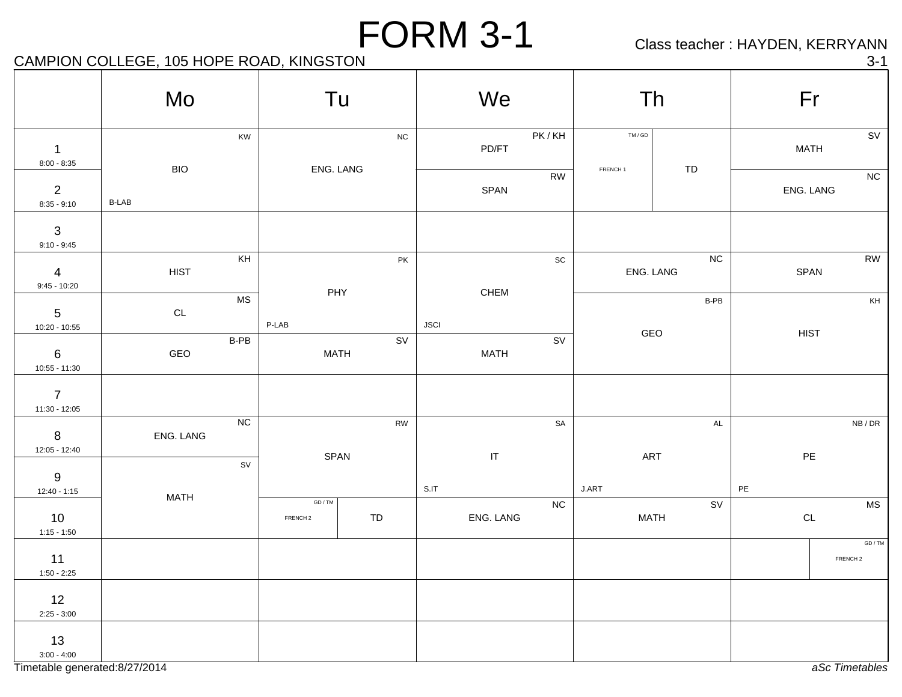# FORM 3-1

Class teacher : HAYDEN, KERRYANN

CAMPION COLLEGE, 105 HOPE ROAD, KINGSTON

3-1

| | Mo | Tu | We | Th | Fr |
|---|---|---|---|---|---|
| 1<br>8:00 - 8:35 | BIO<br>KW<br>B-LAB | ENG. LANG<br>NC | PD/FT<br>PK / KH | FRENCH 1 (TM / GD) / TD | MATH<br>SV |
| 2<br>8:35 - 9:10 | | | SPAN<br>RW | | ENG. LANG<br>NC |
| 3<br>9:10 - 9:45 | | | | | |
| 4<br>9:45 - 10:20 | HIST<br>KH | PHY<br>PK<br>P-LAB | CHEM<br>SC<br>JSCI | ENG. LANG<br>NC | SPAN<br>RW |
| 5<br>10:20 - 10:55 | CL<br>MS | | | GEO<br>B-PB | HIST<br>KH |
| 6<br>10:55 - 11:30 | GEO<br>B-PB | MATH<br>SV | MATH<br>SV | | |
| 7<br>11:30 - 12:05 | | | | | |
| 8<br>12:05 - 12:40 | ENG. LANG<br>NC | SPAN<br>RW | IT<br>SA<br>S.IT | ART<br>AL<br>J.ART | PE<br>NB / DR<br>PE |
| 9<br>12:40 - 1:15 | MATH<br>SV | | | | |
| 10<br>1:15 - 1:50 | | FRENCH 2 (GD / TM) / TD | ENG. LANG<br>NC | MATH<br>SV | CL<br>MS |
| 11<br>1:50 - 2:25 | | | | | FRENCH 2 (GD / TM) |
| 12<br>2:25 - 3:00 | | | | | |
| 13<br>3:00 - 4:00 | | | | | |

Timetable generated:8/27/2014

*aSc Timetables*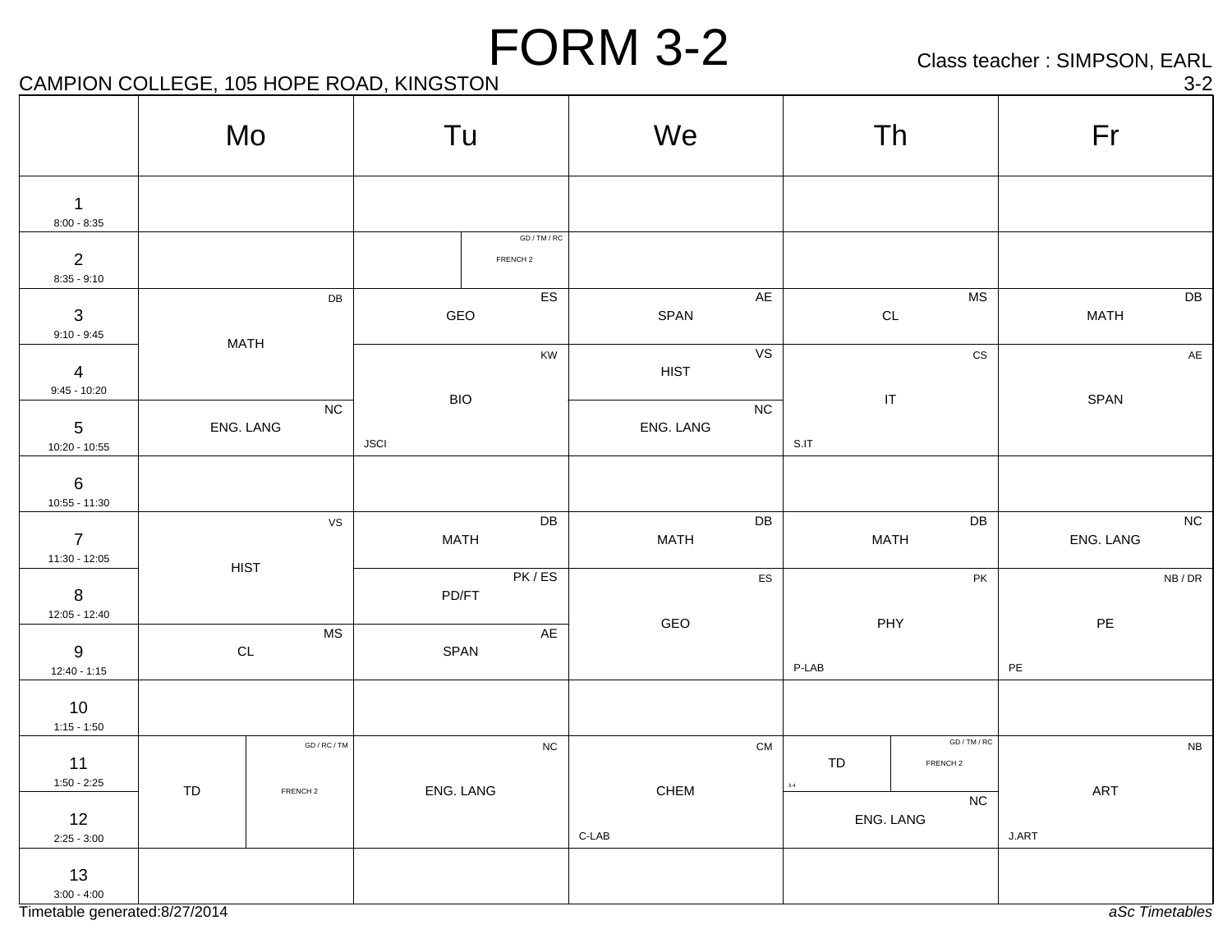# FORM 3-2

CAMPION COLLEGE, 105 HOPE ROAD, KINGSTON

Class teacher : SIMPSON, EARL

3-2

| | Mo | Tu | We | Th | Fr |
|---|---|---|---|---|---|
| 1<br>8:00 - 8:35 | | | | | |
| 2<br>8:35 - 9:10 | | GD / TM / RC FRENCH 2 | | | |
| 3<br>9:10 - 9:45 | DB MATH | ES GEO | AE SPAN | MS CL | DB MATH |
| 4<br>9:45 - 10:20 | DB MATH | KW BIO JSCI | VS HIST | CS IT S.IT | AE SPAN |
| 5<br>10:20 - 10:55 | NC ENG. LANG | KW BIO JSCI | NC ENG. LANG | CS IT S.IT | AE SPAN |
| 6<br>10:55 - 11:30 | | | | | |
| 7<br>11:30 - 12:05 | VS HIST | DB MATH | DB MATH | DB MATH | NC ENG. LANG |
| 8<br>12:05 - 12:40 | VS HIST | PK / ES PD/FT | ES GEO | PK PHY P-LAB | NB / DR PE PE |
| 9<br>12:40 - 1:15 | MS CL | AE SPAN | ES GEO | PK PHY P-LAB | NB / DR PE PE |
| 10<br>1:15 - 1:50 | | | | | |
| 11<br>1:50 - 2:25 | TD; GD / RC / TM FRENCH 2 | NC ENG. LANG | CM CHEM C-LAB | TD 3-4; GD / TM / RC FRENCH 2 | NB ART J.ART |
| 12<br>2:25 - 3:00 | TD; GD / RC / TM FRENCH 2 | NC ENG. LANG | CM CHEM C-LAB | NC ENG. LANG | NB ART J.ART |
| 13<br>3:00 - 4:00 | | | | | |

Timetable generated:8/27/2014

*aSc Timetables*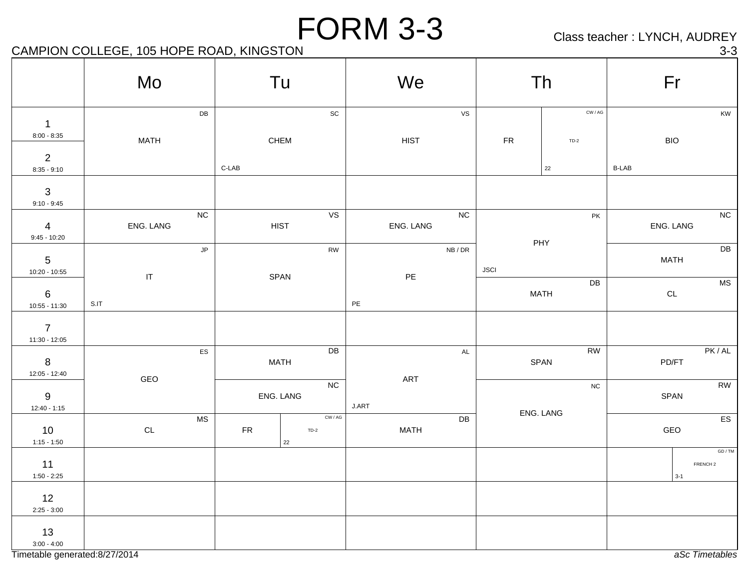# FORM 3-3

CAMPION COLLEGE, 105 HOPE ROAD, KINGSTON

Class teacher : LYNCH, AUDREY

3-3

| | Mo | Tu | We | Th | Fr |
|---|---|---|---|---|---|
| 1 (8:00 - 8:35) | MATH (DB) | CHEM (SC) C-LAB | HIST (VS) | FR / TD-2 (CW / AG) 22 | BIO (KW) B-LAB |
| 2 (8:35 - 9:10) | | | | | |
| 3 (9:10 - 9:45) | | | | | |
| 4 (9:45 - 10:20) | ENG. LANG (NC) | HIST (VS) | ENG. LANG (NC) | PHY (PK) JSCI | ENG. LANG (NC) |
| 5 (10:20 - 10:55) | IT (JP) S.IT | SPAN (RW) | PE (NB / DR) PE | | MATH (DB) |
| 6 (10:55 - 11:30) | | | | MATH (DB) | CL (MS) |
| 7 (11:30 - 12:05) | | | | | |
| 8 (12:05 - 12:40) | GEO (ES) | MATH (DB) | ART (AL) J.ART | SPAN (RW) | PD/FT (PK / AL) |
| 9 (12:40 - 1:15) | | ENG. LANG (NC) | | ENG. LANG (NC) | SPAN (RW) |
| 10 (1:15 - 1:50) | CL (MS) | FR / TD-2 (CW / AG) 22 | MATH (DB) | | GEO (ES) |
| 11 (1:50 - 2:25) | | | | | FRENCH 2 (GD / TM) 3-1 |
| 12 (2:25 - 3:00) | | | | | |
| 13 (3:00 - 4:00) | | | | | |

Timetable generated:8/27/2014

*aSc Timetables*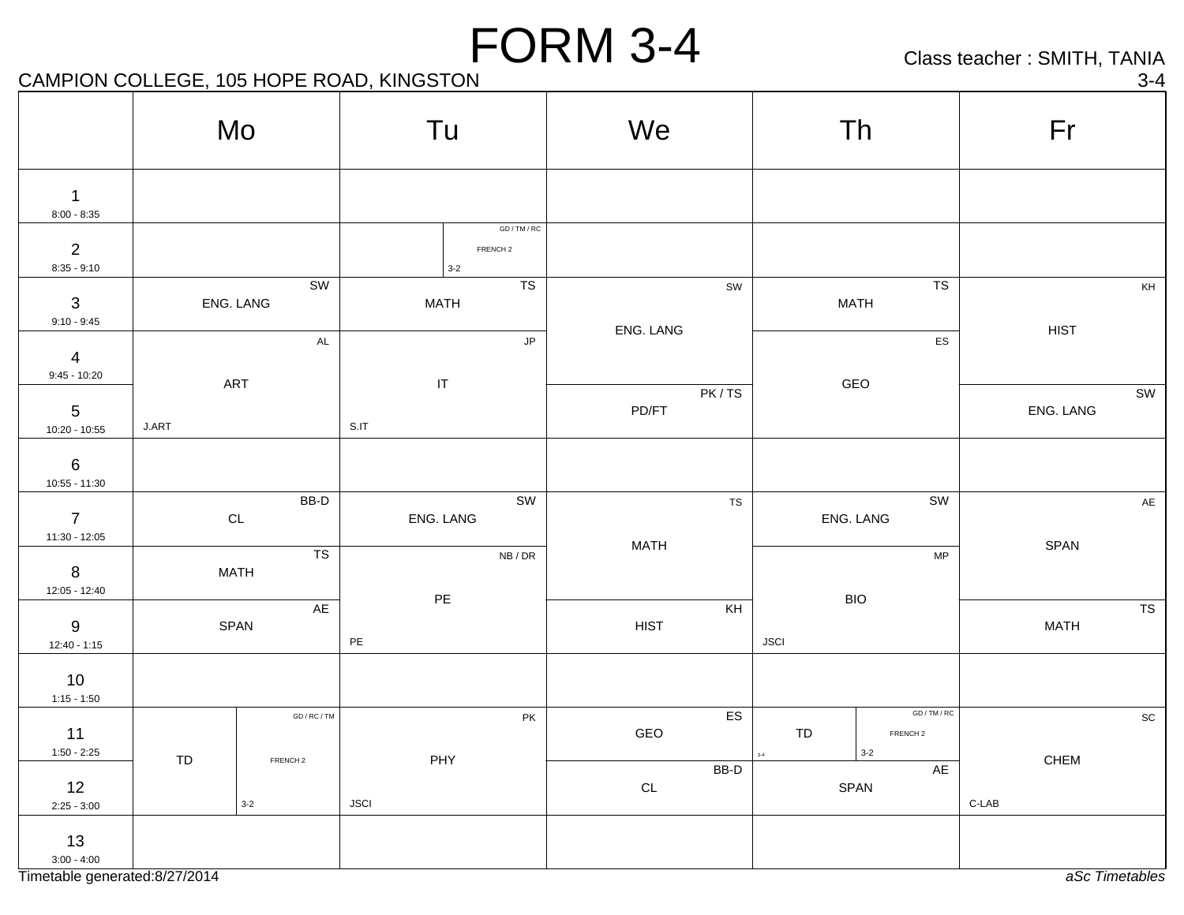# FORM 3-4

CAMPION COLLEGE, 105 HOPE ROAD, KINGSTON

Class teacher : SMITH, TANIA

3-4

| | Mo | Tu | We | Th | Fr |
|---|---|---|---|---|---|
| 1<br>8:00 - 8:35 | | | | | |
| 2<br>8:35 - 9:10 | | FRENCH 2 (GD / TM / RC) 3-2 | | | |
| 3<br>9:10 - 9:45 | ENG. LANG (SW) | MATH (TS) | ENG. LANG (SW) | MATH (TS) | HIST (KH) |
| 4<br>9:45 - 10:20 | ART (AL) J.ART | IT (JP) S.IT | ENG. LANG (SW) | GEO (ES) | HIST (KH) |
| 5<br>10:20 - 10:55 | ART (AL) J.ART | IT (JP) S.IT | PD/FT (PK / TS) | GEO (ES) | ENG. LANG (SW) |
| 6<br>10:55 - 11:30 | | | | | |
| 7<br>11:30 - 12:05 | CL (BB-D) | ENG. LANG (SW) | MATH (TS) | ENG. LANG (SW) | SPAN (AE) |
| 8<br>12:05 - 12:40 | MATH (TS) | PE (NB / DR) PE | MATH (TS) | BIO (MP) JSCI | SPAN (AE) |
| 9<br>12:40 - 1:15 | SPAN (AE) | PE (NB / DR) PE | HIST (KH) | BIO (MP) JSCI | MATH (TS) |
| 10<br>1:15 - 1:50 | | | | | |
| 11<br>1:50 - 2:25 | TD / FRENCH 2 (GD / RC / TM) 3-2 | PHY (PK) JSCI | GEO (ES) | TD 3-4 / FRENCH 2 (GD / TM / RC) 3-2 | CHEM (SC) C-LAB |
| 12<br>2:25 - 3:00 | TD / FRENCH 2 (GD / RC / TM) 3-2 | PHY (PK) JSCI | CL (BB-D) | SPAN (AE) | CHEM (SC) C-LAB |
| 13<br>3:00 - 4:00 | | | | | |

Timetable generated:8/27/2014

*aSc Timetables*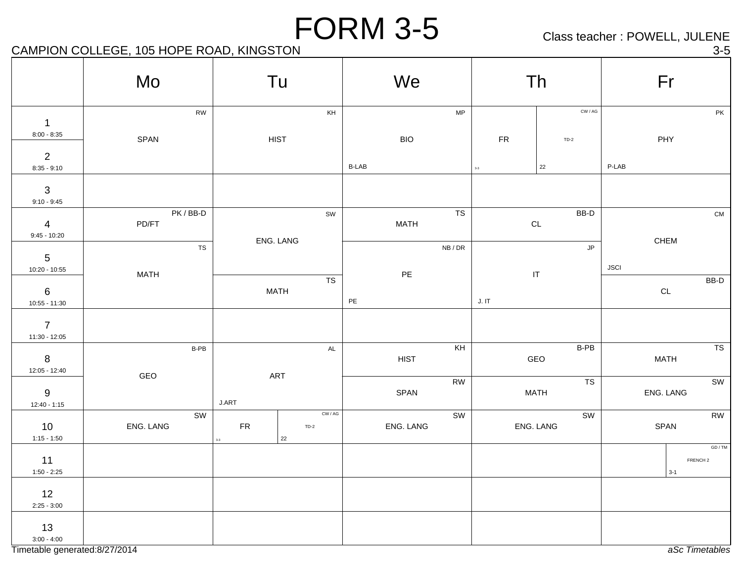# FORM 3-5

CAMPION COLLEGE, 105 HOPE ROAD, KINGSTON

Class teacher : POWELL, JULENE

3-5

| | Mo | Tu | We | Th | Fr |
|---|---|---|---|---|---|
| 1 8:00 - 8:35 | SPAN (RW) | HIST (KH) | BIO (MP) B-LAB | FR (3-3) / TD-2 (CW / AG) 22 | PHY (PK) P-LAB |
| 2 8:35 - 9:10 | | | | | |
| 3 9:10 - 9:45 | | | | | |
| 4 9:45 - 10:20 | PD/FT (PK / BB-D) | ENG. LANG (SW) | MATH (TS) | CL (BB-D) | CHEM (CM) JSCI |
| 5 10:20 - 10:55 | MATH (TS) | | PE (NB / DR) PE | IT (JP) J. IT | |
| 6 10:55 - 11:30 | | MATH (TS) | | | CL (BB-D) |
| 7 11:30 - 12:05 | | | | | |
| 8 12:05 - 12:40 | GEO (B-PB) | ART (AL) J.ART | HIST (KH) | GEO (B-PB) | MATH (TS) |
| 9 12:40 - 1:15 | | | SPAN (RW) | MATH (TS) | ENG. LANG (SW) |
| 10 1:15 - 1:50 | ENG. LANG (SW) | FR (3-3) / TD-2 (CW / AG) 22 | ENG. LANG (SW) | ENG. LANG (SW) | SPAN (RW) |
| 11 1:50 - 2:25 | | | | | FRENCH 2 (GD / TM) 3-1 |
| 12 2:25 - 3:00 | | | | | |
| 13 3:00 - 4:00 | | | | | |

Timetable generated:8/27/2014

*aSc Timetables*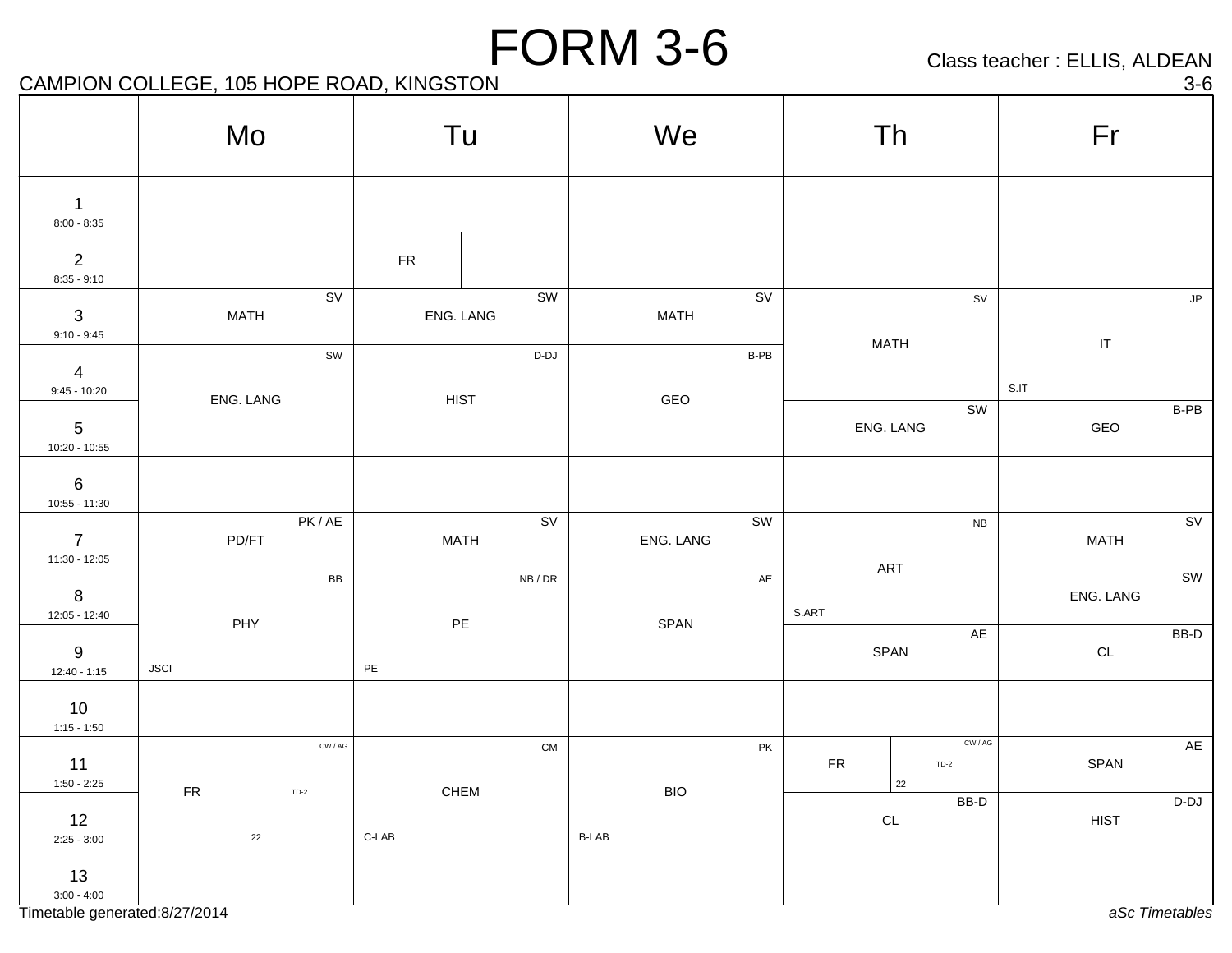# FORM 3-6

CAMPION COLLEGE, 105 HOPE ROAD, KINGSTON

Class teacher : ELLIS, ALDEAN

3-6

| | Mo | Tu | We | Th | Fr |
|---|---|---|---|---|---|
| 1<br>8:00 - 8:35 | | | | | |
| 2<br>8:35 - 9:10 | | FR | | | |
| 3<br>9:10 - 9:45 | MATH SV | ENG. LANG SW | MATH SV | MATH SV | IT JP S.IT |
| 4<br>9:45 - 10:20 | ENG. LANG SW | HIST D-DJ | GEO B-PB | MATH SV | IT JP S.IT |
| 5<br>10:20 - 10:55 | ENG. LANG SW | HIST D-DJ | GEO B-PB | ENG. LANG SW | GEO B-PB |
| 6<br>10:55 - 11:30 | | | | | |
| 7<br>11:30 - 12:05 | PD/FT PK / AE | MATH SV | ENG. LANG SW | ART NB S.ART | MATH SV |
| 8<br>12:05 - 12:40 | PHY BB JSCI | PE NB / DR PE | SPAN AE | ART NB S.ART | ENG. LANG SW |
| 9<br>12:40 - 1:15 | PHY BB JSCI | PE NB / DR PE | SPAN AE | SPAN AE | CL BB-D |
| 10<br>1:15 - 1:50 | | | | | |
| 11<br>1:50 - 2:25 | FR / TD-2 CW / AG 22 | CHEM CM C-LAB | BIO PK B-LAB | FR / TD-2 CW / AG 22 | SPAN AE |
| 12<br>2:25 - 3:00 | FR / TD-2 CW / AG 22 | CHEM CM C-LAB | BIO PK B-LAB | CL BB-D | HIST D-DJ |
| 13<br>3:00 - 4:00 | | | | | |

Timetable generated:8/27/2014

*aSc Timetables*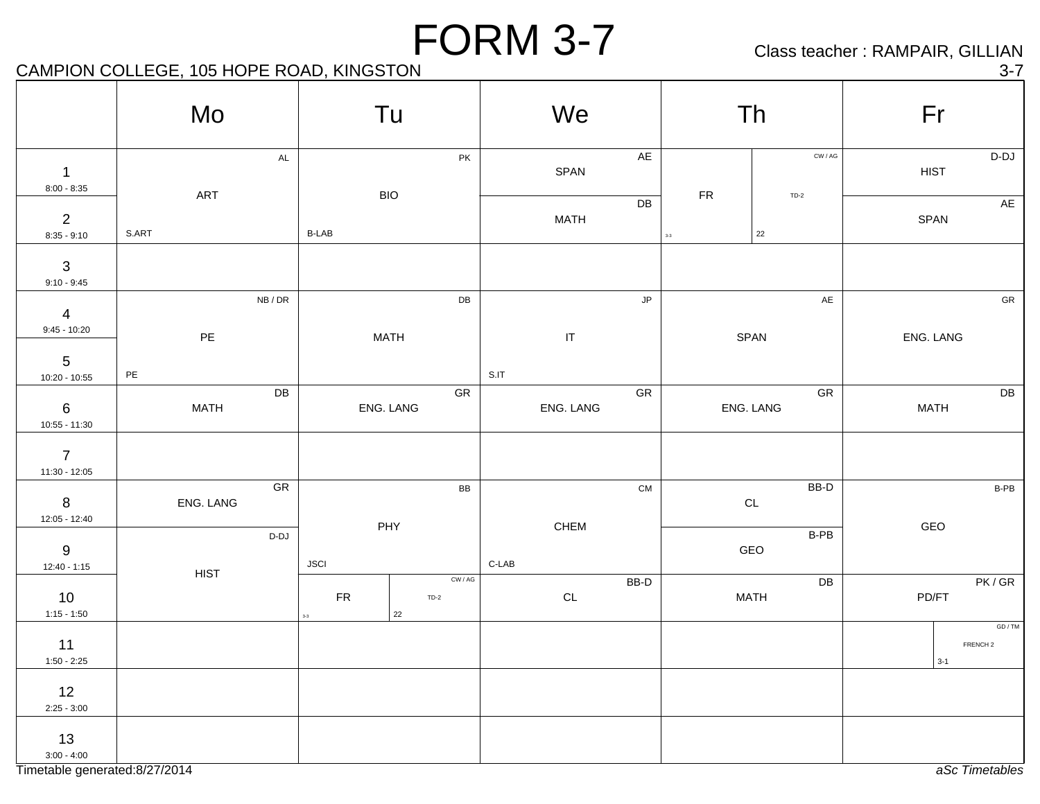# FORM 3-7

Class teacher : RAMPAIR, GILLIAN

CAMPION COLLEGE, 105 HOPE ROAD, KINGSTON

3-7

| | Mo | Tu | We | Th | Fr |
|---|---|---|---|---|---|
| 1<br>8:00 - 8:35 | ART<br>AL<br>S.ART | BIO<br>PK<br>B-LAB | SPAN<br>AE | FR (3-3) / CW / AG TD-2 (22) | HIST<br>D-DJ |
| 2<br>8:35 - 9:10 | | | MATH<br>DB | | SPAN<br>AE |
| 3<br>9:10 - 9:45 | | | | | |
| 4<br>9:45 - 10:20 | PE<br>NB / DR<br>PE | MATH<br>DB | IT<br>JP<br>S.IT | SPAN<br>AE | ENG. LANG<br>GR |
| 5<br>10:20 - 10:55 | | | | | |
| 6<br>10:55 - 11:30 | MATH<br>DB | ENG. LANG<br>GR | ENG. LANG<br>GR | ENG. LANG<br>GR | MATH<br>DB |
| 7<br>11:30 - 12:05 | | | | | |
| 8<br>12:05 - 12:40 | ENG. LANG<br>GR | PHY<br>BB<br>JSCI | CHEM<br>CM<br>C-LAB | CL<br>BB-D | GEO<br>B-PB |
| 9<br>12:40 - 1:15 | HIST<br>D-DJ | | | GEO<br>B-PB | |
| 10<br>1:15 - 1:50 | | FR (3-3) / CW / AG TD-2 (22) | CL<br>BB-D | MATH<br>DB | PD/FT<br>PK / GR |
| 11<br>1:50 - 2:25 | | | | | FRENCH 2<br>GD / TM<br>3-1 |
| 12<br>2:25 - 3:00 | | | | | |
| 13<br>3:00 - 4:00 | | | | | |

Timetable generated:8/27/2014

*aSc Timetables*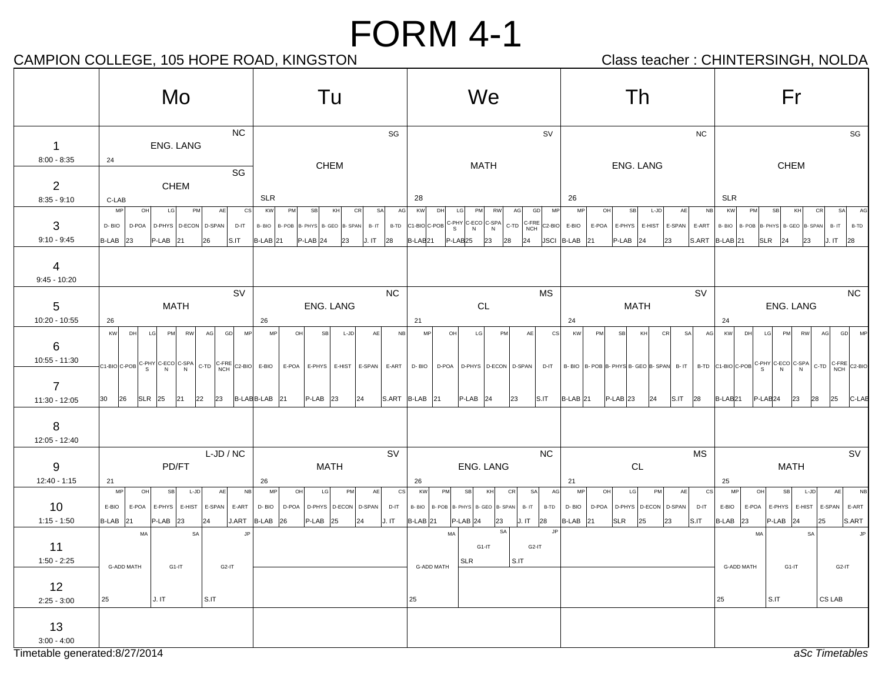# FORM 4-1

CAMPION COLLEGE, 105 HOPE ROAD, KINGSTON

Class teacher : CHINTERSINGH, NOLDA

| | Mo | Tu | We | Th | Fr |
|---|---|---|---|---|---|
| 1 (8:00 - 8:35) | ENG. LANG (NC) 24 | CHEM (SG) SLR | MATH (SV) 28 | ENG. LANG (NC) 26 | CHEM (SG) SLR |
| 2 (8:35 - 9:10) | CHEM (SG) C-LAB | | | | |
| 3 (9:10 - 9:45) | D- BIO (MP) B-LAB; D-POA (OH) 23; D-PHYS (LG) P-LAB; D-ECON (PM) 21; D-SPAN (AE) 26; D-IT (CS) S.IT | B- BIO (KW) B-LAB; B- POB (PM) 21; B- PHYS (SB) P-LAB; B- GEO (KH) 24; B- SPAN (CR) 23; B- IT (SA) J. IT; B-TD (AG) 28 | C1-BIO (KW) B-LAB; C-POB (DH) 21; C-PHYS (LG) P-LAB; C-ECON (PM) 25; C-SPAN (RW) 23; C-TD (AG) 28; C-FRENCH (GD) 24; C2-BIO (MP) JSCI | E-BIO (MP) B-LAB; E-POA (OH) 21; E-PHYS (SB) P-LAB; E-HIST (L-JD) 24; E-SPAN (AE) 23; E-ART (NB) S.ART | B- BIO (KW) B-LAB; B- POB (PM) 21; B- PHYS (SB) SLR; B- GEO (KH) 24; B- SPAN (CR) 23; B- IT (SA) J. IT; B-TD (AG) 28 |
| 4 (9:45 - 10:20) | | | | | |
| 5 (10:20 - 10:55) | MATH (SV) 26 | ENG. LANG (NC) 26 | CL (MS) 21 | MATH (SV) 24 | ENG. LANG (NC) 24 |
| 6 (10:55 - 11:30) | C1-BIO (KW) 30; C-POB (DH) 26; C-PHYS (LG) SLR; C-ECON (PM) 25; C-SPAN (RW) 21; C-TD (AG) 22; C-FRENCH (GD) 23; C2-BIO (MP) B-LAB | E-BIO (MP) B-LAB; E-POA (OH) 21; E-PHYS (SB) P-LAB; E-HIST (L-JD) 23; E-SPAN (AE) 24; E-ART (NB) S.ART | D- BIO (MP) B-LAB; D-POA (OH) 21; D-PHYS (LG) P-LAB; D-ECON (PM) 24; D-SPAN (AE) 23; D-IT (CS) S.IT | B- BIO (KW) B-LAB; B- POB (PM) 21; B- PHYS (SB) P-LAB; B- GEO (KH) 23; B- SPAN (CR) 24; B- IT (SA) S.IT; B-TD (AG) 28 | C1-BIO (KW) B-LAB; C-POB (DH) 21; C-PHYS (LG) P-LAB; C-ECON (PM) 24; C-SPAN (RW) 23; C-TD (AG) 28; C-FRENCH (GD) 25; C2-BIO (MP) C-LAB |
| 7 (11:30 - 12:05) | | | | | |
| 8 (12:05 - 12:40) | | | | | |
| 9 (12:40 - 1:15) | PD/FT (L-JD / NC) 21 | MATH (SV) 26 | ENG. LANG (NC) 26 | CL (MS) 21 | MATH (SV) 25 |
| 10 (1:15 - 1:50) | E-BIO (MP) B-LAB; E-POA (OH) 21; E-PHYS (SB) P-LAB; E-HIST (L-JD) 23; E-SPAN (AE) 24; E-ART (NB) J.ART | D- BIO (MP) B-LAB; D-POA (OH) 26; D-PHYS (LG) P-LAB; D-ECON (PM) 25; D-SPAN (AE) 24; D-IT (CS) J. IT | B- BIO (KW) B-LAB; B- POB (PM) 21; B- PHYS (SB) P-LAB; B- GEO (KH) 24; B- SPAN (CR) 23; B- IT (SA) J. IT; B-TD (AG) 28 | D- BIO (MP) B-LAB; D-POA (OH) 21; D-PHYS (LG) SLR; D-ECON (PM) 25; D-SPAN (AE) 23; D-IT (CS) S.IT | E-BIO (MP) B-LAB; E-POA (OH) 23; E-PHYS (SB) P-LAB; E-HIST (L-JD) 24; E-SPAN (AE) 25; E-ART (NB) S.ART |
| 11 (1:50 - 2:25) | G-ADD MATH (MA) 25; G1-IT (SA) J. IT; G2-IT (JP) S.IT | | G-ADD MATH (MA) 25; G1-IT (SA) SLR; G2-IT (JP) S.IT | | G-ADD MATH (MA) 25; G1-IT (SA) S.IT; G2-IT (JP) CS LAB |
| 12 (2:25 - 3:00) | | | | | |
| 13 (3:00 - 4:00) | | | | | |

Timetable generated:8/27/2014

*aSc Timetables*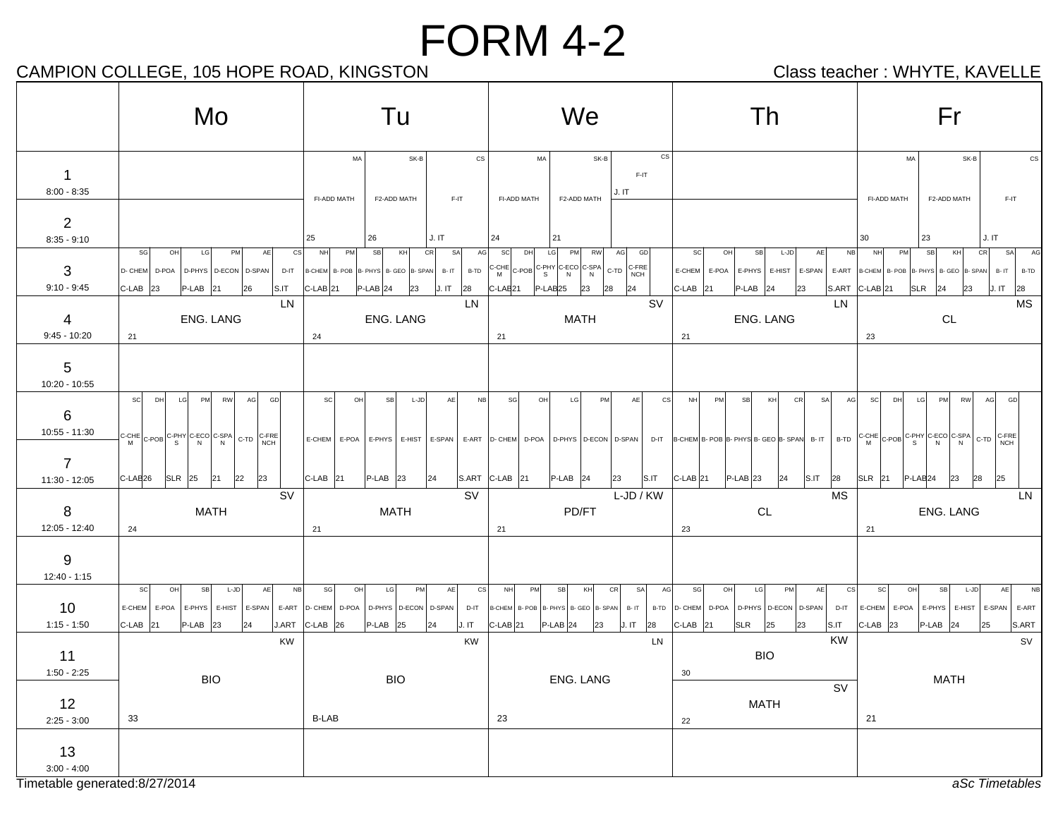# FORM 4-2

CAMPION COLLEGE, 105 HOPE ROAD, KINGSTON

Class teacher : WHYTE, KAVELLE

| | Mo | Tu | We | Th | Fr |
|---|---|---|---|---|---|
| 1 (8:00 - 8:35) | | MA FI-ADD MATH 25; SK-B F2-ADD MATH 26; CS F-IT J. IT | MA FI-ADD MATH 24; SK-B F2-ADD MATH 21; CS F-IT J. IT | | MA FI-ADD MATH 30; SK-B F2-ADD MATH 23; CS F-IT J. IT |
| 2 (8:35 - 9:10) | | (continued) | (continued) | | (continued) |
| 3 (9:10 - 9:45) | SG D- CHEM C-LAB; OH D-POA 23; LG D-PHYS P-LAB; PM D-ECON 21; AE D-SPAN 26; CS D-IT S.IT | NH B-CHEM C-LAB; PM B- POB 21; SB B- PHYS P-LAB; KH B- GEO 24; CR B- SPAN 23; SA B- IT J. IT; AG B-TD 28 | SC C-CHEM C-LAB; DH C-POB 21; LG C-PHYS P-LAB; PM C-ECON 25; RW C-SPAN 23; AG C-TD 28; GD C-FRENCH 24 | SC E-CHEM C-LAB; OH E-POA 21; SB E-PHYS P-LAB; L-JD E-HIST 24; AE E-SPAN 23; NB E-ART S.ART | NH B-CHEM C-LAB; PM B- POB 21; SB B- PHYS SLR; KH B- GEO 24; CR B- SPAN 23; SA B- IT J. IT; AG B-TD 28 |
| 4 (9:45 - 10:20) | ENG. LANG LN 21 | ENG. LANG LN 24 | MATH SV 21 | ENG. LANG LN 21 | CL MS 23 |
| 5 (10:20 - 10:55) | | | | | |
| 6 (10:55 - 11:30) | SC C-CHEM C-LAB; DH C-POB 26; LG C-PHYS SLR; PM C-ECON 25; RW C-SPAN 21; AG C-TD 22; GD C-FRENCH 23 | SC E-CHEM C-LAB; OH E-POA 21; SB E-PHYS P-LAB; L-JD E-HIST 23; AE E-SPAN 24; NB E-ART S.ART | SG D- CHEM C-LAB; OH D-POA 21; LG D-PHYS P-LAB; PM D-ECON 24; AE D-SPAN 23; CS D-IT S.IT | NH B-CHEM C-LAB 21; PM B- POB; SB B- PHYS P-LAB 23; KH B- GEO 24; CR B- SPAN S.IT; SA B- IT 28; AG B-TD | SC C-CHEM SLR; DH C-POB 21; LG C-PHYS P-LAB; PM C-ECON 24; RW C-SPAN 23; AG C-TD 28; GD C-FRENCH 25 |
| 7 (11:30 - 12:05) | (continued) | (continued) | (continued) | (continued) | (continued) |
| 8 (12:05 - 12:40) | MATH SV 24 | MATH SV 21 | PD/FT L-JD / KW 21 | CL MS 23 | ENG. LANG LN 21 |
| 9 (12:40 - 1:15) | | | | | |
| 10 (1:15 - 1:50) | SC E-CHEM C-LAB; OH E-POA 21; SB E-PHYS P-LAB; L-JD E-HIST 23; AE E-SPAN 24; NB E-ART J.ART | SG D- CHEM C-LAB; OH D-POA 26; LG D-PHYS P-LAB; PM D-ECON 25; AE D-SPAN 24; CS D-IT J. IT | NH B-CHEM C-LAB; PM B- POB 21; SB B- PHYS P-LAB; KH B- GEO 24; CR B- SPAN 23; SA B- IT J. IT; AG B-TD 28 | SG D- CHEM C-LAB; OH D-POA 21; LG D-PHYS SLR; PM D-ECON 25; AE D-SPAN 23; CS D-IT S.IT | SC E-CHEM C-LAB; OH E-POA 23; SB E-PHYS P-LAB; L-JD E-HIST 24; AE E-SPAN 25; NB E-ART S.ART |
| 11 (1:50 - 2:25) | BIO KW 33 | BIO KW B-LAB | ENG. LANG LN 23 | BIO KW 30 | MATH SV 21 |
| 12 (2:25 - 3:00) | (continued) | (continued) | (continued) | MATH SV 22 | (continued) |
| 13 (3:00 - 4:00) | | | | | |

Timetable generated:8/27/2014

*aSc Timetables*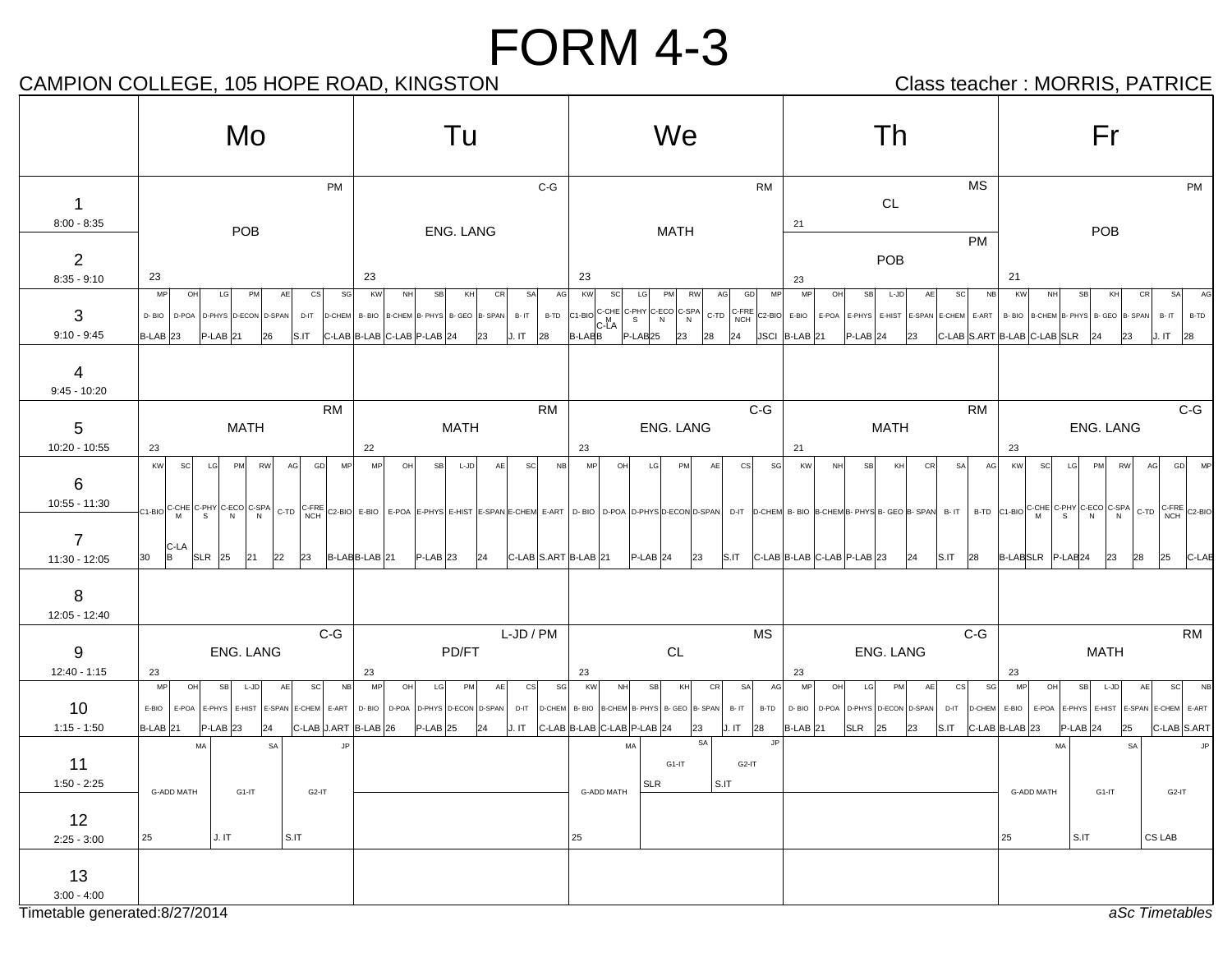# FORM 4-3

CAMPION COLLEGE, 105 HOPE ROAD, KINGSTON

Class teacher : MORRIS, PATRICE

| | Mo | Tu | We | Th | Fr |
|---|---|---|---|---|---|
| 1 (8:00 - 8:35) | POB (PM) 23 | ENG. LANG (C-G) 23 | MATH (RM) 23 | CL (MS) 21 | POB (PM) 21 |
| 2 (8:35 - 9:10) | POB (PM) 23 | ENG. LANG (C-G) 23 | MATH (RM) 23 | POB (PM) 23 | POB (PM) 21 |
| 3 (9:10 - 9:45) | D- BIO (MP) B-LAB; D-POA (OH) 23; D-PHYS (LG) P-LAB; D-ECON (PM) 21; D-SPAN (AE) 26; D-IT (CS) S.IT; D-CHEM (SG) C-LAB | B- BIO (KW) B-LAB; B-CHEM (NH) C-LAB; B- PHYS (SB) P-LAB; B- GEO (KH) 24; B- SPAN (CR) 23; B- IT (SA) J. IT; B-TD (AG) 28 | C1-BIO (KW) B-LAB; C-CHEM (SC) C-LAB; C-PHYS (LG) P-LAB; C-ECON (PM) 25; C-SPAN (RW) 23; C-TD (AG) 28; C-FRENCH (GD) 24; C2-BIO (MP) JSCI | E-BIO (MP) B-LAB; E-POA (OH) 21; E-PHYS (SB) P-LAB; E-HIST (L-JD) 24; E-SPAN (AE) 23; E-CHEM (SC) C-LAB; E-ART (NB) S.ART | B- BIO (KW) B-LAB; B-CHEM (NH) C-LAB; B- PHYS (SB) SLR; B- GEO (KH) 24; B- SPAN (CR) 23; B- IT (SA) J. IT; B-TD (AG) 28 |
| 4 (9:45 - 10:20) | | | | | |
| 5 (10:20 - 10:55) | MATH (RM) 23 | MATH (RM) 22 | ENG. LANG (C-G) 23 | MATH (RM) 21 | ENG. LANG (C-G) 23 |
| 6 (10:55 - 11:30) | C1-BIO (KW) 30; C-CHEM (SC) C-LAB; C-PHYS (LG) SLR; C-ECON (PM) 25; C-SPAN (RW) 21; C-TD (AG) 22; C-FRENCH (GD) 23; C2-BIO (MP) B-LAB | E-BIO (MP) B-LAB; E-POA (OH) 21; E-PHYS (SB) P-LAB; E-HIST (L-JD) 23; E-SPAN (AE) 24; E-CHEM (SC) C-LAB; E-ART (NB) S.ART | D- BIO (MP) B-LAB; D-POA (OH) 21; D-PHYS (LG) P-LAB; D-ECON (PM) 24; D-SPAN (AE) 23; D-IT (CS) S.IT; D-CHEM (SG) C-LAB | B- BIO (KW) B-LAB; B-CHEM (NH) C-LAB; B- PHYS (SB) P-LAB; B- GEO (KH) 23; B- SPAN (CR) 24; B- IT (SA) S.IT; B-TD (AG) 28 | C1-BIO (KW) B-LAB; C-CHEM (SC) SLR; C-PHYS (LG) P-LAB; C-ECON (PM) 24; C-SPAN (RW) 23; C-TD (AG) 28; C-FRENCH (GD) 25; C2-BIO (MP) C-LAB |
| 7 (11:30 - 12:05) | (continued from 6) | (continued from 6) | (continued from 6) | (continued from 6) | (continued from 6) |
| 8 (12:05 - 12:40) | | | | | |
| 9 (12:40 - 1:15) | ENG. LANG (C-G) 23 | PD/FT (L-JD / PM) 23 | CL (MS) 23 | ENG. LANG (C-G) 23 | MATH (RM) 23 |
| 10 (1:15 - 1:50) | E-BIO (MP) B-LAB; E-POA (OH) 21; E-PHYS (SB) P-LAB; E-HIST (L-JD) 23; E-SPAN (AE) 24; E-CHEM (SC) C-LAB; E-ART (NB) J.ART | D- BIO (MP) B-LAB; D-POA (OH) 26; D-PHYS (LG) P-LAB; D-ECON (PM) 25; D-SPAN (AE) 24; D-IT (CS) J. IT; D-CHEM (SG) C-LAB | B- BIO (KW) B-LAB; B-CHEM (NH) C-LAB; B- PHYS (SB) P-LAB; B- GEO (KH) 24; B- SPAN (CR) 23; B- IT (SA) J. IT; B-TD (AG) 28 | D- BIO (MP) B-LAB; D-POA (OH) 21; D-PHYS (LG) SLR; D-ECON (PM) 25; D-SPAN (AE) 23; D-IT (CS) S.IT; D-CHEM (SG) C-LAB | E-BIO (MP) B-LAB; E-POA (OH) 23; E-PHYS (SB) P-LAB; E-HIST (L-JD) 24; E-SPAN (AE) 25; E-CHEM (SC) C-LAB; E-ART (NB) S.ART |
| 11 (1:50 - 2:25) | G-ADD MATH (MA) 25; G1-IT (SA) J. IT; G2-IT (JP) S.IT | | G-ADD MATH (MA) 25; G1-IT (SA) SLR; G2-IT (JP) S.IT | | G-ADD MATH (MA) 25; G1-IT (SA) S.IT; G2-IT (JP) CS LAB |
| 12 (2:25 - 3:00) | G-ADD MATH (MA) 25; G1-IT (SA) J. IT; G2-IT (JP) S.IT | | G-ADD MATH (MA) 25 | | G-ADD MATH (MA) 25; G1-IT (SA) S.IT; G2-IT (JP) CS LAB |
| 13 (3:00 - 4:00) | | | | | |

Timetable generated:8/27/2014

*aSc Timetables*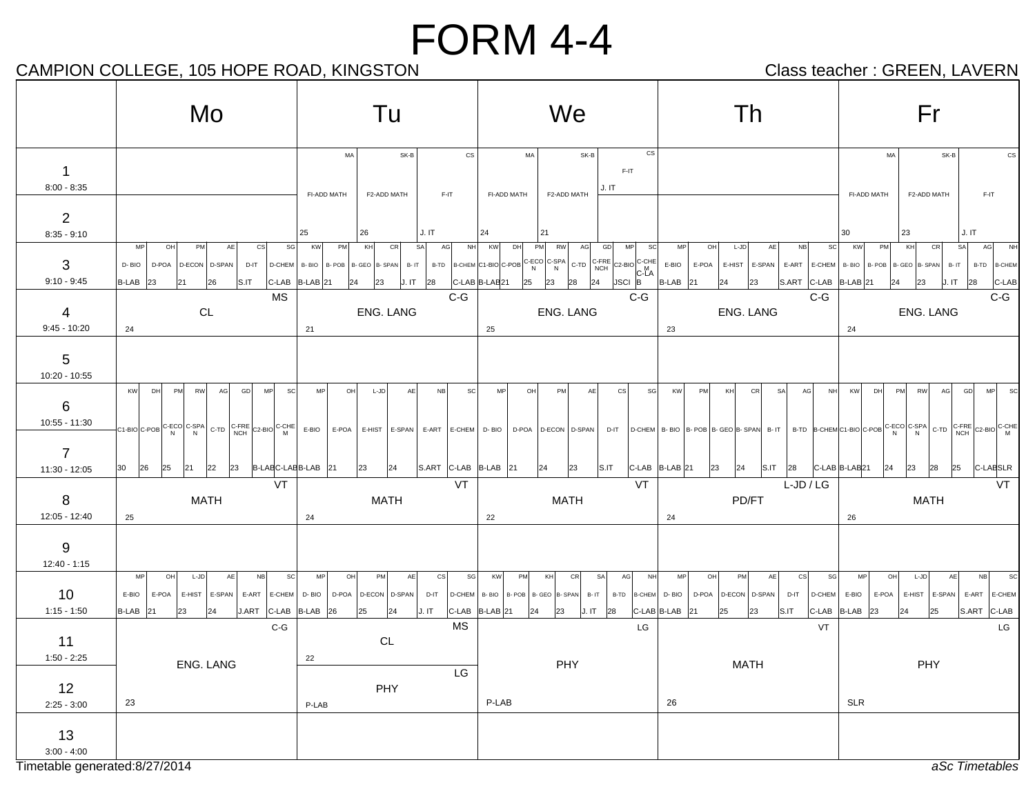# FORM 4-4

CAMPION COLLEGE, 105 HOPE ROAD, KINGSTON

Class teacher : GREEN, LAVERN

| | Mo | Tu | We | Th | Fr |
|---|---|---|---|---|---|
| 1<br>8:00 - 8:35 | | MA FI-ADD MATH 25 / SK-B F2-ADD MATH 26 / CS F-IT J. IT | MA FI-ADD MATH 24 / SK-B F2-ADD MATH 21 / CS F-IT J. IT | | MA FI-ADD MATH 30 / SK-B F2-ADD MATH 23 / CS F-IT J. IT |
| 2<br>8:35 - 9:10 | | (continued) | (continued) | | (continued) |
| 3<br>9:10 - 9:45 | MP D- BIO B-LAB / OH D-POA 23 / PM D-ECON 21 / AE D-SPAN 26 / CS D-IT S.IT / SG D-CHEM C-LAB | KW B- BIO B-LAB / PM B- POB 21 / KH B- GEO 24 / CR B- SPAN 23 / SA B- IT J. IT / AG B-TD 28 / NH B-CHEM C-LAB | KW C1-BIO B-LAB / DH C-POB 21 / PM C-ECON 25 / RW C-SPAN 23 / AG C-TD 28 / GD C-FRENCH 24 / MP C2-BIO JSCI / SC C-CHEM C-LAB | MP E-BIO B-LAB / OH E-POA 21 / L-JD E-HIST 24 / AE E-SPAN 23 / NB E-ART S.ART / SC E-CHEM C-LAB | KW B- BIO B-LAB / PM B- POB 21 / KH B- GEO 24 / CR B- SPAN 23 / SA B- IT J. IT / AG B-TD 28 / NH B-CHEM C-LAB |
| 4<br>9:45 - 10:20 | CL MS 24 | ENG. LANG C-G 21 | ENG. LANG C-G 25 | ENG. LANG C-G 23 | ENG. LANG C-G 24 |
| 5<br>10:20 - 10:55 | | | | | |
| 6<br>10:55 - 11:30 | KW C1-BIO 30 / DH C-POB 26 / PM C-ECON 25 / RW C-SPAN 21 / AG C-TD 22 / GD C-FRENCH 23 / MP C2-BIO B-LAB / SC C-CHEM C-LAB | MP E-BIO B-LAB / OH E-POA 21 / L-JD E-HIST 23 / AE E-SPAN 24 / NB E-ART S.ART / SC E-CHEM C-LAB | MP D- BIO B-LAB / OH D-POA 21 / PM D-ECON 24 / AE D-SPAN 23 / CS D-IT S.IT / SG D-CHEM C-LAB | KW B- BIO B-LAB / PM B- POB 21 / KH B- GEO 23 / CR B- SPAN 24 / SA B- IT S.IT / AG B-TD 28 / NH B-CHEM C-LAB | KW C1-BIO B-LAB / DH C-POB 21 / PM C-ECON 24 / RW C-SPAN 23 / AG C-TD 28 / GD C-FRENCH 25 / MP C2-BIO C-LAB / SC C-CHEM SLR |
| 7<br>11:30 - 12:05 | (continued) | (continued) | (continued) | (continued) | (continued) |
| 8<br>12:05 - 12:40 | MATH VT 25 | MATH VT 24 | MATH VT 22 | PD/FT L-JD / LG 24 | MATH VT 26 |
| 9<br>12:40 - 1:15 | | | | | |
| 10<br>1:15 - 1:50 | MP E-BIO B-LAB / OH E-POA 21 / L-JD E-HIST 23 / AE E-SPAN 24 / NB E-ART J.ART / SC E-CHEM C-LAB | MP D- BIO B-LAB / OH D-POA 26 / PM D-ECON 25 / AE D-SPAN 24 / CS D-IT J. IT / SG D-CHEM C-LAB | KW B- BIO B-LAB / PM B- POB 21 / KH B- GEO 24 / CR B- SPAN 23 / SA B- IT J. IT / AG B-TD 28 / NH B-CHEM C-LAB | MP D- BIO B-LAB / OH D-POA 21 / PM D-ECON 25 / AE D-SPAN 23 / CS D-IT S.IT / SG D-CHEM C-LAB | MP E-BIO B-LAB / OH E-POA 23 / L-JD E-HIST 24 / AE E-SPAN 25 / NB E-ART S.ART / SC E-CHEM C-LAB |
| 11<br>1:50 - 2:25 | ENG. LANG C-G 23 | CL MS 22 | PHY LG P-LAB | MATH VT 26 | PHY LG SLR |
| 12<br>2:25 - 3:00 | (continued) | PHY LG P-LAB | (continued) | (continued) | (continued) |
| 13<br>3:00 - 4:00 | | | | | |

Timetable generated:8/27/2014

*aSc Timetables*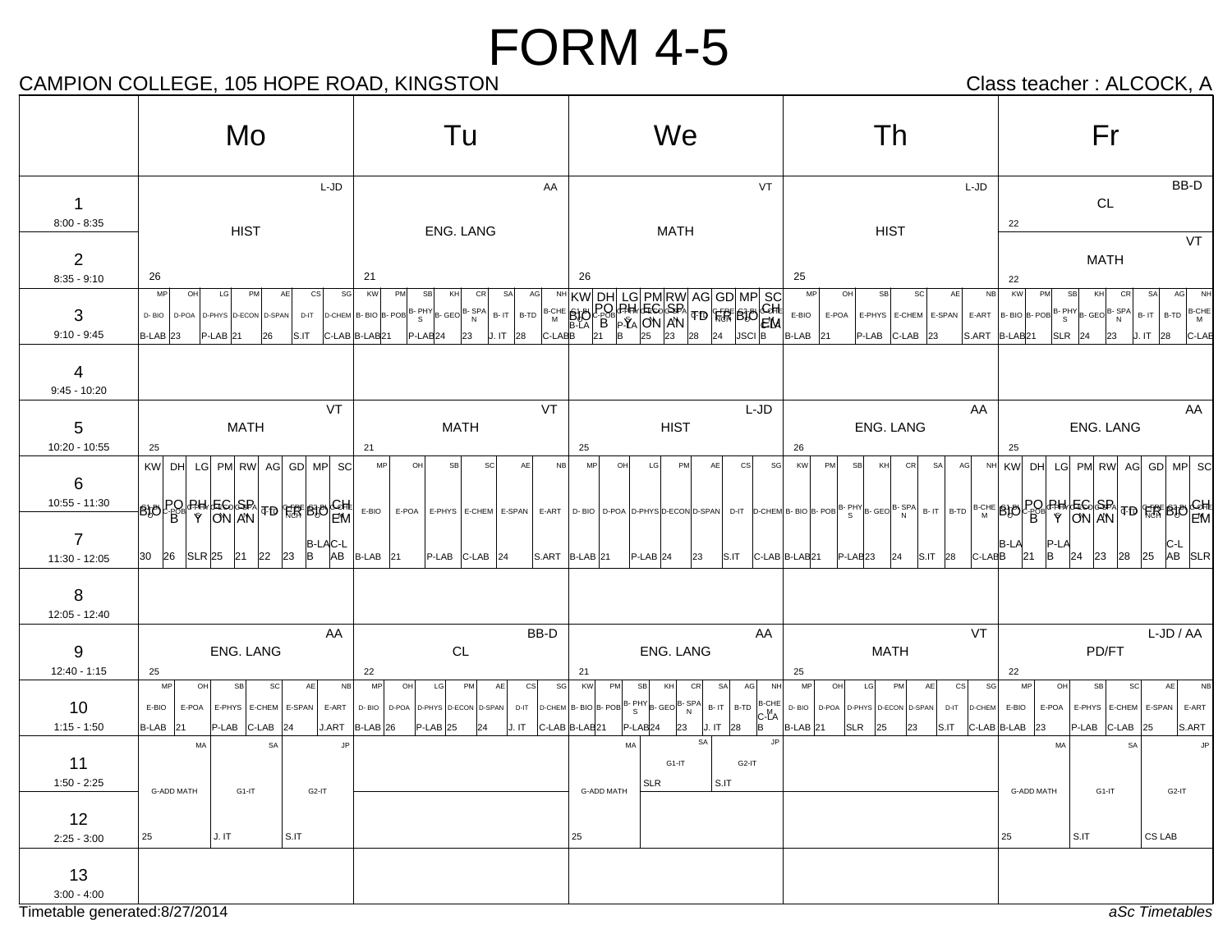# FORM 4-5

CAMPION COLLEGE, 105 HOPE ROAD, KINGSTON

Class teacher : ALCOCK, A

| | Mo | Tu | We | Th | Fr |
|---|---|---|---|---|---|
| 1 (8:00 - 8:35) | HIST (L-JD, 26) | ENG. LANG (AA, 21) | MATH (VT, 26) | HIST (L-JD, 25) | CL (BB-D, 22) |
| 2 (8:35 - 9:10) | HIST (L-JD, 26) | ENG. LANG (AA, 21) | MATH (VT, 26) | HIST (L-JD, 25) | MATH (VT, 22) |
| 3 (9:10 - 9:45) | MP D- BIO B-LAB; OH D-POA 23; LG D-PHYS P-LAB; PM D-ECON 21; AE D-SPAN 26; CS D-IT S.IT; SG D-CHEM C-LAB | KW B- BIO B-LAB; PM B- POB 21; SB B- PHYS P-LAB; KH B- GEO 24; CR B- SPAN 23; SA B- IT J. IT; AG B-TD 28; NH B-CHEM C-LAB | KW C3-BIO B-LAB; DH C-POB 21; LG C-PHYS P-LAB; PM C-ECON 25; RW C-SPAN 23; AG C-TD 28; GD C-FRENCH 24; MP C3-BIO JSCI; SC C-CHEM B | MP E-BIO B-LAB; OH E-POA 21; SB E-PHYS P-LAB; SC E-CHEM C-LAB; AE E-SPAN 23; NB E-ART S.ART | KW B- BIO B-LAB; PM B- POB 21; SB B- PHYS SLR; KH B- GEO 24; CR B- SPAN 23; SA B- IT J. IT; AG B-TD 28; NH B-CHEM C-LAB |
| 4 (9:45 - 10:20) | | | | | |
| 5 (10:20 - 10:55) | MATH (VT, 25) | MATH (VT, 21) | HIST (L-JD, 25) | ENG. LANG (AA, 26) | ENG. LANG (AA, 25) |
| 6 (10:55 - 11:30) | KW C3-BIO 30; DH C-POB 26; LG C-PHYS SLR; PM C-ECON 25; RW C-SPAN 21; AG C-TD 22; GD C-FRENCH 23; MP C3-BIO B-LAB; SC C-CHEM C-LAB | MP E-BIO B-LAB; OH E-POA 21; SB E-PHYS P-LAB; SC E-CHEM C-LAB; AE E-SPAN 24; NB E-ART S.ART | MP D- BIO B-LAB; OH D-POA 21; LG D-PHYS P-LAB; PM D-ECON 24; AE D-SPAN 23; CS D-IT S.IT; SG D-CHEM C-LAB | KW B- BIO B-LAB; PM B- POB 21; SB B- PHYS P-LAB; KH B- GEO 23; CR B- SPAN 24; SA B- IT S.IT; AG B-TD 28; NH B-CHEM C-LAB | KW C3-BIO B-LAB; DH C-POB 21; LG C-PHYS P-LAB; PM C-ECON 24; RW C-SPAN 23; AG C-TD 28; GD C-FRENCH 25; MP C3-BIO C-LAB; SC C-CHEM SLR |
| 7 (11:30 - 12:05) | (continued) | (continued) | (continued) | (continued) | (continued) |
| 8 (12:05 - 12:40) | | | | | |
| 9 (12:40 - 1:15) | ENG. LANG (AA, 25) | CL (BB-D, 22) | ENG. LANG (AA, 21) | MATH (VT, 25) | PD/FT (L-JD / AA, 22) |
| 10 (1:15 - 1:50) | MP E-BIO B-LAB; OH E-POA 21; SB E-PHYS P-LAB; SC E-CHEM C-LAB; AE E-SPAN 24; NB E-ART J.ART | MP D- BIO B-LAB; OH D-POA 26; LG D-PHYS P-LAB; PM D-ECON 25; AE D-SPAN 24; CS D-IT J. IT; SG D-CHEM C-LAB | KW B- BIO B-LAB; PM B- POB 21; SB B- PHYS P-LAB; KH B- GEO 24; CR B- SPAN 23; SA B- IT J. IT; AG B-TD 28; NH B-CHEM C-LAB | MP D- BIO B-LAB; OH D-POA 21; LG D-PHYS SLR; PM D-ECON 25; AE D-SPAN 23; CS D-IT S.IT; SG D-CHEM C-LAB | MP E-BIO B-LAB; OH E-POA 23; SB E-PHYS P-LAB; SC E-CHEM C-LAB; AE E-SPAN 25; NB E-ART S.ART |
| 11 (1:50 - 2:25) | MA G-ADD MATH 25; SA G1-IT J. IT; JP G2-IT S.IT | | MA G-ADD MATH 25; SA G1-IT SLR; JP G2-IT S.IT | | MA G-ADD MATH 25; SA G1-IT S.IT; JP G2-IT CS LAB |
| 12 (2:25 - 3:00) | (continued) | | MA G-ADD MATH 25 (continued) | | (continued) |
| 13 (3:00 - 4:00) | | | | | |

Timetable generated:8/27/2014

*aSc Timetables*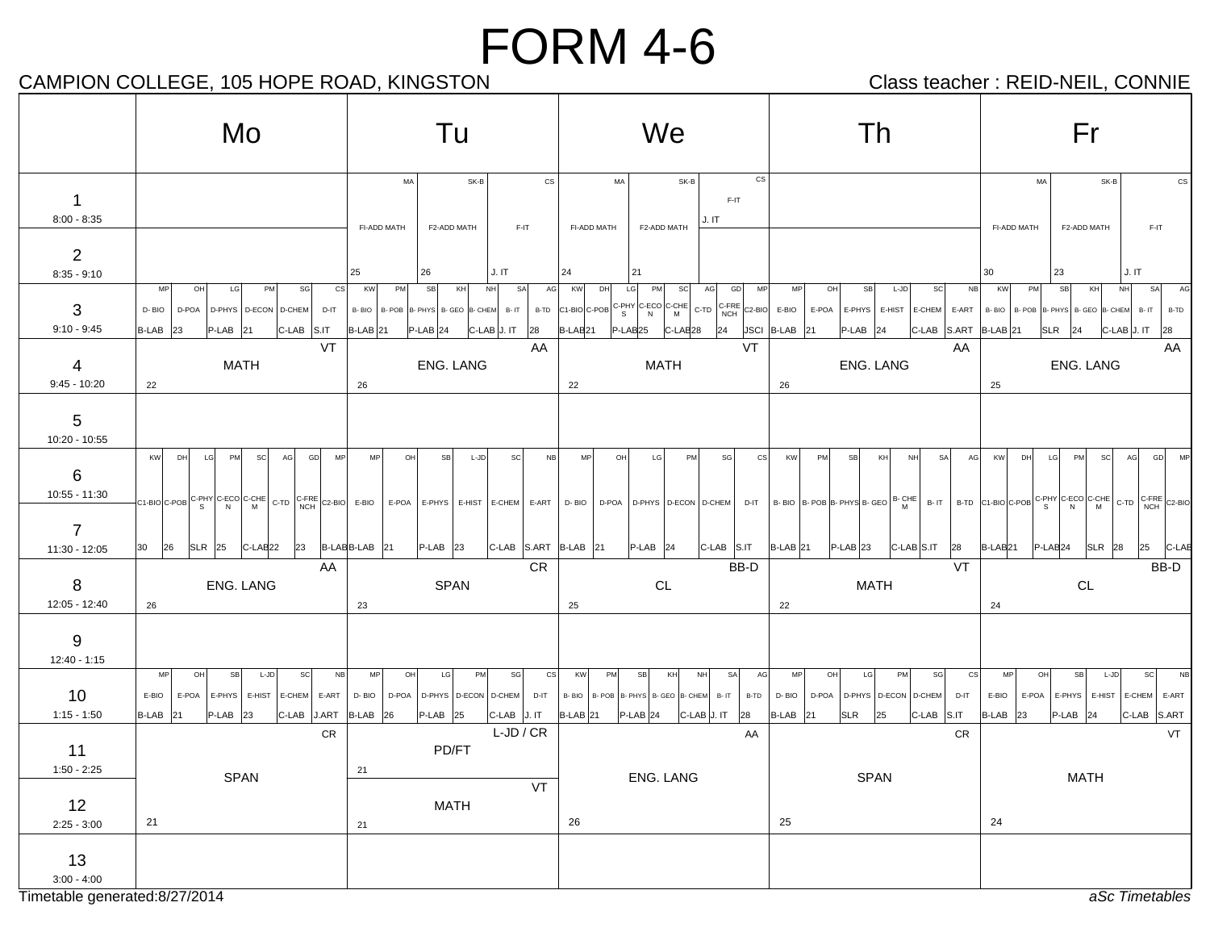# FORM 4-6

CAMPION COLLEGE, 105 HOPE ROAD, KINGSTON

Class teacher : REID-NEIL, CONNIE

| | Mo | Tu | We | Th | Fr |
|---|---|---|---|---|---|
| 1 8:00 - 8:35 | | MA FI-ADD MATH 25; SK-B F2-ADD MATH 26; CS F-IT J. IT | MA FI-ADD MATH 24; SK-B F2-ADD MATH 21; CS F-IT J. IT | | MA FI-ADD MATH 30; SK-B F2-ADD MATH 23; CS F-IT J. IT |
| 2 8:35 - 9:10 | | | | | |
| 3 9:10 - 9:45 | MP D- BIO B-LAB; OH D-POA 23; LG D-PHYS P-LAB; PM D-ECON 21; SG D-CHEM C-LAB; CS D-IT S.IT | KW B- BIO B-LAB; PM B- POB 21; SB B- PHYS P-LAB; KH B- GEO 24; NH B- CHEM C-LAB; SA B- IT J. IT; AG B-TD 28 | KW C1-BIO B-LAB; DH C-POB 21; LG C-PHYS P-LAB; PM C-ECON 25; SC C-CHEM C-LAB; AG C-TD 28; GD C-FRENCH 24; MP C2-BIO JSCI | MP E-BIO B-LAB; OH E-POA 21; SB E-PHYS P-LAB; L-JD E-HIST 24; SC E-CHEM C-LAB; NB E-ART S.ART | KW B- BIO B-LAB; PM B- POB 21; SB B- PHYS SLR; KH B- GEO 24; NH B- CHEM C-LAB; SA B- IT J. IT; AG B-TD 28 |
| 4 9:45 - 10:20 | VT MATH 22 | AA ENG. LANG 26 | VT MATH 22 | AA ENG. LANG 26 | AA ENG. LANG 25 |
| 5 10:20 - 10:55 | | | | | |
| 6 10:55 - 11:30 | KW C1-BIO 30; DH C-POB 26; LG C-PHYS SLR; PM C-ECON 25; SC C-CHEM C-LAB; AG C-TD 22; GD C-FRENCH 23; MP C2-BIO B-LAB | MP E-BIO B-LAB; OH E-POA 21; SB E-PHYS P-LAB; L-JD E-HIST 23; SC E-CHEM C-LAB; NB E-ART S.ART | MP D- BIO B-LAB; OH D-POA 21; LG D-PHYS P-LAB; PM D-ECON 24; SG D-CHEM C-LAB; CS D-IT S.IT | KW B- BIO B-LAB; PM B- POB 21; SB B- PHYS P-LAB; KH B- GEO 23; NH B- CHEM C-LAB; SA B- IT S.IT; AG B-TD 28 | KW C1-BIO B-LAB; DH C-POB 21; LG C-PHYS P-LAB; PM C-ECON 24; SC C-CHEM SLR; AG C-TD 28; GD C-FRENCH 25; MP C2-BIO C-LAB |
| 7 11:30 - 12:05 | | | | | |
| 8 12:05 - 12:40 | AA ENG. LANG 26 | CR SPAN 23 | BB-D CL 25 | VT MATH 22 | BB-D CL 24 |
| 9 12:40 - 1:15 | | | | | |
| 10 1:15 - 1:50 | MP E-BIO B-LAB; OH E-POA 21; SB E-PHYS P-LAB; L-JD E-HIST 23; SC E-CHEM C-LAB; NB E-ART J.ART | MP D- BIO B-LAB; OH D-POA 26; LG D-PHYS P-LAB; PM D-ECON 25; SG D-CHEM C-LAB; CS D-IT J. IT | KW B- BIO B-LAB; PM B- POB 21; SB B- PHYS P-LAB; KH B- GEO 24; NH B- CHEM C-LAB; SA B- IT J. IT; AG B-TD 28 | MP D- BIO B-LAB; OH D-POA 21; LG D-PHYS SLR; PM D-ECON 25; SG D-CHEM C-LAB; CS D-IT S.IT | MP E-BIO B-LAB; OH E-POA 23; SB E-PHYS P-LAB; L-JD E-HIST 24; SC E-CHEM C-LAB; NB E-ART S.ART |
| 11 1:50 - 2:25 | CR SPAN 21 | L-JD / CR PD/FT 21 | AA ENG. LANG 26 | CR SPAN 25 | VT MATH 24 |
| 12 2:25 - 3:00 | | VT MATH 21 | | | |
| 13 3:00 - 4:00 | | | | | |

Timetable generated:8/27/2014

*aSc Timetables*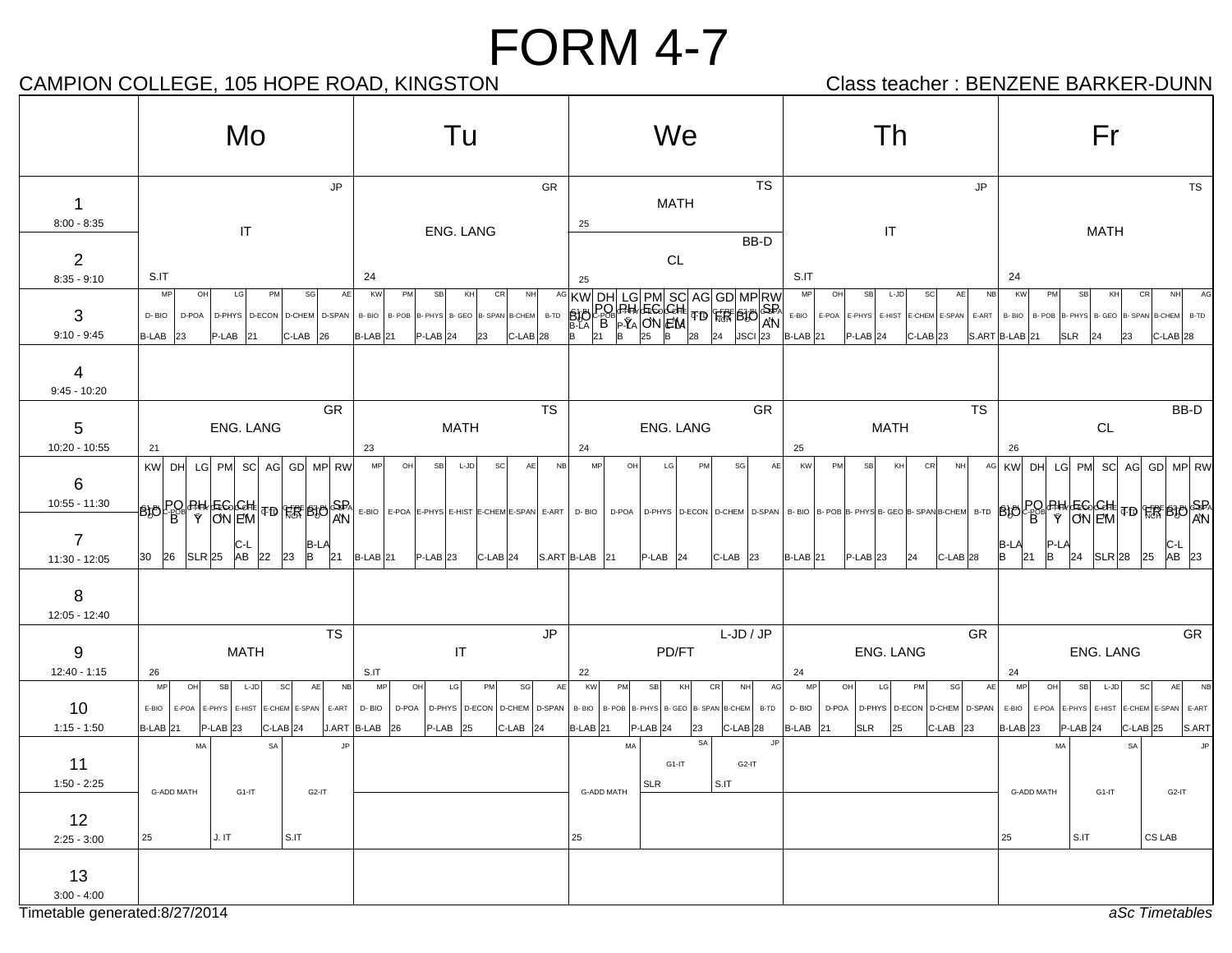# FORM 4-7

CAMPION COLLEGE, 105 HOPE ROAD, KINGSTON

Class teacher : BENZENE BARKER-DUNN

| | Mo | Tu | We | Th | Fr |
|---|---|---|---|---|---|
| 1 (8:00 - 8:35) | IT (JP, S.IT) | ENG. LANG (GR, 24) | MATH (TS, 25) | IT (JP, S.IT) | MATH (TS, 24) |
| 2 (8:35 - 9:10) | IT (JP, S.IT) | ENG. LANG (GR, 24) | CL (BB-D, 25) | IT (JP, S.IT) | MATH (TS, 24) |
| 3 (9:10 - 9:45) | MP D- BIO B-LAB; OH D-POA 23; LG D-PHYS P-LAB; PM D-ECON 21; SG D-CHEM C-LAB; AE D-SPAN 26 | KW B- BIO B-LAB; PM B- POB 21; SB B- PHYS P-LAB; KH B- GEO 24; CR B- SPAN 23; NH B-CHEM C-LAB; AG B-TD 28 | KW BIO B-LAB; DH POB 21; LG PHY B; PM ECON 25; SC CHEM B; AG TD 28; GD FR 24; MP BIO JSCI; RW SPAN 23 | MP E-BIO B-LAB; OH E-POA 21; SB E-PHYS P-LAB; L-JD E-HIST 24; SC E-CHEM C-LAB; AE E-SPAN 23; NB E-ART S.ART | KW B- BIO B-LAB; PM B- POB 21; SB B- PHYS SLR; KH B- GEO 24; CR B- SPAN 23; NH B-CHEM C-LAB; AG B-TD 28 |
| 4 (9:45 - 10:20) | | | | | |
| 5 (10:20 - 10:55) | ENG. LANG (GR, 21) | MATH (TS, 23) | ENG. LANG (GR, 24) | MATH (TS, 25) | CL (BB-D, 26) |
| 6 (10:55 - 11:30) | KW BIO 30; DH POB 26; LG PHY SLR; PM ECON 25; SC CHEM C-LAB; AG TD 22; GD FR 23; MP BIO B-LAB; RW SPAN 21 | MP E-BIO B-LAB; OH E-POA 21; SB E-PHYS P-LAB; L-JD E-HIST 23; SC E-CHEM C-LAB; AE E-SPAN 24; NB E-ART S.ART | MP D- BIO B-LAB; OH D-POA 21; LG D-PHYS P-LAB; PM D-ECON 24; SG D-CHEM C-LAB; AE D-SPAN 23 | KW B- BIO B-LAB; PM B- POB 21; SB B- PHYS P-LAB; KH B- GEO 23; CR B- SPAN 24; NH B-CHEM C-LAB; AG B-TD 28 | KW BIO B-LAB; DH POB 21; LG PHY P-LAB; PM ECON 24; SC CHEM SLR; AG TD 28; GD FR 25; MP BIO C-LAB; RW SPAN 23 |
| 7 (11:30 - 12:05) | (continued) | (continued) | (continued) | (continued) | (continued) |
| 8 (12:05 - 12:40) | | | | | |
| 9 (12:40 - 1:15) | MATH (TS, 26) | IT (JP, S.IT) | PD/FT (L-JD / JP, 22) | ENG. LANG (GR, 24) | ENG. LANG (GR, 24) |
| 10 (1:15 - 1:50) | MP E-BIO B-LAB; OH E-POA 21; SB E-PHYS P-LAB; L-JD E-HIST 23; SC E-CHEM C-LAB; AE E-SPAN 24; NB E-ART J.ART | MP D- BIO B-LAB; OH D-POA 26; LG D-PHYS P-LAB; PM D-ECON 25; SG D-CHEM C-LAB; AE D-SPAN 24 | KW B- BIO B-LAB; PM B- POB 21; SB B- PHYS P-LAB; KH B- GEO 24; CR B- SPAN 23; NH B-CHEM C-LAB; AG B-TD 28 | MP D- BIO B-LAB; OH D-POA 21; LG D-PHYS SLR; PM D-ECON 25; SG D-CHEM C-LAB; AE D-SPAN 23 | MP E-BIO B-LAB; OH E-POA 23; SB E-PHYS P-LAB; L-JD E-HIST 24; SC E-CHEM C-LAB; AE E-SPAN 25; NB E-ART S.ART |
| 11 (1:50 - 2:25) | MA G-ADD MATH 25; SA G1-IT J. IT; JP G2-IT S.IT | | MA G-ADD MATH 25; SA G1-IT SLR; JP G2-IT S.IT | | MA G-ADD MATH 25; SA G1-IT S.IT; JP G2-IT CS LAB |
| 12 (2:25 - 3:00) | (continued) | | G-ADD MATH (continued) | | (continued) |
| 13 (3:00 - 4:00) | | | | | |

Timetable generated:8/27/2014

*aSc Timetables*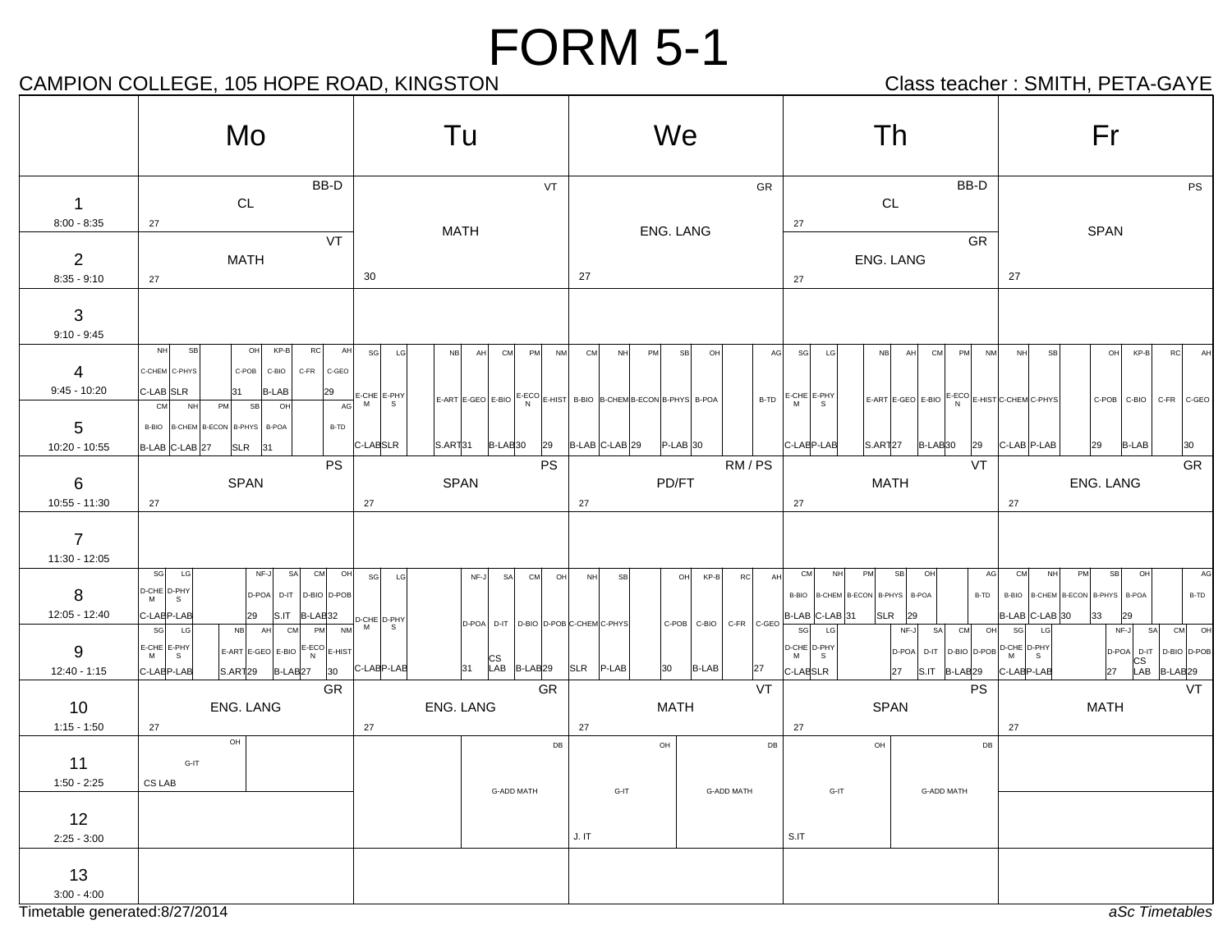# FORM 5-1

CAMPION COLLEGE, 105 HOPE ROAD, KINGSTON

Class teacher : SMITH, PETA-GAYE

| | Mo | Tu | We | Th | Fr |
|---|---|---|---|---|---|
| 1 (8:00 - 8:35) | CL (BB-D) 27 | MATH (VT) 30 | ENG. LANG (GR) 27 | CL (BB-D) 27 | SPAN (PS) 27 |
| 2 (8:35 - 9:10) | MATH (VT) 27 | MATH (VT) 30 | ENG. LANG (GR) 27 | ENG. LANG (GR) 27 | SPAN (PS) 27 |
| 3 (9:10 - 9:45) | | | | | |
| 4 (9:45 - 10:20) | C-CHEM (NH) C-LAB; C-PHYS (SB) SLR; C-POB (OH) 31; C-BIO (KP-B) B-LAB; C-FR (RC); C-GEO (AH) 29 | E-CHEM (SG) C-LAB; E-PHYS (LG) SLR; E-ART (NB) S.ART; E-GEO (AH) 31; E-BIO (CM) B-LAB; E-ECON (PM) 30; E-HIST (NM) 29 | B-BIO (CM) B-LAB; B-CHEM (NH) C-LAB; B-ECON (PM) 29; B-PHYS (SB) P-LAB; B-POA (OH) 30; B-TD (AG) | E-CHEM (SG) C-LAB; E-PHYS (LG) P-LAB; E-ART (NB) S.ART; E-GEO (AH) 27; E-BIO (CM) B-LAB; E-ECON (PM) 30; E-HIST (NM) 29 | C-CHEM (NH) C-LAB; C-PHYS (SB) P-LAB; C-POB (OH) 29; C-BIO (KP-B) B-LAB; C-FR (RC); C-GEO (AH) 30 |
| 5 (10:20 - 10:55) | B-BIO (CM) B-LAB; B-CHEM (NH) C-LAB; B-ECON (PM) 27; B-PHYS (SB) SLR; B-POA (OH) 31; B-TD (AG) | E-CHEM (SG) C-LAB; E-PHYS (LG) SLR; E-ART (NB) S.ART; E-GEO (AH) 31; E-BIO (CM) B-LAB; E-ECON (PM) 30; E-HIST (NM) 29 | B-BIO (CM) B-LAB; B-CHEM (NH) C-LAB; B-ECON (PM) 29; B-PHYS (SB) P-LAB; B-POA (OH) 30; B-TD (AG) | E-CHEM (SG) C-LAB; E-PHYS (LG) P-LAB; E-ART (NB) S.ART; E-GEO (AH) 27; E-BIO (CM) B-LAB; E-ECON (PM) 30; E-HIST (NM) 29 | C-CHEM (NH) C-LAB; C-PHYS (SB) P-LAB; C-POB (OH) 29; C-BIO (KP-B) B-LAB; C-FR (RC); C-GEO (AH) 30 |
| 6 (10:55 - 11:30) | SPAN (PS) 27 | SPAN (PS) 27 | PD/FT (RM / PS) 27 | MATH (VT) 27 | ENG. LANG (GR) 27 |
| 7 (11:30 - 12:05) | | | | | |
| 8 (12:05 - 12:40) | D-CHEM (SG) C-LAB; D-PHYS (LG) P-LAB; D-POA (NF-J) 29; D-IT (SA) S.IT; D-BIO (CM) B-LAB; D-POB (OH) 32 | D-CHEM (SG) C-LAB; D-PHYS (LG) P-LAB; D-POA (NF-J) 31; D-IT (SA) CS LAB; D-BIO (CM) B-LAB; D-POB (OH) 29 | C-CHEM (NH) SLR; C-PHYS (SB) P-LAB; C-POB (OH) 30; C-BIO (KP-B) B-LAB; C-FR (RC); C-GEO (AH) 27 | B-BIO (CM) B-LAB; B-CHEM (NH) C-LAB; B-ECON (PM) 31; B-PHYS (SB) SLR; B-POA (OH) 29; B-TD (AG) | B-BIO (CM) B-LAB; B-CHEM (NH) C-LAB; B-ECON (PM) 30; B-PHYS (SB) 33; B-POA (OH) 29; B-TD (AG) |
| 9 (12:40 - 1:15) | E-CHEM (SG) C-LAB; E-PHYS (LG) P-LAB; E-ART (NB) S.ART; E-GEO (AH) 29; E-BIO (CM) B-LAB; E-ECON (PM) 27; E-HIST (NM) 30 | D-CHEM (SG) C-LAB; D-PHYS (LG) P-LAB; D-POA (NF-J) 31; D-IT (SA) CS LAB; D-BIO (CM) B-LAB; D-POB (OH) 29 | C-CHEM (NH) SLR; C-PHYS (SB) P-LAB; C-POB (OH) 30; C-BIO (KP-B) B-LAB; C-FR (RC); C-GEO (AH) 27 | D-CHEM (SG) C-LAB; D-PHYS (LG) SLR; D-POA (NF-J) 27; D-IT (SA) S.IT; D-BIO (CM) B-LAB; D-POB (OH) 29 | D-CHEM (SG) C-LAB; D-PHYS (LG) P-LAB; D-POA (NF-J) 27; D-IT (SA) CS LAB; D-BIO (CM) B-LAB; D-POB (OH) 29 |
| 10 (1:15 - 1:50) | ENG. LANG (GR) 27 | ENG. LANG (GR) 27 | MATH (VT) 27 | SPAN (PS) 27 | MATH (VT) 27 |
| 11 (1:50 - 2:25) | G-IT (OH) CS LAB | G-ADD MATH (DB) | G-IT (OH) J. IT; G-ADD MATH (DB) | G-IT (OH) S.IT; G-ADD MATH (DB) | |
| 12 (2:25 - 3:00) | | G-ADD MATH (DB) | G-IT (OH) J. IT; G-ADD MATH (DB) | G-IT (OH) S.IT; G-ADD MATH (DB) | |
| 13 (3:00 - 4:00) | | | | | |

Timetable generated:8/27/2014

*aSc Timetables*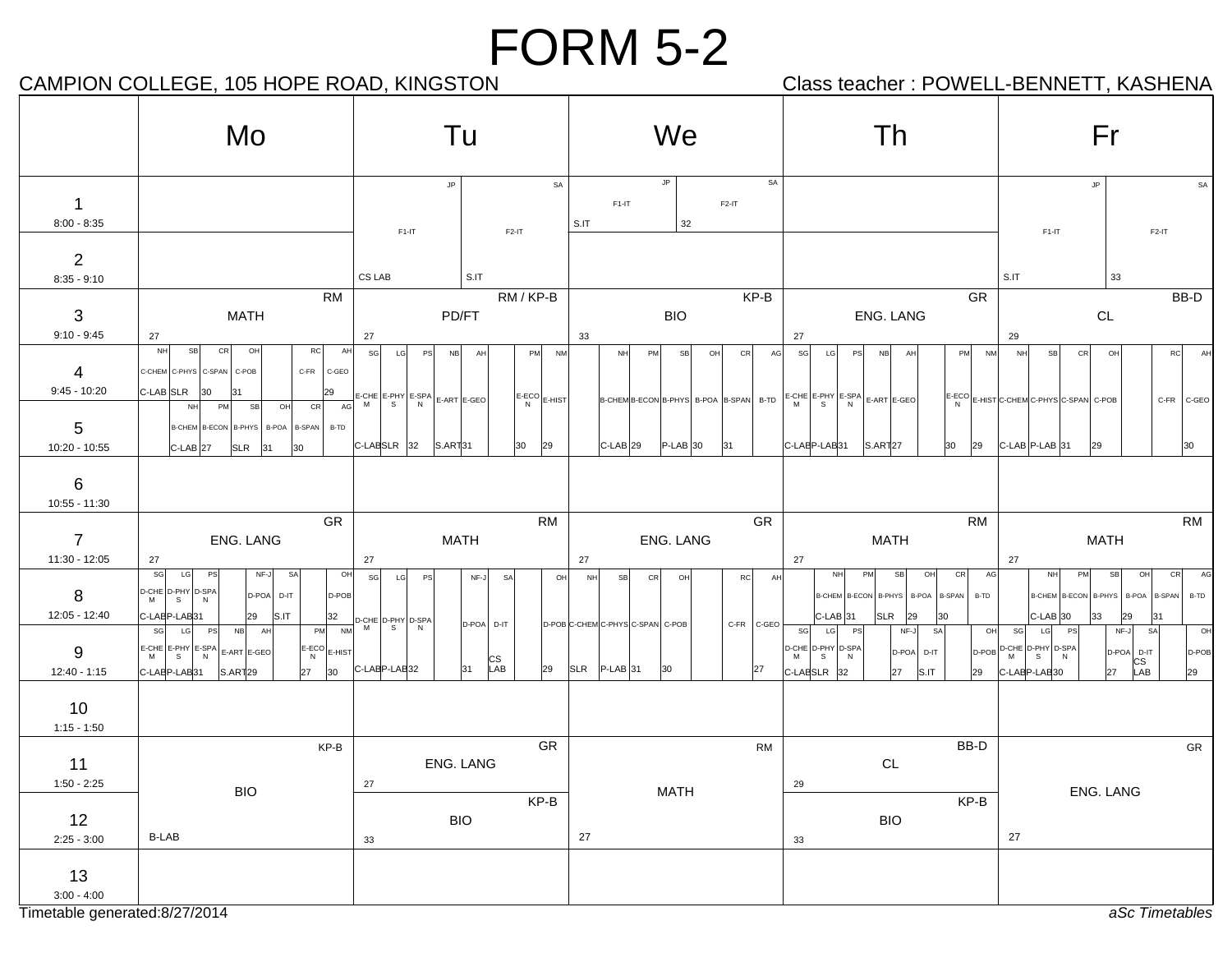# FORM 5-2

CAMPION COLLEGE, 105 HOPE ROAD, KINGSTON

Class teacher : POWELL-BENNETT, KASHENA

| | Mo | Tu | We | Th | Fr |
|---|---|---|---|---|---|
| 1 (8:00 - 8:35) | | F1-IT (JP) CS LAB / F2-IT (SA) S.IT | F1-IT (JP) S.IT / F2-IT (SA) 32 | | F1-IT (JP) S.IT / F2-IT (SA) 33 |
| 2 (8:35 - 9:10) | | | | | |
| 3 (9:10 - 9:45) | MATH (RM) 27 | PD/FT (RM / KP-B) 27 | BIO (KP-B) 33 | ENG. LANG (GR) 27 | CL (BB-D) 29 |
| 4 (9:45 - 10:20) | C-CHEM (NH) C-LAB; C-PHYS (SB) SLR; C-SPAN (CR) 30; C-POB (OH) 31; C-FR (RC); C-GEO (AH) 29 | E-CHEM (SG) C-LAB; E-PHYS (LG) SLR; E-SPAN (PS) 32; E-ART (NB) S.ART; E-GEO (AH) 31; E-ECON (PM) 30; E-HIST (NM) 29 | B-CHEM (NH) C-LAB; B-ECON (PM) 29; B-PHYS (SB) P-LAB; B-POA (OH) 30; B-SPAN (CR) 31; B-TD (AG) | E-CHEM (SG) C-LAB; E-PHYS (LG) P-LAB; E-SPAN (PS) 31; E-ART (NB) S.ART; E-GEO (AH) 27; E-ECON (PM) 30; E-HIST (NM) 29 | C-CHEM (NH) C-LAB; C-PHYS (SB) P-LAB; C-SPAN (CR) 31; C-POB (OH) 29; C-FR (RC); C-GEO (AH) 30 |
| 5 (10:20 - 10:55) | B-CHEM (NH) C-LAB; B-ECON (PM) 27; B-PHYS (SB) SLR; B-POA (OH) 31; B-SPAN (CR) 30; B-TD (AG) | | | | |
| 6 (10:55 - 11:30) | | | | | |
| 7 (11:30 - 12:05) | ENG. LANG (GR) 27 | MATH (RM) 27 | ENG. LANG (GR) 27 | MATH (RM) 27 | MATH (RM) 27 |
| 8 (12:05 - 12:40) | D-CHEM (SG) C-LAB; D-PHYS (LG) P-LAB; D-SPAN (PS) 31; D-POA (NF-J) 29; D-IT (SA) S.IT; D-POB (OH) 32 | D-CHEM (SG) C-LAB; D-PHYS (LG) P-LAB; D-SPAN (PS) 32; D-POA (NF-J) 31; D-IT (SA) CS LAB; D-POB (OH) 29 | C-CHEM (NH) SLR; C-PHYS (SB) P-LAB; C-SPAN (CR) 31; C-POB (OH) 30; C-FR (RC); C-GEO (AH) 27 | B-CHEM (NH) C-LAB; B-ECON (PM) 31; B-PHYS (SB) SLR; B-POA (OH) 29; B-SPAN (CR) 30; B-TD (AG) | B-CHEM (NH) C-LAB; B-ECON (PM) 30; B-PHYS (SB) 33; B-POA (OH) 29; B-SPAN (CR) 31; B-TD (AG) |
| 9 (12:40 - 1:15) | E-CHEM (SG) C-LAB; E-PHYS (LG) P-LAB; E-SPAN (PS) 31; E-ART (NB) S.ART; E-GEO (AH) 29; E-ECON (PM) 27; E-HIST (NM) 30 | | | D-CHEM (SG) C-LAB; D-PHYS (LG) SLR; D-SPAN (PS) 32; D-POA (NF-J) 27; D-IT (SA) S.IT; D-POB (OH) 29 | D-CHEM (SG) C-LAB; D-PHYS (LG) P-LAB; D-SPAN (PS) 30; D-POA (NF-J) 27; D-IT (SA) CS LAB; D-POB (OH) 29 |
| 10 (1:15 - 1:50) | | | | | |
| 11 (1:50 - 2:25) | BIO (KP-B) B-LAB | ENG. LANG (GR) 27 | MATH (RM) 27 | CL (BB-D) 29 | ENG. LANG (GR) 27 |
| 12 (2:25 - 3:00) | | BIO (KP-B) 33 | | BIO (KP-B) 33 | |
| 13 (3:00 - 4:00) | | | | | |

Timetable generated:8/27/2014

*aSc Timetables*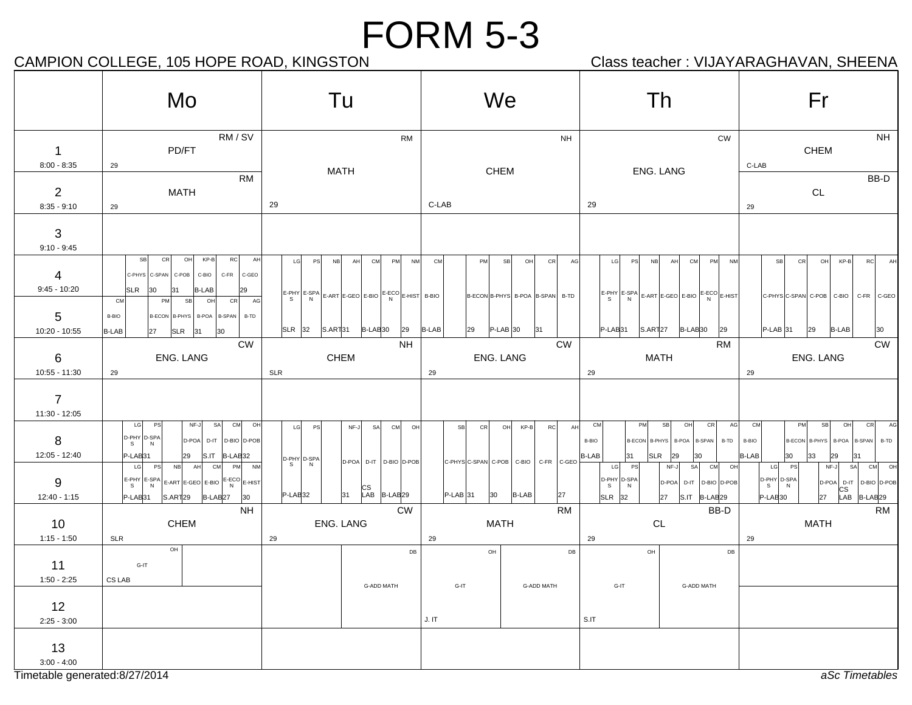# FORM 5-3

CAMPION COLLEGE, 105 HOPE ROAD, KINGSTON

Class teacher : VIJAYARAGHAVAN, SHEENA

| | Mo | Tu | We | Th | Fr |
|---|---|---|---|---|---|
| 1<br>8:00 - 8:35 | PD/FT<br>RM / SV<br>29 | MATH<br>RM<br>29 | CHEM<br>NH<br>C-LAB | ENG. LANG<br>CW<br>29 | CHEM<br>NH<br>C-LAB |
| 2<br>8:35 - 9:10 | MATH<br>RM<br>29 | | | | CL<br>BB-D<br>29 |
| 3<br>9:10 - 9:45 | | | | | |
| 4<br>9:45 - 10:20 | SB C-PHYS SLR; CR C-SPAN 30; OH C-POB 31; KP-B C-BIO B-LAB; RC C-FR; AH C-GEO 29 | LG E-PHYS SLR; PS E-SPAN 32; NB E-ART S.ART; AH E-GEO 31; CM E-BIO B-LAB; PM E-ECON 30; NM E-HIST 29 | CM B-BIO B-LAB; PM B-ECON 29; SB B-PHYS P-LAB; OH B-POA 30; CR B-SPAN 31; AG B-TD | LG E-PHYS P-LAB; PS E-SPAN 31; NB E-ART S.ART; AH E-GEO 27; CM E-BIO B-LAB; PM E-ECON 30; NM E-HIST 29 | SB C-PHYS P-LAB; CR C-SPAN 31; OH C-POB 29; KP-B C-BIO B-LAB; RC C-FR; AH C-GEO 30 |
| 5<br>10:20 - 10:55 | CM B-BIO B-LAB; PM B-ECON 27; SB B-PHYS SLR; OH B-POA 31; CR B-SPAN 30; AG B-TD | | | | |
| 6<br>10:55 - 11:30 | ENG. LANG<br>CW<br>29 | CHEM<br>NH<br>SLR | ENG. LANG<br>CW<br>29 | MATH<br>RM<br>29 | ENG. LANG<br>CW<br>29 |
| 7<br>11:30 - 12:05 | | | | | |
| 8<br>12:05 - 12:40 | LG D-PHYS P-LAB; PS D-SPAN 31; NF-J D-POA 29; SA D-IT S.IT; CM D-BIO B-LAB; OH D-POB 32 | LG D-PHYS P-LAB; PS D-SPAN 32; NF-J D-POA 31; SA D-IT CS LAB; CM D-BIO B-LAB; OH D-POB 29 | SB C-PHYS P-LAB; CR C-SPAN 31; OH C-POB 30; KP-B C-BIO B-LAB; RC C-FR; AH C-GEO 27 | CM B-BIO B-LAB; PM B-ECON 31; SB B-PHYS SLR; OH B-POA 29; CR B-SPAN 30; AG B-TD | CM B-BIO B-LAB; PM B-ECON 30; SB B-PHYS 33; OH B-POA 29; CR B-SPAN 31; AG B-TD |
| 9<br>12:40 - 1:15 | LG E-PHYS P-LAB; PS E-SPAN 31; NB E-ART S.ART; AH E-GEO 29; CM E-BIO B-LAB; PM E-ECON 27; NM E-HIST 30 | | | LG D-PHYS SLR; PS D-SPAN 32; NF-J D-POA 27; SA D-IT S.IT; CM D-BIO B-LAB; OH D-POB 29 | LG D-PHYS P-LAB; PS D-SPAN 30; NF-J D-POA 27; SA D-IT CS LAB; CM D-BIO B-LAB; OH D-POB 29 |
| 10<br>1:15 - 1:50 | CHEM<br>NH<br>SLR | ENG. LANG<br>CW<br>29 | MATH<br>RM<br>29 | CL<br>BB-D<br>29 | MATH<br>RM<br>29 |
| 11<br>1:50 - 2:25 | G-IT<br>OH<br>CS LAB | G-ADD MATH<br>DB | G-IT OH J. IT; G-ADD MATH DB | G-IT OH S.IT; G-ADD MATH DB | |
| 12<br>2:25 - 3:00 | | | | | |
| 13<br>3:00 - 4:00 | | | | | |

Timetable generated:8/27/2014

*aSc Timetables*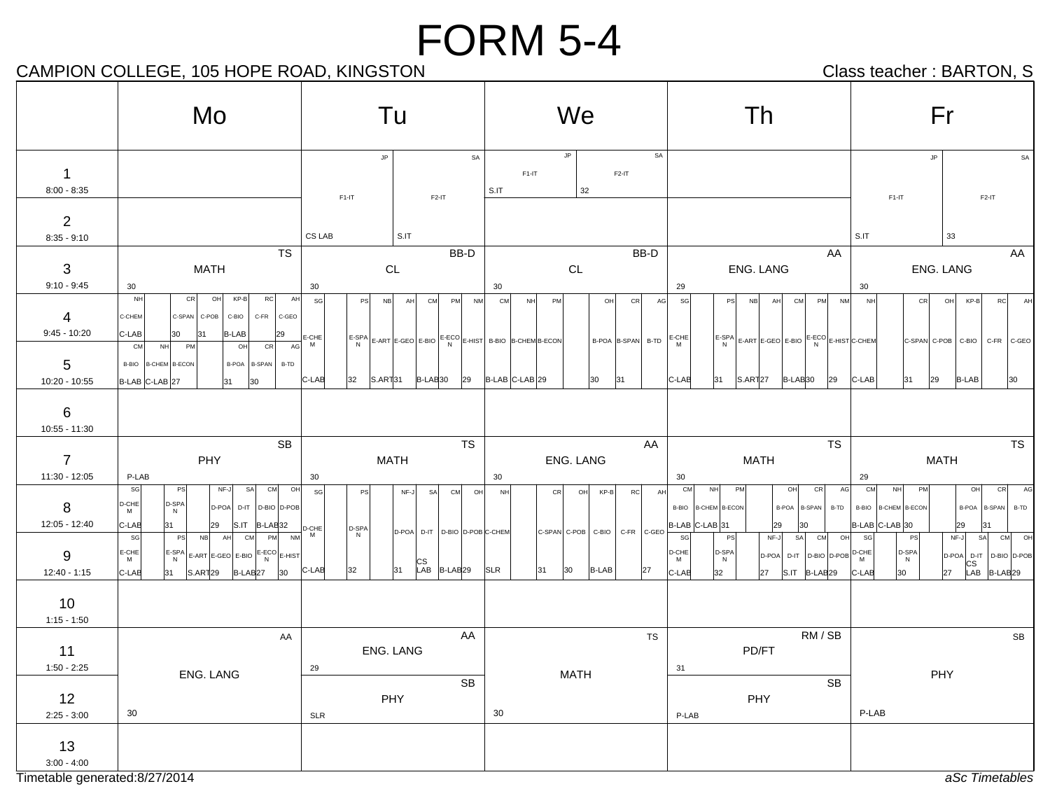# FORM 5-4

CAMPION COLLEGE, 105 HOPE ROAD, KINGSTON

Class teacher : BARTON, S

| | Mo | Tu | We | Th | Fr |
|---|---|---|---|---|---|
| 1 (8:00 - 8:35) | | JP F1-IT CS LAB / SA F2-IT S.IT | JP F1-IT S.IT / SA F2-IT 32 | | JP F1-IT S.IT / SA F2-IT 33 |
| 2 (8:35 - 9:10) | | | | | |
| 3 (9:10 - 9:45) | MATH TS 30 | CL BB-D 30 | CL BB-D 30 | ENG. LANG AA 29 | ENG. LANG AA 30 |
| 4 (9:45 - 10:20) | NH C-CHEM C-LAB; CR C-SPAN 30; OH C-POB 31; KP-B C-BIO B-LAB; RC C-FR; AH C-GEO 29 | SG E-CHEM C-LAB; PS E-SPAN 32; NB E-ART S.ART; AH E-GEO 31; CM E-BIO B-LAB; PM E-ECON 30; NM E-HIST 29 | CM B-BIO B-LAB; NH B-CHEM C-LAB; PM B-ECON 29; OH B-POA 30; CR B-SPAN 31; AG B-TD | SG E-CHEM C-LAB; PS E-SPAN 31; NB E-ART S.ART; AH E-GEO 27; CM E-BIO B-LAB; PM E-ECON 30; NM E-HIST 29 | NH C-CHEM C-LAB; CR C-SPAN 31; OH C-POB 29; KP-B C-BIO B-LAB; RC C-FR; AH C-GEO 30 |
| 5 (10:20 - 10:55) | CM B-BIO B-LAB; NH B-CHEM C-LAB; PM B-ECON 27; OH B-POA 31; CR B-SPAN 30; AG B-TD | | | | |
| 6 (10:55 - 11:30) | | | | | |
| 7 (11:30 - 12:05) | PHY SB P-LAB | MATH TS 30 | ENG. LANG AA 30 | MATH TS 30 | MATH TS 29 |
| 8 (12:05 - 12:40) | SG D-CHEM C-LAB; PS D-SPAN 31; NF-J D-POA 29; SA D-IT S.IT; CM D-BIO B-LAB; OH D-POB 32 | SG D-CHEM C-LAB; PS D-SPAN 32; NF-J D-POA 31; SA D-IT CS LAB; CM D-BIO B-LAB; OH D-POB 29 | NH C-CHEM SLR; CR C-SPAN 31; OH C-POB 30; KP-B C-BIO B-LAB; RC C-FR; AH C-GEO 27 | CM B-BIO B-LAB; NH B-CHEM C-LAB; PM B-ECON 31; OH B-POA 29; CR B-SPAN 30; AG B-TD | CM B-BIO B-LAB; NH B-CHEM C-LAB; PM B-ECON 30; OH B-POA 29; CR B-SPAN 31; AG B-TD |
| 9 (12:40 - 1:15) | SG E-CHEM C-LAB; PS E-SPAN 31; NB E-ART S.ART; AH E-GEO 29; CM E-BIO B-LAB; PM E-ECON 27; NM E-HIST 30 | | | SG D-CHEM C-LAB; PS D-SPAN 32; NF-J D-POA 27; SA D-IT S.IT; CM D-BIO B-LAB; OH D-POB 29 | SG D-CHEM C-LAB; PS D-SPAN 30; NF-J D-POA 27; SA D-IT CS LAB; CM D-BIO B-LAB; OH D-POB 29 |
| 10 (1:15 - 1:50) | | | | | |
| 11 (1:50 - 2:25) | ENG. LANG AA 30 | ENG. LANG AA 29 | MATH TS 30 | PD/FT RM / SB 31 | PHY SB P-LAB |
| 12 (2:25 - 3:00) | | PHY SB SLR | | PHY SB P-LAB | |
| 13 (3:00 - 4:00) | | | | | |

Timetable generated:8/27/2014

*aSc Timetables*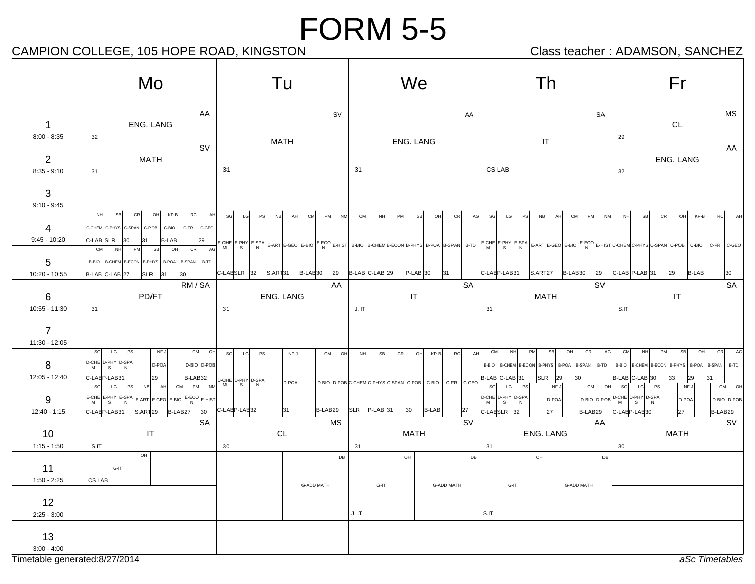# FORM 5-5

CAMPION COLLEGE, 105 HOPE ROAD, KINGSTON

Class teacher : ADAMSON, SANCHEZ

| | Mo | Tu | We | Th | Fr |
|---|---|---|---|---|---|
| **1** 8:00 - 8:35 | ENG. LANG (AA) 32 | MATH (SV) 31 | ENG. LANG (AA) 31 | IT (SA) CS LAB | CL (MS) 29 |
| **2** 8:35 - 9:10 | MATH (SV) 31 | | | | ENG. LANG (AA) 32 |
| **3** 9:10 - 9:45 | | | | | |
| **4** 9:45 - 10:20 | NH C-CHEM C-LAB; SB C-PHYS SLR; CR C-SPAN 30; OH C-POB 31; KP-B C-BIO B-LAB; RC C-FR; AH C-GEO 29 | SG E-CHEM C-LAB; LG E-PHYS SLR; PS E-SPAN 32; NB E-ART S.ART; AH E-GEO 31; CM E-BIO B-LAB; PM E-ECON 30; NM E-HIST 29 | CM B-BIO B-LAB; NH B-CHEM C-LAB; PM B-ECON 29; SB B-PHYS P-LAB; OH B-POA 30; CR B-SPAN 31; AG B-TD | SG E-CHEM C-LAB; LG E-PHYS P-LAB; PS E-SPAN 31; NB E-ART S.ART; AH E-GEO 27; CM E-BIO B-LAB; PM E-ECON 30; NM E-HIST 29 | NH C-CHEM C-LAB; SB C-PHYS P-LAB; CR C-SPAN 31; OH C-POB 29; KP-B C-BIO B-LAB; RC C-FR; AH C-GEO 30 |
| **5** 10:20 - 10:55 | CM B-BIO B-LAB; NH B-CHEM C-LAB; PM B-ECON 27; SB B-PHYS SLR; OH B-POA 31; CR B-SPAN 30; AG B-TD | | | | |
| **6** 10:55 - 11:30 | PD/FT (RM / SA) 31 | ENG. LANG (AA) 31 | IT (SA) J. IT | MATH (SV) 31 | IT (SA) S.IT |
| **7** 11:30 - 12:05 | | | | | |
| **8** 12:05 - 12:40 | SG D-CHEM C-LAB; LG D-PHYS P-LAB; PS D-SPAN 31; NF-J D-POA 29; CM D-BIO B-LAB; OH D-POB 32 | SG D-CHEM C-LAB; LG D-PHYS P-LAB; PS D-SPAN 32; NF-J D-POA 31; CM D-BIO B-LAB; OH D-POB 29 | NH C-CHEM SLR; SB C-PHYS P-LAB; CR C-SPAN 31; OH C-POB 30; KP-B C-BIO B-LAB; RC C-FR; AH C-GEO 27 | CM B-BIO B-LAB; NH B-CHEM C-LAB; PM B-ECON 31; SB B-PHYS SLR; OH B-POA 29; CR B-SPAN 30; AG B-TD | CM B-BIO B-LAB; NH B-CHEM C-LAB; PM B-ECON 30; SB B-PHYS 33; OH B-POA 29; CR B-SPAN 31; AG B-TD |
| **9** 12:40 - 1:15 | SG E-CHEM C-LAB; LG E-PHYS P-LAB; PS E-SPAN 31; NB E-ART S.ART; AH E-GEO 29; CM E-BIO B-LAB; PM E-ECON 27; NM E-HIST 30 | | | SG D-CHEM C-LAB; LG D-PHYS SLR; PS D-SPAN 32; NF-J D-POA 27; CM D-BIO B-LAB; OH D-POB 29 | SG D-CHEM C-LAB; LG D-PHYS P-LAB; PS D-SPAN 30; NF-J D-POA 27; CM D-BIO B-LAB; OH D-POB 29 |
| **10** 1:15 - 1:50 | IT (SA) S.IT | CL (MS) 30 | MATH (SV) 31 | ENG. LANG (AA) 31 | MATH (SV) 30 |
| **11** 1:50 - 2:25 | G-IT (OH) CS LAB | G-ADD MATH (DB) | G-IT (OH) J. IT; G-ADD MATH (DB) | G-IT (OH) S.IT; G-ADD MATH (DB) | |
| **12** 2:25 - 3:00 | | | | | |
| **13** 3:00 - 4:00 | | | | | |

Timetable generated:8/27/2014

*aSc Timetables*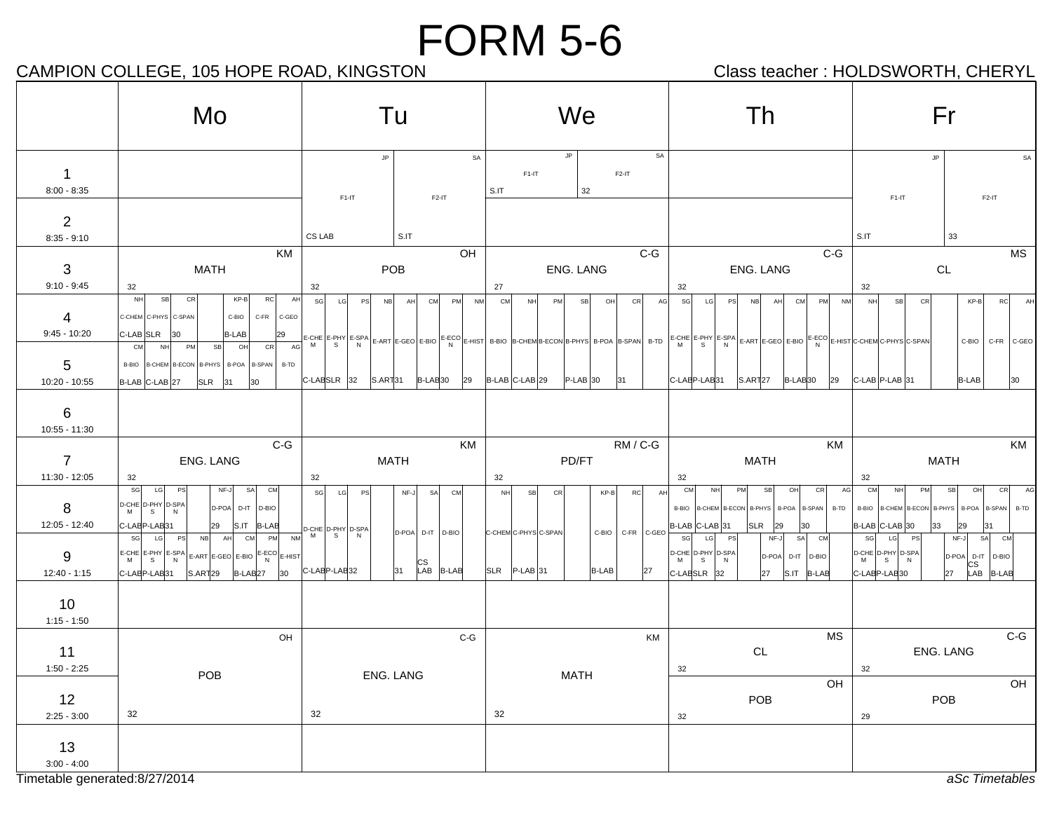# FORM 5-6

CAMPION COLLEGE, 105 HOPE ROAD, KINGSTON

Class teacher : HOLDSWORTH, CHERYL

| | Mo | Tu | We | Th | Fr |
|---|---|---|---|---|---|
| 1 8:00 - 8:35 | | JP F1-IT CS LAB / SA F2-IT S.IT | JP F1-IT S.IT / SA F2-IT 32 | | JP F1-IT S.IT / SA F2-IT 33 |
| 2 8:35 - 9:10 | | | | | |
| 3 9:10 - 9:45 | MATH KM 32 | POB OH 32 | ENG. LANG C-G 27 | ENG. LANG C-G 32 | CL MS 32 |
| 4 9:45 - 10:20 | NH C-CHEM C-LAB; SB C-PHYS SLR; CR C-SPAN 30; KP-B C-BIO B-LAB; RC C-FR; AH C-GEO 29 | SG E-CHEM C-LAB; LG E-PHYS SLR; PS E-SPAN 32; NB E-ART S.ART; AH E-GEO 31; CM E-BIO B-LAB; PM E-ECON 30; NM E-HIST 29 | CM B-BIO B-LAB; NH B-CHEM C-LAB; PM B-ECON 29; SB B-PHYS P-LAB; OH B-POA 30; CR B-SPAN 31; AG B-TD | SG E-CHEM C-LAB; LG E-PHYS P-LAB; PS E-SPAN 31; NB E-ART S.ART; AH E-GEO 27; CM E-BIO B-LAB; PM E-ECON 30; NM E-HIST 29 | NH C-CHEM C-LAB; SB C-PHYS P-LAB; CR C-SPAN 31; KP-B C-BIO B-LAB; RC C-FR; AH C-GEO 30 |
| 5 10:20 - 10:55 | CM B-BIO B-LAB; NH B-CHEM C-LAB; PM B-ECON 27; SB B-PHYS SLR; OH B-POA 31; CR B-SPAN 30; AG B-TD | | | | |
| 6 10:55 - 11:30 | | | | | |
| 7 11:30 - 12:05 | ENG. LANG C-G 32 | MATH KM 32 | PD/FT RM / C-G 32 | MATH KM 32 | MATH KM 32 |
| 8 12:05 - 12:40 | SG D-CHEM C-LAB; LG D-PHYS P-LAB; PS D-SPAN 31; NF-J D-POA 29; SA D-IT S.IT; CM D-BIO B-LAB | SG D-CHEM C-LAB; LG D-PHYS P-LAB; PS D-SPAN 32; NF-J D-POA 31; SA D-IT CS LAB; CM D-BIO B-LAB | NH C-CHEM SLR; SB C-PHYS P-LAB; CR C-SPAN 31; KP-B C-BIO B-LAB; RC C-FR; AH C-GEO 27 | CM B-BIO B-LAB; NH B-CHEM C-LAB; PM B-ECON 31; SB B-PHYS SLR; OH B-POA 29; CR B-SPAN 30; AG B-TD | CM B-BIO B-LAB; NH B-CHEM C-LAB; PM B-ECON 30; SB B-PHYS 33; OH B-POA 29; CR B-SPAN 31; AG B-TD |
| 9 12:40 - 1:15 | SG E-CHEM C-LAB; LG E-PHYS P-LAB; PS E-SPAN 31; NB E-ART S.ART; AH E-GEO 29; CM E-BIO B-LAB; PM E-ECON 27; NM E-HIST 30 | | | SG D-CHEM C-LAB; LG D-PHYS SLR; PS D-SPAN 32; NF-J D-POA 27; SA D-IT S.IT; CM D-BIO B-LAB | SG D-CHEM C-LAB; LG D-PHYS P-LAB; PS D-SPAN 30; NF-J D-POA 27; SA D-IT CS LAB; CM D-BIO B-LAB |
| 10 1:15 - 1:50 | | | | | |
| 11 1:50 - 2:25 | POB OH 32 | ENG. LANG C-G 32 | MATH KM 32 | CL MS 32 | ENG. LANG C-G 32 |
| 12 2:25 - 3:00 | | | | POB OH 32 | POB OH 29 |
| 13 3:00 - 4:00 | | | | | |

Timetable generated:8/27/2014

*aSc Timetables*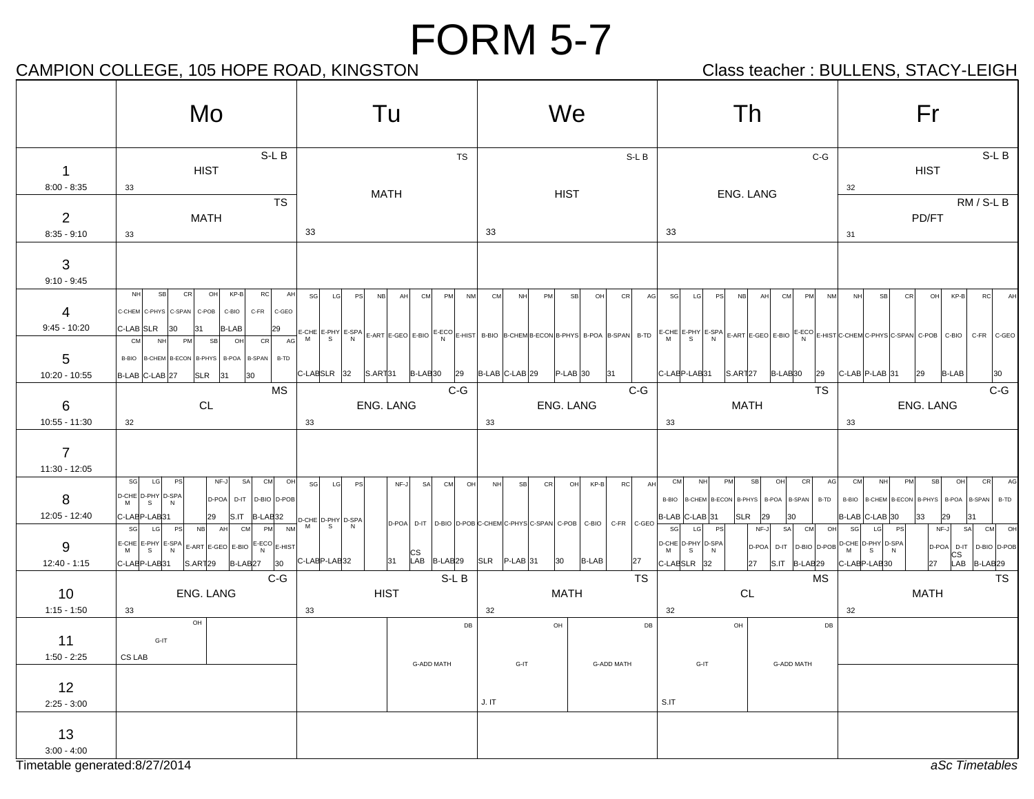# FORM 5-7

CAMPION COLLEGE, 105 HOPE ROAD, KINGSTON

Class teacher : BULLENS, STACY-LEIGH

| | Mo | Tu | We | Th | Fr |
|---|---|---|---|---|---|
| 1<br>8:00 - 8:35 | HIST<br>S-L B<br>33 | MATH<br>TS<br>33 | HIST<br>S-L B<br>33 | ENG. LANG<br>C-G<br>33 | HIST<br>S-L B<br>32 |
| 2<br>8:35 - 9:10 | MATH<br>TS<br>33 | | | | PD/FT<br>RM / S-L B<br>31 |
| 3<br>9:10 - 9:45 | | | | | |
| 4<br>9:45 - 10:20 | NH C-CHEM C-LAB; SB C-PHYS SLR; CR C-SPAN 30; OH C-POB 31; KP-B C-BIO B-LAB; RC C-FR; AH C-GEO 29 | SG E-CHEM C-LAB; LG E-PHYS SLR; PS E-SPAN 32; NB E-ART S.ART; AH E-GEO 31; CM E-BIO B-LAB; PM E-ECON 30; NM E-HIST 29 | CM B-BIO B-LAB; NH B-CHEM C-LAB; PM B-ECON 29; SB B-PHYS P-LAB; OH B-POA 30; CR B-SPAN 31; AG B-TD | SG E-CHEM C-LAB; LG E-PHYS P-LAB; PS E-SPAN 31; NB E-ART S.ART; AH E-GEO 27; CM E-BIO B-LAB; PM E-ECON 30; NM E-HIST 29 | NH C-CHEM C-LAB; SB C-PHYS P-LAB; CR C-SPAN 31; OH C-POB 29; KP-B C-BIO B-LAB; RC C-FR; AH C-GEO 30 |
| 5<br>10:20 - 10:55 | CM B-BIO B-LAB; NH B-CHEM C-LAB; PM B-ECON 27; SB B-PHYS SLR; OH B-POA 31; CR B-SPAN 30; AG B-TD | | | | |
| 6<br>10:55 - 11:30 | CL<br>MS<br>32 | ENG. LANG<br>C-G<br>33 | ENG. LANG<br>C-G<br>33 | MATH<br>TS<br>33 | ENG. LANG<br>C-G<br>33 |
| 7<br>11:30 - 12:05 | | | | | |
| 8<br>12:05 - 12:40 | SG D-CHEM C-LAB; LG D-PHYS P-LAB; PS D-SPAN 31; NF-J D-POA 29; SA D-IT S.IT; CM D-BIO B-LAB; OH D-POB 32 | SG D-CHEM C-LAB; LG D-PHYS P-LAB; PS D-SPAN 32; NF-J D-POA 31; SA D-IT CS LAB; CM D-BIO B-LAB; OH D-POB 29 | NH C-CHEM SLR; SB C-PHYS P-LAB; CR C-SPAN 31; OH C-POB 30; KP-B C-BIO B-LAB; RC C-FR; AH C-GEO 27 | CM B-BIO B-LAB; NH B-CHEM C-LAB; PM B-ECON 31; SB B-PHYS SLR; OH B-POA 29; CR B-SPAN 30; AG B-TD | CM B-BIO B-LAB; NH B-CHEM C-LAB; PM B-ECON 30; SB B-PHYS 33; OH B-POA 29; CR B-SPAN 31; AG B-TD |
| 9<br>12:40 - 1:15 | SG E-CHEM C-LAB; LG E-PHYS P-LAB; PS E-SPAN 31; NB E-ART S.ART; AH E-GEO 29; CM E-BIO B-LAB; PM E-ECON 27; NM E-HIST 30 | | | SG D-CHEM C-LAB; LG D-PHYS SLR; PS D-SPAN 32; NF-J D-POA 27; SA D-IT S.IT; CM D-BIO B-LAB; OH D-POB 29 | SG D-CHEM C-LAB; LG D-PHYS P-LAB; PS D-SPAN 30; NF-J D-POA 27; SA D-IT CS LAB; CM D-BIO B-LAB; OH D-POB 29 |
| 10<br>1:15 - 1:50 | ENG. LANG<br>C-G<br>33 | HIST<br>S-L B<br>33 | MATH<br>TS<br>32 | CL<br>MS<br>32 | MATH<br>TS<br>32 |
| 11<br>1:50 - 2:25 | G-IT OH CS LAB | G-ADD MATH DB | G-IT OH J. IT; G-ADD MATH DB | G-IT OH S.IT; G-ADD MATH DB | |
| 12<br>2:25 - 3:00 | | | | | |
| 13<br>3:00 - 4:00 | | | | | |

Timetable generated:8/27/2014

*aSc Timetables*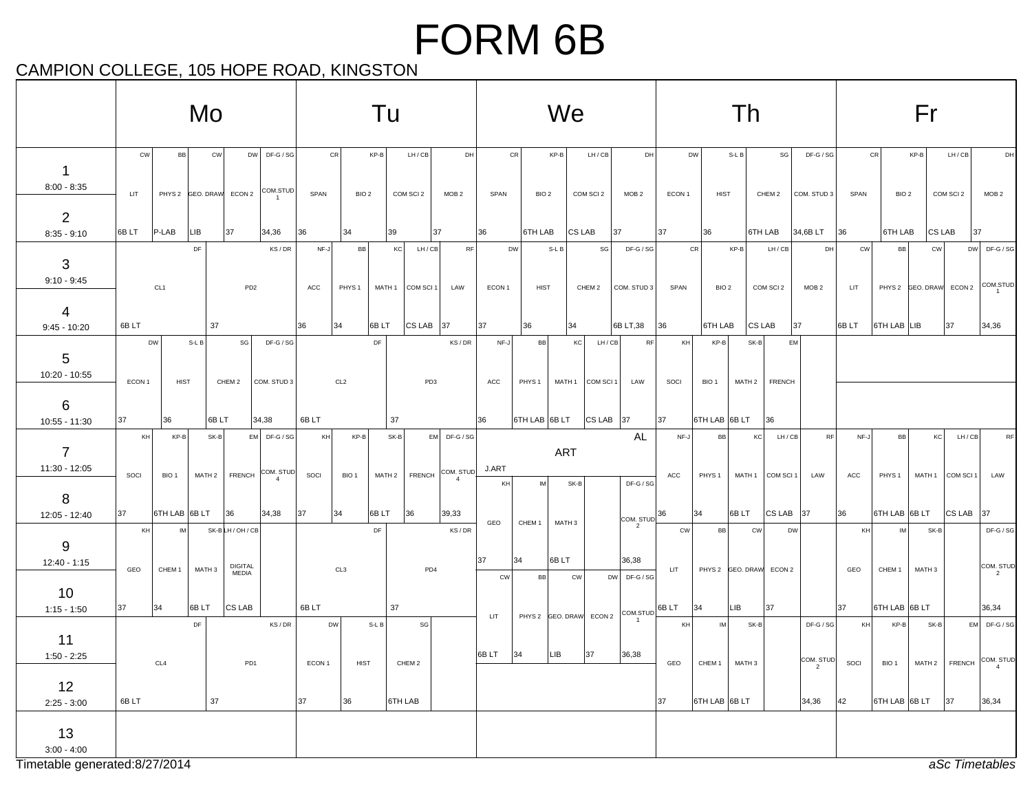# FORM 6B

CAMPION COLLEGE, 105 HOPE ROAD, KINGSTON

| Period | Mo | Tu | We | Th | Fr |
|---|---|---|---|---|---|
| 1 (8:00 - 8:35) / 2 (8:35 - 9:10) | CW LIT 6B LT; BB PHYS 2 P-LAB; CW GEO. DRAW LIB; DW ECON 2 37; DF-G / SG COM.STUD 1 34,36 | CR SPAN 36; KP-B BIO 2 34; LH / CB COM SCI 2 39; DH MOB 2 37 | CR SPAN 36; KP-B BIO 2 6TH LAB; LH / CB COM SCI 2 CS LAB; DH MOB 2 37 | DW ECON 1 37; S-L B HIST 36; SG CHEM 2 6TH LAB; DF-G / SG COM. STUD 3 34,6B LT | CR SPAN 36; KP-B BIO 2 6TH LAB; LH / CB COM SCI 2 CS LAB; DH MOB 2 37 |
| 3 (9:10 - 9:45) / 4 (9:45 - 10:20) | DF CL1 6B LT; KS / DR PD2 37 | NF-J ACC 36; BB PHYS 1 34; KC MATH 1 6B LT; LH / CB COM SCI 1 CS LAB; RF LAW 37 | DW ECON 1 37; S-L B HIST 36; SG CHEM 2 34; DF-G / SG COM. STUD 3 6B LT,38 | CR SPAN 36; KP-B BIO 2 6TH LAB; LH / CB COM SCI 2 CS LAB; DH MOB 2 37 | CW LIT 6B LT; BB PHYS 2 6TH LAB; CW GEO. DRAW LIB; DW ECON 2 37; DF-G / SG COM.STUD 1 34,36 |
| 5 (10:20 - 10:55) / 6 (10:55 - 11:30) | DW ECON 1 37; S-L B HIST 36; SG CHEM 2 6B LT; DF-G / SG COM. STUD 3 34,38 | DF CL2 6B LT; KS / DR PD3 37 | NF-J ACC 36; BB PHYS 1 6TH LAB; KC MATH 1 6B LT; LH / CB COM SCI 1 CS LAB; RF LAW 37 | KH SOCI 37; KP-B BIO 1 6TH LAB; SK-B MATH 2 6B LT; EM FRENCH 36 | |
| 7 (11:30 - 12:05) / 8 (12:05 - 12:40) | KH SOCI 37; KP-B BIO 1 6TH LAB; SK-B MATH 2 6B LT; EM FRENCH 36; DF-G / SG COM. STUD 4 34,38 | KH SOCI 37; KP-B BIO 1 34; SK-B MATH 2 6B LT; EM FRENCH 36; DF-G / SG COM. STUD 4 39,33 | 7: AL ART J.ART; 8–9: KH GEO 37; IM CHEM 1 34; SK-B MATH 3 6B LT; DF-G / SG COM. STUD 2 36,38 | NF-J ACC 36; BB PHYS 1 34; KC MATH 1 6B LT; LH / CB COM SCI 1 CS LAB; RF LAW 37 | NF-J ACC 36; BB PHYS 1 6TH LAB; KC MATH 1 6B LT; LH / CB COM SCI 1 CS LAB; RF LAW 37 |
| 9 (12:40 - 1:15) / 10 (1:15 - 1:50) | KH GEO 37; IM CHEM 1 34; SK-B MATH 3 6B LT; LH / OH / CB DIGITAL MEDIA CS LAB | DF CL3 6B LT; KS / DR PD4 37 | 10–11: CW LIT 6B LT; BB PHYS 2 34; CW GEO. DRAW LIB; DW ECON 2 37; DF-G / SG COM.STUD 1 36,38 | CW LIT 6B LT; BB PHYS 2 34; CW GEO. DRAW LIB; DW ECON 2 37 | KH GEO 37; IM CHEM 1 6TH LAB; SK-B MATH 3 6B LT; DF-G / SG COM. STUD 2 36,34 |
| 11 (1:50 - 2:25) / 12 (2:25 - 3:00) | DF CL4 6B LT; KS / DR PD1 37 | DW ECON 1 37; S-L B HIST 36; SG CHEM 2 6TH LAB | | KH GEO 37; IM CHEM 1 6TH LAB; SK-B MATH 3 6B LT; DF-G / SG COM. STUD 2 34,36 | KH SOCI 42; KP-B BIO 1 6TH LAB; SK-B MATH 2 6B LT; EM FRENCH 37; DF-G / SG COM. STUD 4 36,34 |
| 13 (3:00 - 4:00) | | | | | |

Timetable generated:8/27/2014

*aSc Timetables*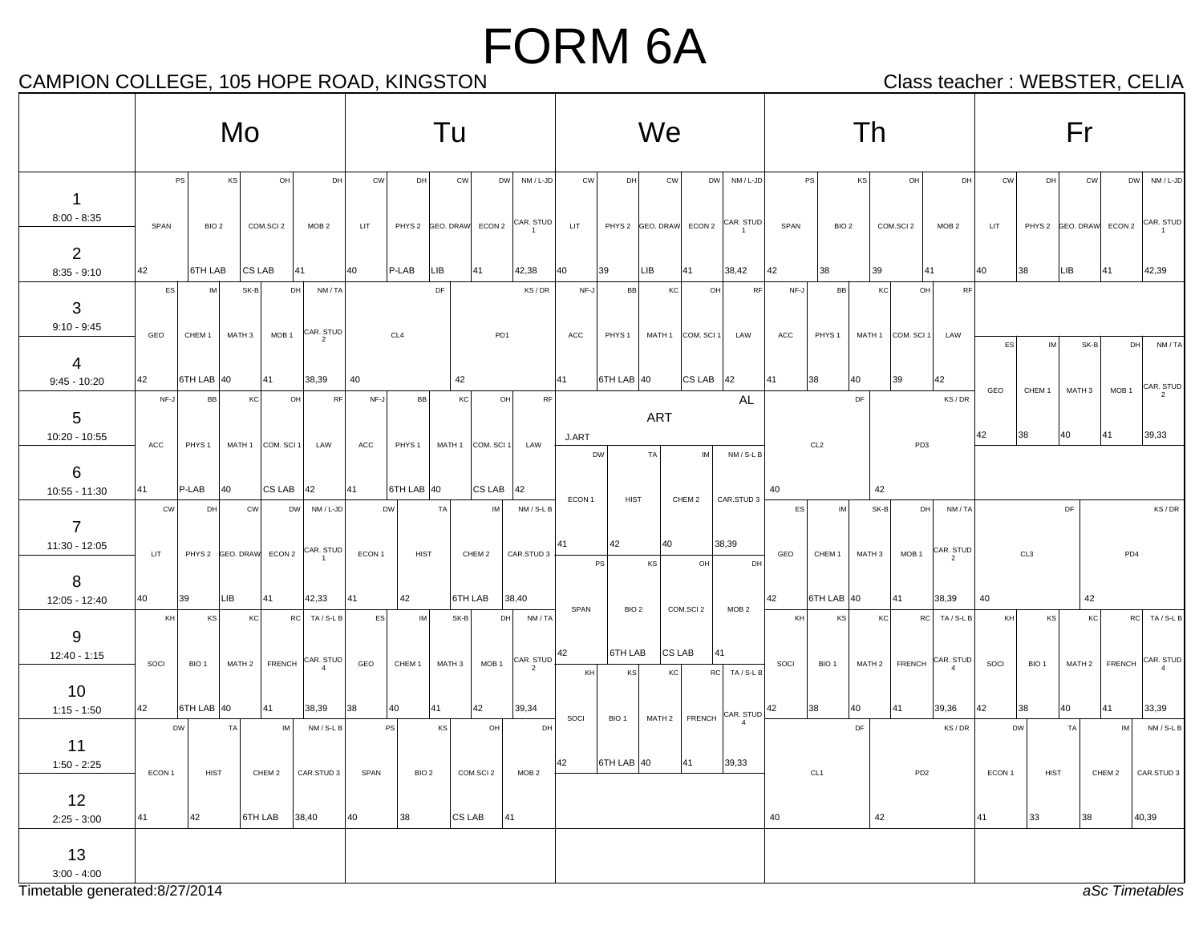# FORM 6A

CAMPION COLLEGE, 105 HOPE ROAD, KINGSTON

Class teacher : WEBSTER, CELIA

Each entry is listed as Teacher – Subject – Room. Each entry is shown in the row of the period where it starts; most lessons run for two consecutive periods.

| | Mo | Tu | We | Th | Fr |
|---|---|---|---|---|---|
| 1 (8:00 - 8:35) | PS – SPAN – 42; KS – BIO 2 – 6TH LAB; OH – COM.SCI 2 – CS LAB; DH – MOB 2 – 41 | CW – LIT – 40; DH – PHYS 2 – P-LAB; CW – GEO. DRAW – LIB; DW – ECON 2 – 41; NM / L-JD – CAR. STUD 1 – 42,38 | CW – LIT – 40; DH – PHYS 2 – 39; CW – GEO. DRAW – LIB; DW – ECON 2 – 41; NM / L-JD – CAR. STUD 1 – 38,42 | PS – SPAN – 42; KS – BIO 2 – 38; OH – COM.SCI 2 – 39; DH – MOB 2 – 41 | CW – LIT – 40; DH – PHYS 2 – 38; CW – GEO. DRAW – LIB; DW – ECON 2 – 41; NM / L-JD – CAR. STUD 1 – 42,39 |
| 2 (8:35 - 9:10) | | | | | |
| 3 (9:10 - 9:45) | ES – GEO – 42; IM – CHEM 1 – 6TH LAB; SK-B – MATH 3 – 40; DH – MOB 1 – 41; NM / TA – CAR. STUD 2 – 38,39 | DF – CL4 – 40; KS / DR – PD1 – 42 | NF-J – ACC – 41; BB – PHYS 1 – 6TH LAB; KC – MATH 1 – 40; OH – COM. SCI 1 – CS LAB; RF – LAW – 42 | NF-J – ACC – 41; BB – PHYS 1 – 38; KC – MATH 1 – 40; OH – COM. SCI 1 – 39; RF – LAW – 42 | |
| 4 (9:45 - 10:20) | | | | | ES – GEO – 42; IM – CHEM 1 – 38; SK-B – MATH 3 – 40; DH – MOB 1 – 41; NM / TA – CAR. STUD 2 – 39,33 |
| 5 (10:20 - 10:55) | NF-J – ACC – 41; BB – PHYS 1 – P-LAB; KC – MATH 1 – 40; OH – COM. SCI 1 – CS LAB; RF – LAW – 42 | NF-J – ACC – 41; BB – PHYS 1 – 6TH LAB; KC – MATH 1 – 40; OH – COM. SCI 1 – CS LAB; RF – LAW – 42 | AL – ART – J.ART | DF – CL2 – 40; KS / DR – PD3 – 42 | |
| 6 (10:55 - 11:30) | | | DW – ECON 1 – 41; TA – HIST – 42; IM – CHEM 2 – 40; NM / S-L B – CAR.STUD 3 – 38,39 | | |
| 7 (11:30 - 12:05) | CW – LIT – 40; DH – PHYS 2 – 39; CW – GEO. DRAW – LIB; DW – ECON 2 – 41; NM / L-JD – CAR. STUD 1 – 42,33 | DW – ECON 1 – 41; TA – HIST – 42; IM – CHEM 2 – 6TH LAB; NM / S-L B – CAR.STUD 3 – 38,40 | | ES – GEO – 42; IM – CHEM 1 – 6TH LAB; SK-B – MATH 3 – 40; DH – MOB 1 – 41; NM / TA – CAR. STUD 2 – 38,39 | DF – CL3 – 40; KS / DR – PD4 – 42 |
| 8 (12:05 - 12:40) | | | PS – SPAN – 42; KS – BIO 2 – 6TH LAB; OH – COM.SCI 2 – CS LAB; DH – MOB 2 – 41 | | |
| 9 (12:40 - 1:15) | KH – SOCI – 42; KS – BIO 1 – 6TH LAB; KC – MATH 2 – 40; RC – FRENCH – 41; TA / S-L B – CAR. STUD 4 – 38,39 | ES – GEO – 38; IM – CHEM 1 – 40; SK-B – MATH 3 – 41; DH – MOB 1 – 42; NM / TA – CAR. STUD 2 – 39,34 | | KH – SOCI – 42; KS – BIO 1 – 38; KC – MATH 2 – 40; RC – FRENCH – 41; TA / S-L B – CAR. STUD 4 – 39,36 | KH – SOCI – 42; KS – BIO 1 – 38; KC – MATH 2 – 40; RC – FRENCH – 41; TA / S-L B – CAR. STUD 4 – 33,39 |
| 10 (1:15 - 1:50) | | | KH – SOCI – 42; KS – BIO 1 – 6TH LAB; KC – MATH 2 – 40; RC – FRENCH – 41; TA / S-L B – CAR. STUD 4 – 39,33 | | |
| 11 (1:50 - 2:25) | DW – ECON 1 – 41; TA – HIST – 42; IM – CHEM 2 – 6TH LAB; NM / S-L B – CAR.STUD 3 – 38,40 | PS – SPAN – 40; KS – BIO 2 – 38; OH – COM.SCI 2 – CS LAB; DH – MOB 2 – 41 | | DF – CL1 – 40; KS / DR – PD2 – 42 | DW – ECON 1 – 41; TA – HIST – 33; IM – CHEM 2 – 38; NM / S-L B – CAR.STUD 3 – 40,39 |
| 12 (2:25 - 3:00) | | | | | |
| 13 (3:00 - 4:00) | | | | | |

Timetable generated:8/27/2014

*aSc Timetables*